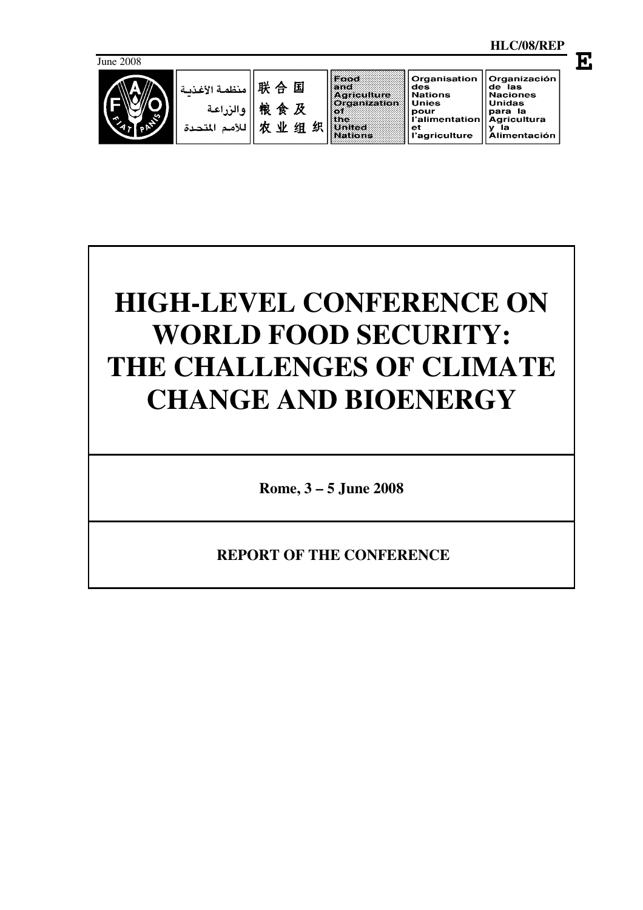HLC/08/REP

June 2008

E

| منظمة الأغذية والزراعة للأمم المتحدة | 联合国粮食及农业组织 | Food and Agriculture Organization of the United Nations | Organisation des Nations Unies pour l'alimentation et l'agriculture | Organización de las Naciones Unidas para la Agricultura y la Alimentación |
| --- | --- | --- | --- | --- |

# HIGH-LEVEL CONFERENCE ON WORLD FOOD SECURITY: THE CHALLENGES OF CLIMATE CHANGE AND BIOENERGY

**Rome, 3 – 5 June 2008**

**REPORT OF THE CONFERENCE**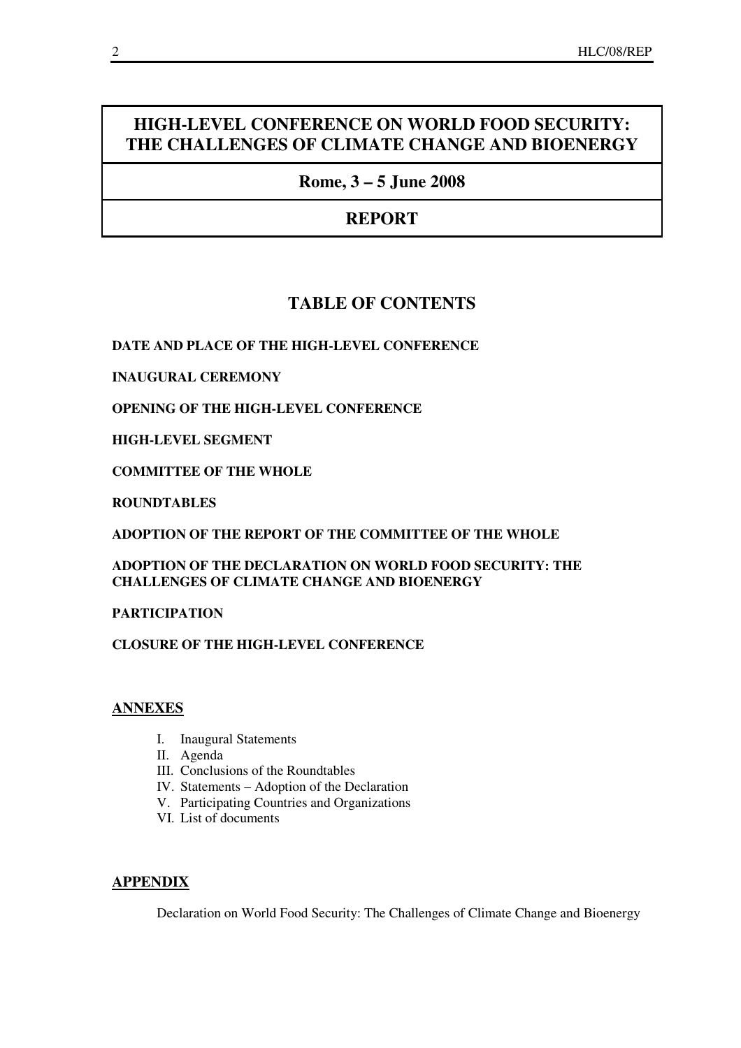# HIGH-LEVEL CONFERENCE ON WORLD FOOD SECURITY: THE CHALLENGES OF CLIMATE CHANGE AND BIOENERGY

## Rome, 3 – 5 June 2008

## REPORT

## TABLE OF CONTENTS

**DATE AND PLACE OF THE HIGH-LEVEL CONFERENCE**

**INAUGURAL CEREMONY**

**OPENING OF THE HIGH-LEVEL CONFERENCE**

**HIGH-LEVEL SEGMENT**

**COMMITTEE OF THE WHOLE**

**ROUNDTABLES**

**ADOPTION OF THE REPORT OF THE COMMITTEE OF THE WHOLE**

**ADOPTION OF THE DECLARATION ON WORLD FOOD SECURITY: THE CHALLENGES OF CLIMATE CHANGE AND BIOENERGY**

**PARTICIPATION**

**CLOSURE OF THE HIGH-LEVEL CONFERENCE**

### ANNEXES

I. Inaugural Statements
II. Agenda
III. Conclusions of the Roundtables
IV. Statements – Adoption of the Declaration
V. Participating Countries and Organizations
VI. List of documents

### APPENDIX

Declaration on World Food Security: The Challenges of Climate Change and Bioenergy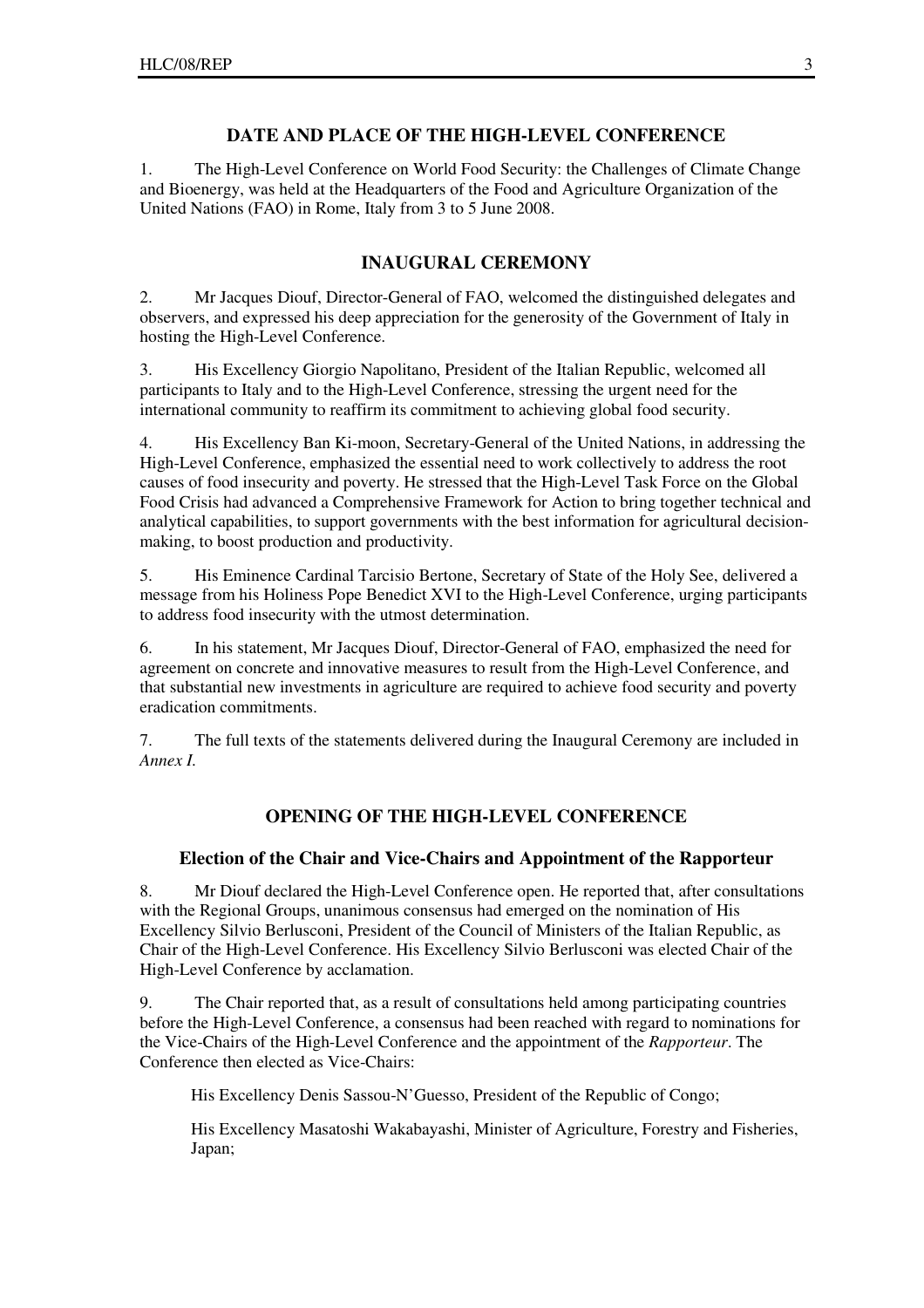## DATE AND PLACE OF THE HIGH-LEVEL CONFERENCE

1. The High-Level Conference on World Food Security: the Challenges of Climate Change and Bioenergy, was held at the Headquarters of the Food and Agriculture Organization of the United Nations (FAO) in Rome, Italy from 3 to 5 June 2008.

## INAUGURAL CEREMONY

2. Mr Jacques Diouf, Director-General of FAO, welcomed the distinguished delegates and observers, and expressed his deep appreciation for the generosity of the Government of Italy in hosting the High-Level Conference.

3. His Excellency Giorgio Napolitano, President of the Italian Republic, welcomed all participants to Italy and to the High-Level Conference, stressing the urgent need for the international community to reaffirm its commitment to achieving global food security.

4. His Excellency Ban Ki-moon, Secretary-General of the United Nations, in addressing the High-Level Conference, emphasized the essential need to work collectively to address the root causes of food insecurity and poverty. He stressed that the High-Level Task Force on the Global Food Crisis had advanced a Comprehensive Framework for Action to bring together technical and analytical capabilities, to support governments with the best information for agricultural decision-making, to boost production and productivity.

5. His Eminence Cardinal Tarcisio Bertone, Secretary of State of the Holy See, delivered a message from his Holiness Pope Benedict XVI to the High-Level Conference, urging participants to address food insecurity with the utmost determination.

6. In his statement, Mr Jacques Diouf, Director-General of FAO, emphasized the need for agreement on concrete and innovative measures to result from the High-Level Conference, and that substantial new investments in agriculture are required to achieve food security and poverty eradication commitments.

7. The full texts of the statements delivered during the Inaugural Ceremony are included in *Annex I*.

## OPENING OF THE HIGH-LEVEL CONFERENCE

### Election of the Chair and Vice-Chairs and Appointment of the Rapporteur

8. Mr Diouf declared the High-Level Conference open. He reported that, after consultations with the Regional Groups, unanimous consensus had emerged on the nomination of His Excellency Silvio Berlusconi, President of the Council of Ministers of the Italian Republic, as Chair of the High-Level Conference. His Excellency Silvio Berlusconi was elected Chair of the High-Level Conference by acclamation.

9. The Chair reported that, as a result of consultations held among participating countries before the High-Level Conference, a consensus had been reached with regard to nominations for the Vice-Chairs of the High-Level Conference and the appointment of the *Rapporteur*. The Conference then elected as Vice-Chairs:

His Excellency Denis Sassou-N'Guesso, President of the Republic of Congo;

His Excellency Masatoshi Wakabayashi, Minister of Agriculture, Forestry and Fisheries, Japan;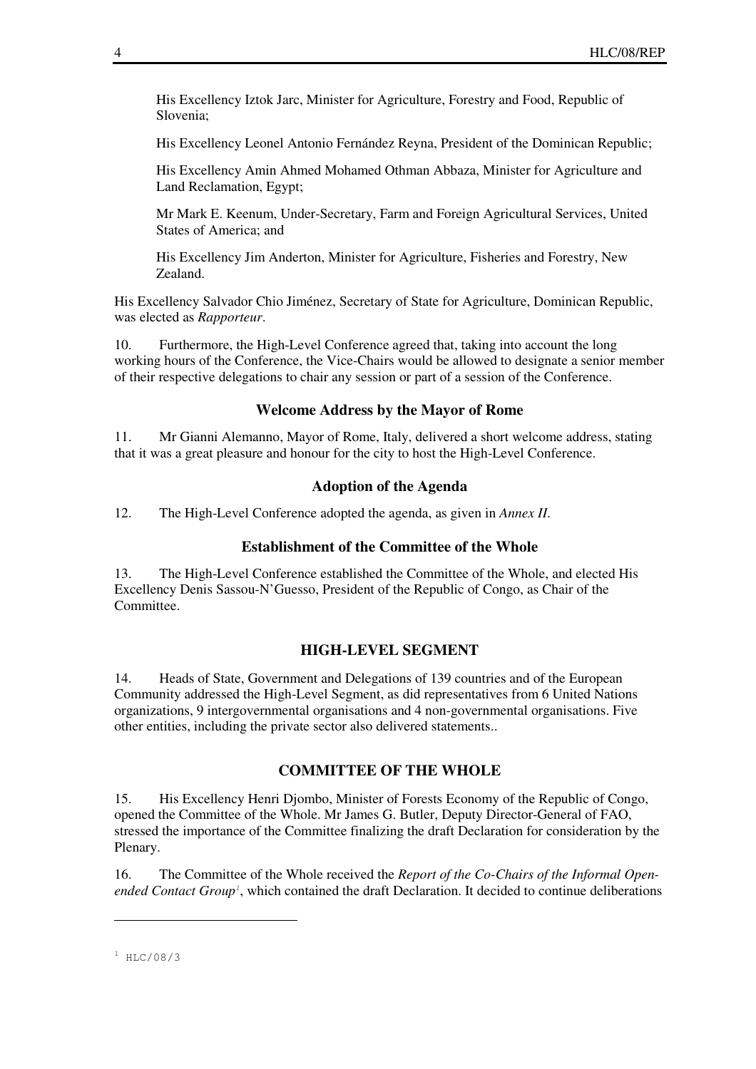His Excellency Iztok Jarc, Minister for Agriculture, Forestry and Food, Republic of Slovenia;

His Excellency Leonel Antonio Fernández Reyna, President of the Dominican Republic;

His Excellency Amin Ahmed Mohamed Othman Abbaza, Minister for Agriculture and Land Reclamation, Egypt;

Mr Mark E. Keenum, Under-Secretary, Farm and Foreign Agricultural Services, United States of America; and

His Excellency Jim Anderton, Minister for Agriculture, Fisheries and Forestry, New Zealand.

His Excellency Salvador Chio Jiménez, Secretary of State for Agriculture, Dominican Republic, was elected as *Rapporteur*.

10. Furthermore, the High-Level Conference agreed that, taking into account the long working hours of the Conference, the Vice-Chairs would be allowed to designate a senior member of their respective delegations to chair any session or part of a session of the Conference.

### Welcome Address by the Mayor of Rome

11. Mr Gianni Alemanno, Mayor of Rome, Italy, delivered a short welcome address, stating that it was a great pleasure and honour for the city to host the High-Level Conference.

### Adoption of the Agenda

12. The High-Level Conference adopted the agenda, as given in *Annex II*.

### Establishment of the Committee of the Whole

13. The High-Level Conference established the Committee of the Whole, and elected His Excellency Denis Sassou-N'Guesso, President of the Republic of Congo, as Chair of the Committee.

## HIGH-LEVEL SEGMENT

14. Heads of State, Government and Delegations of 139 countries and of the European Community addressed the High-Level Segment, as did representatives from 6 United Nations organizations, 9 intergovernmental organisations and 4 non-governmental organisations. Five other entities, including the private sector also delivered statements..

## COMMITTEE OF THE WHOLE

15. His Excellency Henri Djombo, Minister of Forests Economy of the Republic of Congo, opened the Committee of the Whole. Mr James G. Butler, Deputy Director-General of FAO, stressed the importance of the Committee finalizing the draft Declaration for consideration by the Plenary.

16. The Committee of the Whole received the *Report of the Co-Chairs of the Informal Open-ended Contact Group*[1], which contained the draft Declaration. It decided to continue deliberations

[1] HLC/08/3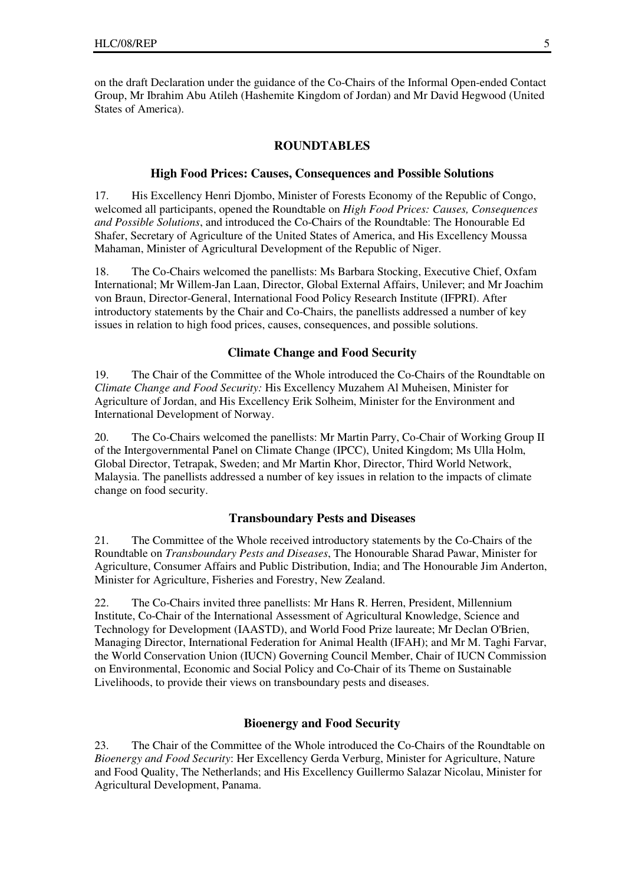on the draft Declaration under the guidance of the Co-Chairs of the Informal Open-ended Contact Group, Mr Ibrahim Abu Atileh (Hashemite Kingdom of Jordan) and Mr David Hegwood (United States of America).

## ROUNDTABLES

### High Food Prices: Causes, Consequences and Possible Solutions

17. His Excellency Henri Djombo, Minister of Forests Economy of the Republic of Congo, welcomed all participants, opened the Roundtable on *High Food Prices: Causes, Consequences and Possible Solutions*, and introduced the Co-Chairs of the Roundtable: The Honourable Ed Shafer, Secretary of Agriculture of the United States of America, and His Excellency Moussa Mahaman, Minister of Agricultural Development of the Republic of Niger.

18. The Co-Chairs welcomed the panellists: Ms Barbara Stocking, Executive Chief, Oxfam International; Mr Willem-Jan Laan, Director, Global External Affairs, Unilever; and Mr Joachim von Braun, Director-General, International Food Policy Research Institute (IFPRI). After introductory statements by the Chair and Co-Chairs, the panellists addressed a number of key issues in relation to high food prices, causes, consequences, and possible solutions.

### Climate Change and Food Security

19. The Chair of the Committee of the Whole introduced the Co-Chairs of the Roundtable on *Climate Change and Food Security:* His Excellency Muzahem Al Muheisen, Minister for Agriculture of Jordan, and His Excellency Erik Solheim, Minister for the Environment and International Development of Norway.

20. The Co-Chairs welcomed the panellists: Mr Martin Parry, Co-Chair of Working Group II of the Intergovernmental Panel on Climate Change (IPCC), United Kingdom; Ms Ulla Holm, Global Director, Tetrapak, Sweden; and Mr Martin Khor, Director, Third World Network, Malaysia. The panellists addressed a number of key issues in relation to the impacts of climate change on food security.

### Transboundary Pests and Diseases

21. The Committee of the Whole received introductory statements by the Co-Chairs of the Roundtable on *Transboundary Pests and Diseases*, The Honourable Sharad Pawar, Minister for Agriculture, Consumer Affairs and Public Distribution, India; and The Honourable Jim Anderton, Minister for Agriculture, Fisheries and Forestry, New Zealand.

22. The Co-Chairs invited three panellists: Mr Hans R. Herren, President, Millennium Institute, Co-Chair of the International Assessment of Agricultural Knowledge, Science and Technology for Development (IAASTD), and World Food Prize laureate; Mr Declan O'Brien, Managing Director, International Federation for Animal Health (IFAH); and Mr M. Taghi Farvar, the World Conservation Union (IUCN) Governing Council Member, Chair of IUCN Commission on Environmental, Economic and Social Policy and Co-Chair of its Theme on Sustainable Livelihoods, to provide their views on transboundary pests and diseases.

### Bioenergy and Food Security

23. The Chair of the Committee of the Whole introduced the Co-Chairs of the Roundtable on *Bioenergy and Food Security*: Her Excellency Gerda Verburg, Minister for Agriculture, Nature and Food Quality, The Netherlands; and His Excellency Guillermo Salazar Nicolau, Minister for Agricultural Development, Panama.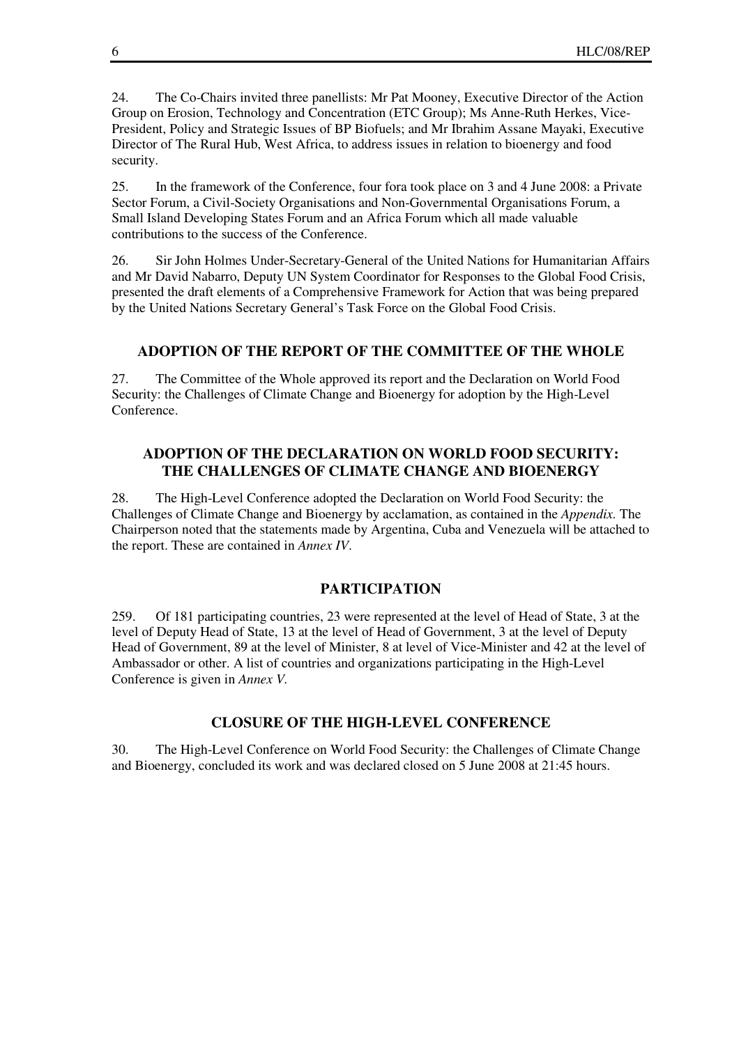24. The Co-Chairs invited three panellists: Mr Pat Mooney, Executive Director of the Action Group on Erosion, Technology and Concentration (ETC Group); Ms Anne-Ruth Herkes, Vice-President, Policy and Strategic Issues of BP Biofuels; and Mr Ibrahim Assane Mayaki, Executive Director of The Rural Hub, West Africa, to address issues in relation to bioenergy and food security.

25. In the framework of the Conference, four fora took place on 3 and 4 June 2008: a Private Sector Forum, a Civil-Society Organisations and Non-Governmental Organisations Forum, a Small Island Developing States Forum and an Africa Forum which all made valuable contributions to the success of the Conference.

26. Sir John Holmes Under-Secretary-General of the United Nations for Humanitarian Affairs and Mr David Nabarro, Deputy UN System Coordinator for Responses to the Global Food Crisis, presented the draft elements of a Comprehensive Framework for Action that was being prepared by the United Nations Secretary General's Task Force on the Global Food Crisis.

## ADOPTION OF THE REPORT OF THE COMMITTEE OF THE WHOLE

27. The Committee of the Whole approved its report and the Declaration on World Food Security: the Challenges of Climate Change and Bioenergy for adoption by the High-Level Conference.

## ADOPTION OF THE DECLARATION ON WORLD FOOD SECURITY: THE CHALLENGES OF CLIMATE CHANGE AND BIOENERGY

28. The High-Level Conference adopted the Declaration on World Food Security: the Challenges of Climate Change and Bioenergy by acclamation, as contained in the *Appendix*. The Chairperson noted that the statements made by Argentina, Cuba and Venezuela will be attached to the report. These are contained in *Annex IV*.

## PARTICIPATION

259. Of 181 participating countries, 23 were represented at the level of Head of State, 3 at the level of Deputy Head of State, 13 at the level of Head of Government, 3 at the level of Deputy Head of Government, 89 at the level of Minister, 8 at level of Vice-Minister and 42 at the level of Ambassador or other. A list of countries and organizations participating in the High-Level Conference is given in *Annex V*.

## CLOSURE OF THE HIGH-LEVEL CONFERENCE

30. The High-Level Conference on World Food Security: the Challenges of Climate Change and Bioenergy, concluded its work and was declared closed on 5 June 2008 at 21:45 hours.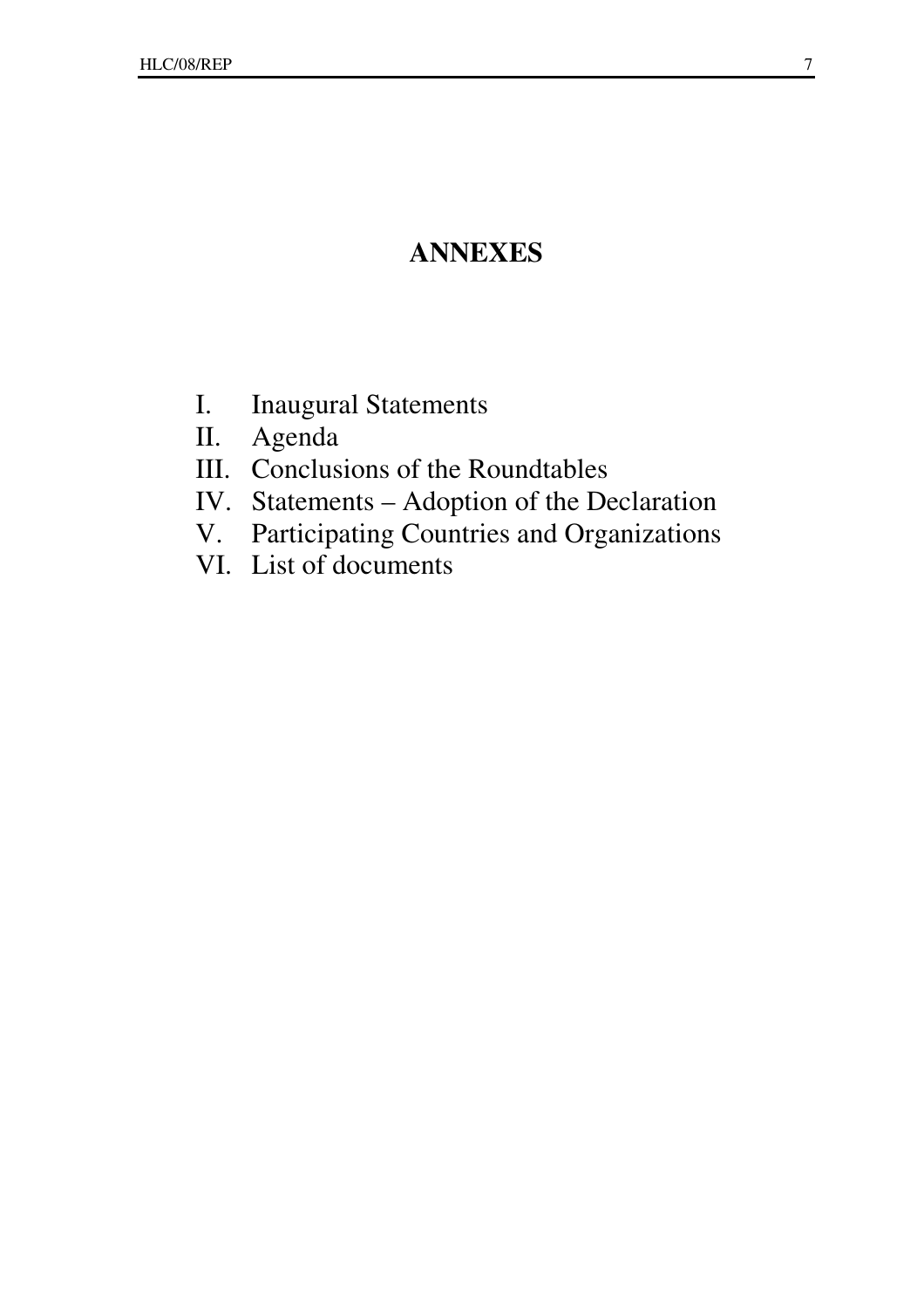# ANNEXES

I. Inaugural Statements
II. Agenda
III. Conclusions of the Roundtables
IV. Statements – Adoption of the Declaration
V. Participating Countries and Organizations
VI. List of documents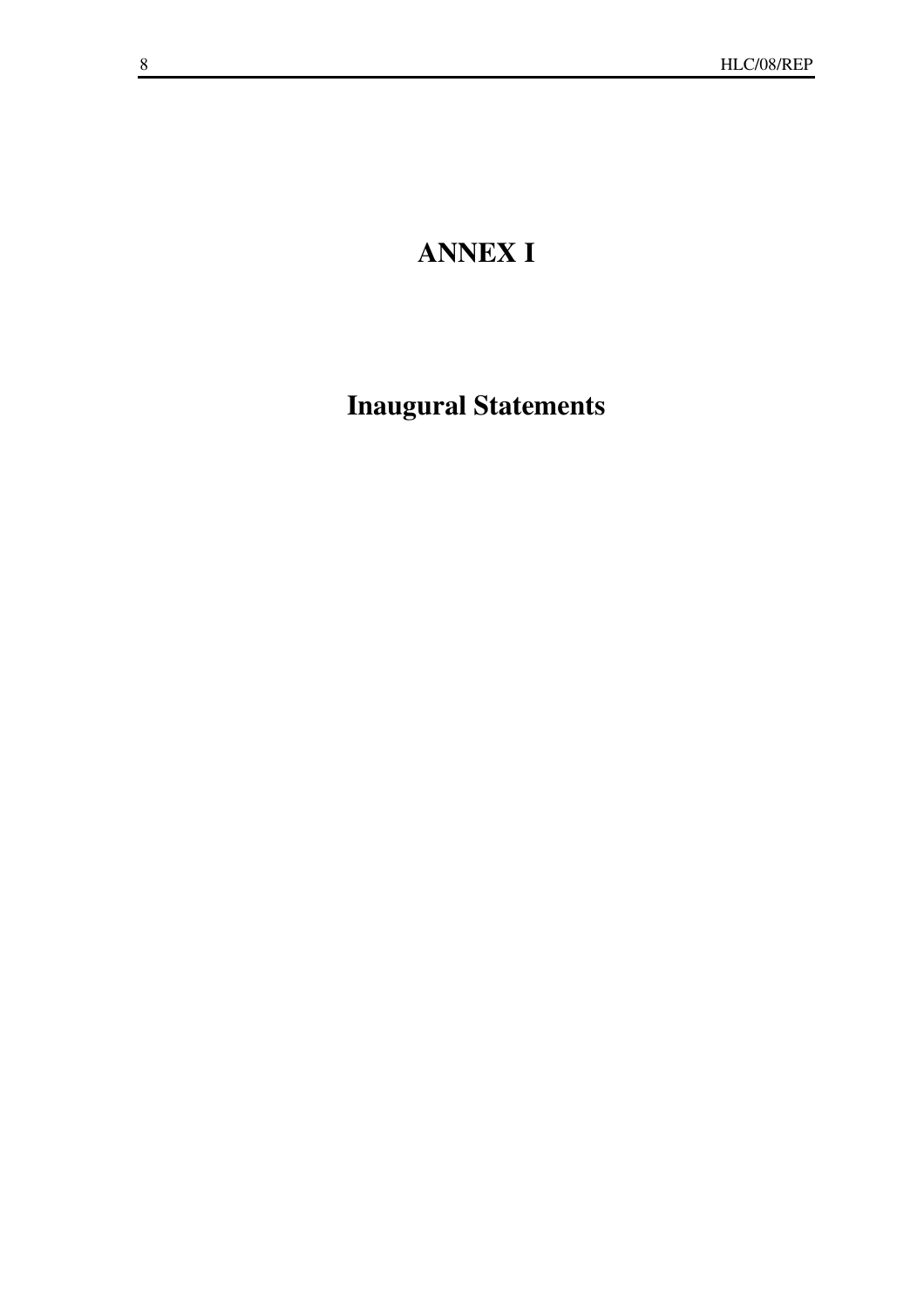# ANNEX I

## Inaugural Statements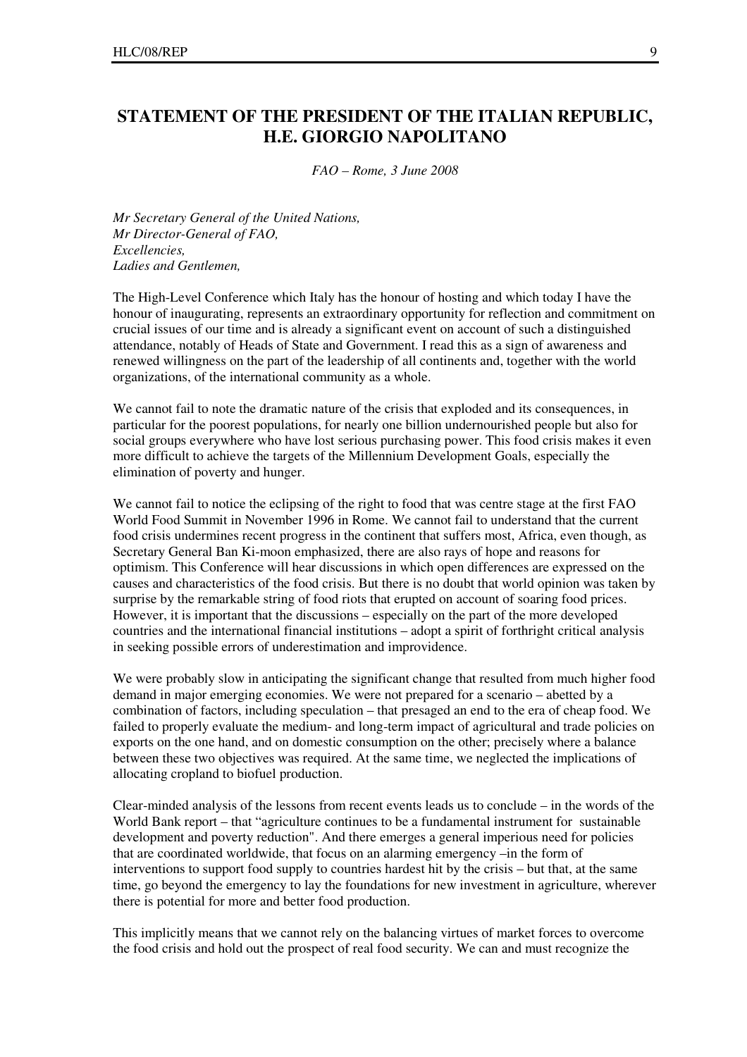## STATEMENT OF THE PRESIDENT OF THE ITALIAN REPUBLIC, H.E. GIORGIO NAPOLITANO

*FAO – Rome, 3 June 2008*

*Mr Secretary General of the United Nations,*
*Mr Director-General of FAO,*
*Excellencies,*
*Ladies and Gentlemen,*

The High-Level Conference which Italy has the honour of hosting and which today I have the honour of inaugurating, represents an extraordinary opportunity for reflection and commitment on crucial issues of our time and is already a significant event on account of such a distinguished attendance, notably of Heads of State and Government. I read this as a sign of awareness and renewed willingness on the part of the leadership of all continents and, together with the world organizations, of the international community as a whole.

We cannot fail to note the dramatic nature of the crisis that exploded and its consequences, in particular for the poorest populations, for nearly one billion undernourished people but also for social groups everywhere who have lost serious purchasing power. This food crisis makes it even more difficult to achieve the targets of the Millennium Development Goals, especially the elimination of poverty and hunger.

We cannot fail to notice the eclipsing of the right to food that was centre stage at the first FAO World Food Summit in November 1996 in Rome. We cannot fail to understand that the current food crisis undermines recent progress in the continent that suffers most, Africa, even though, as Secretary General Ban Ki-moon emphasized, there are also rays of hope and reasons for optimism. This Conference will hear discussions in which open differences are expressed on the causes and characteristics of the food crisis. But there is no doubt that world opinion was taken by surprise by the remarkable string of food riots that erupted on account of soaring food prices. However, it is important that the discussions – especially on the part of the more developed countries and the international financial institutions – adopt a spirit of forthright critical analysis in seeking possible errors of underestimation and improvidence.

We were probably slow in anticipating the significant change that resulted from much higher food demand in major emerging economies. We were not prepared for a scenario – abetted by a combination of factors, including speculation – that presaged an end to the era of cheap food. We failed to properly evaluate the medium- and long-term impact of agricultural and trade policies on exports on the one hand, and on domestic consumption on the other; precisely where a balance between these two objectives was required. At the same time, we neglected the implications of allocating cropland to biofuel production.

Clear-minded analysis of the lessons from recent events leads us to conclude – in the words of the World Bank report – that "agriculture continues to be a fundamental instrument for sustainable development and poverty reduction". And there emerges a general imperious need for policies that are coordinated worldwide, that focus on an alarming emergency –in the form of interventions to support food supply to countries hardest hit by the crisis – but that, at the same time, go beyond the emergency to lay the foundations for new investment in agriculture, wherever there is potential for more and better food production.

This implicitly means that we cannot rely on the balancing virtues of market forces to overcome the food crisis and hold out the prospect of real food security. We can and must recognize the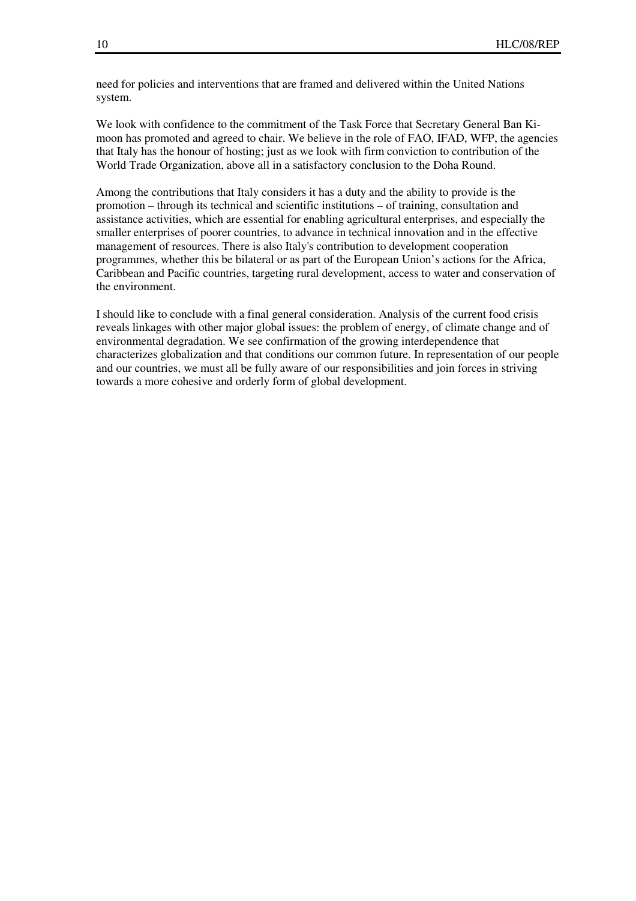need for policies and interventions that are framed and delivered within the United Nations system.

We look with confidence to the commitment of the Task Force that Secretary General Ban Ki-moon has promoted and agreed to chair. We believe in the role of FAO, IFAD, WFP, the agencies that Italy has the honour of hosting; just as we look with firm conviction to contribution of the World Trade Organization, above all in a satisfactory conclusion to the Doha Round.

Among the contributions that Italy considers it has a duty and the ability to provide is the promotion – through its technical and scientific institutions – of training, consultation and assistance activities, which are essential for enabling agricultural enterprises, and especially the smaller enterprises of poorer countries, to advance in technical innovation and in the effective management of resources. There is also Italy's contribution to development cooperation programmes, whether this be bilateral or as part of the European Union's actions for the Africa, Caribbean and Pacific countries, targeting rural development, access to water and conservation of the environment.

I should like to conclude with a final general consideration. Analysis of the current food crisis reveals linkages with other major global issues: the problem of energy, of climate change and of environmental degradation. We see confirmation of the growing interdependence that characterizes globalization and that conditions our common future. In representation of our people and our countries, we must all be fully aware of our responsibilities and join forces in striving towards a more cohesive and orderly form of global development.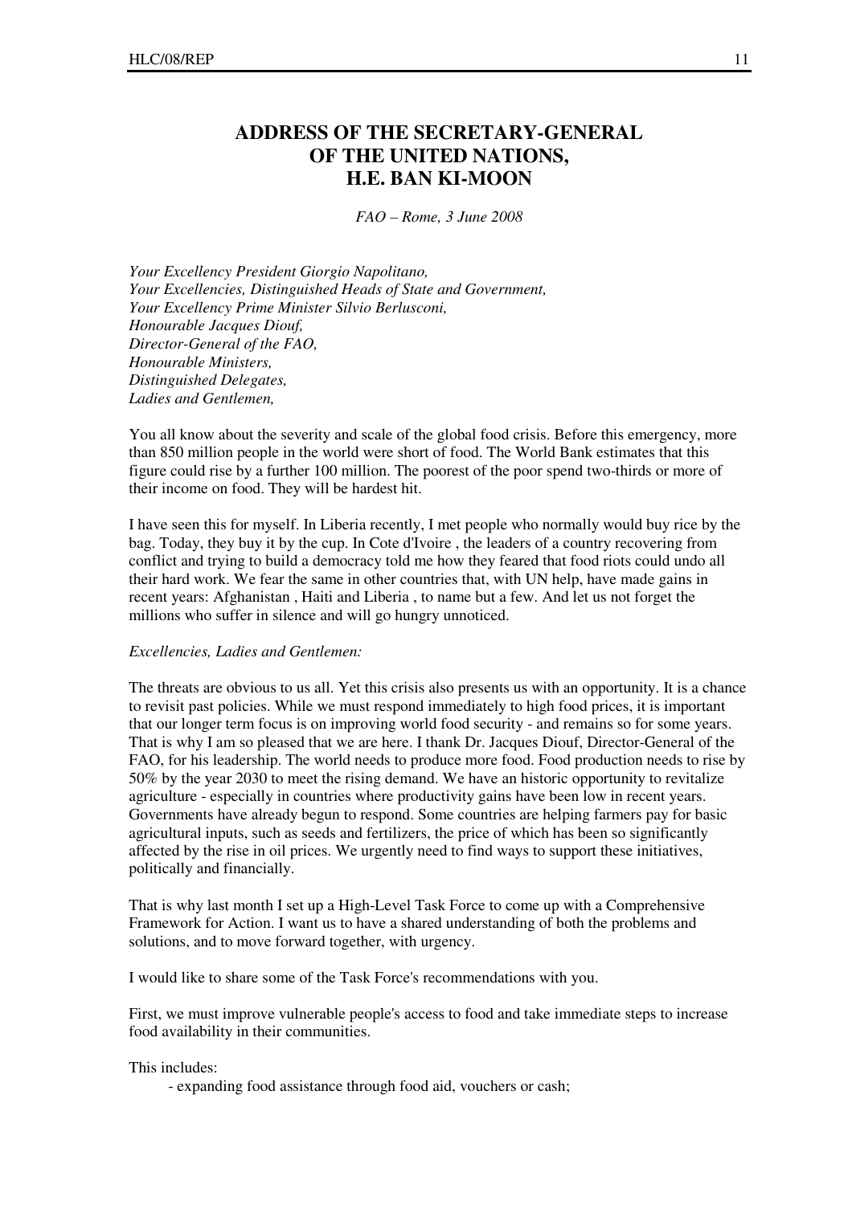# ADDRESS OF THE SECRETARY-GENERAL OF THE UNITED NATIONS, H.E. BAN KI-MOON

*FAO – Rome, 3 June 2008*

*Your Excellency President Giorgio Napolitano,*
*Your Excellencies, Distinguished Heads of State and Government,*
*Your Excellency Prime Minister Silvio Berlusconi,*
*Honourable Jacques Diouf,*
*Director-General of the FAO,*
*Honourable Ministers,*
*Distinguished Delegates,*
*Ladies and Gentlemen,*

You all know about the severity and scale of the global food crisis. Before this emergency, more than 850 million people in the world were short of food. The World Bank estimates that this figure could rise by a further 100 million. The poorest of the poor spend two-thirds or more of their income on food. They will be hardest hit.

I have seen this for myself. In Liberia recently, I met people who normally would buy rice by the bag. Today, they buy it by the cup. In Cote d'Ivoire , the leaders of a country recovering from conflict and trying to build a democracy told me how they feared that food riots could undo all their hard work. We fear the same in other countries that, with UN help, have made gains in recent years: Afghanistan , Haiti and Liberia , to name but a few. And let us not forget the millions who suffer in silence and will go hungry unnoticed.

*Excellencies, Ladies and Gentlemen:*

The threats are obvious to us all. Yet this crisis also presents us with an opportunity. It is a chance to revisit past policies. While we must respond immediately to high food prices, it is important that our longer term focus is on improving world food security - and remains so for some years. That is why I am so pleased that we are here. I thank Dr. Jacques Diouf, Director-General of the FAO, for his leadership. The world needs to produce more food. Food production needs to rise by 50% by the year 2030 to meet the rising demand. We have an historic opportunity to revitalize agriculture - especially in countries where productivity gains have been low in recent years. Governments have already begun to respond. Some countries are helping farmers pay for basic agricultural inputs, such as seeds and fertilizers, the price of which has been so significantly affected by the rise in oil prices. We urgently need to find ways to support these initiatives, politically and financially.

That is why last month I set up a High-Level Task Force to come up with a Comprehensive Framework for Action. I want us to have a shared understanding of both the problems and solutions, and to move forward together, with urgency.

I would like to share some of the Task Force's recommendations with you.

First, we must improve vulnerable people's access to food and take immediate steps to increase food availability in their communities.

This includes:

- expanding food assistance through food aid, vouchers or cash;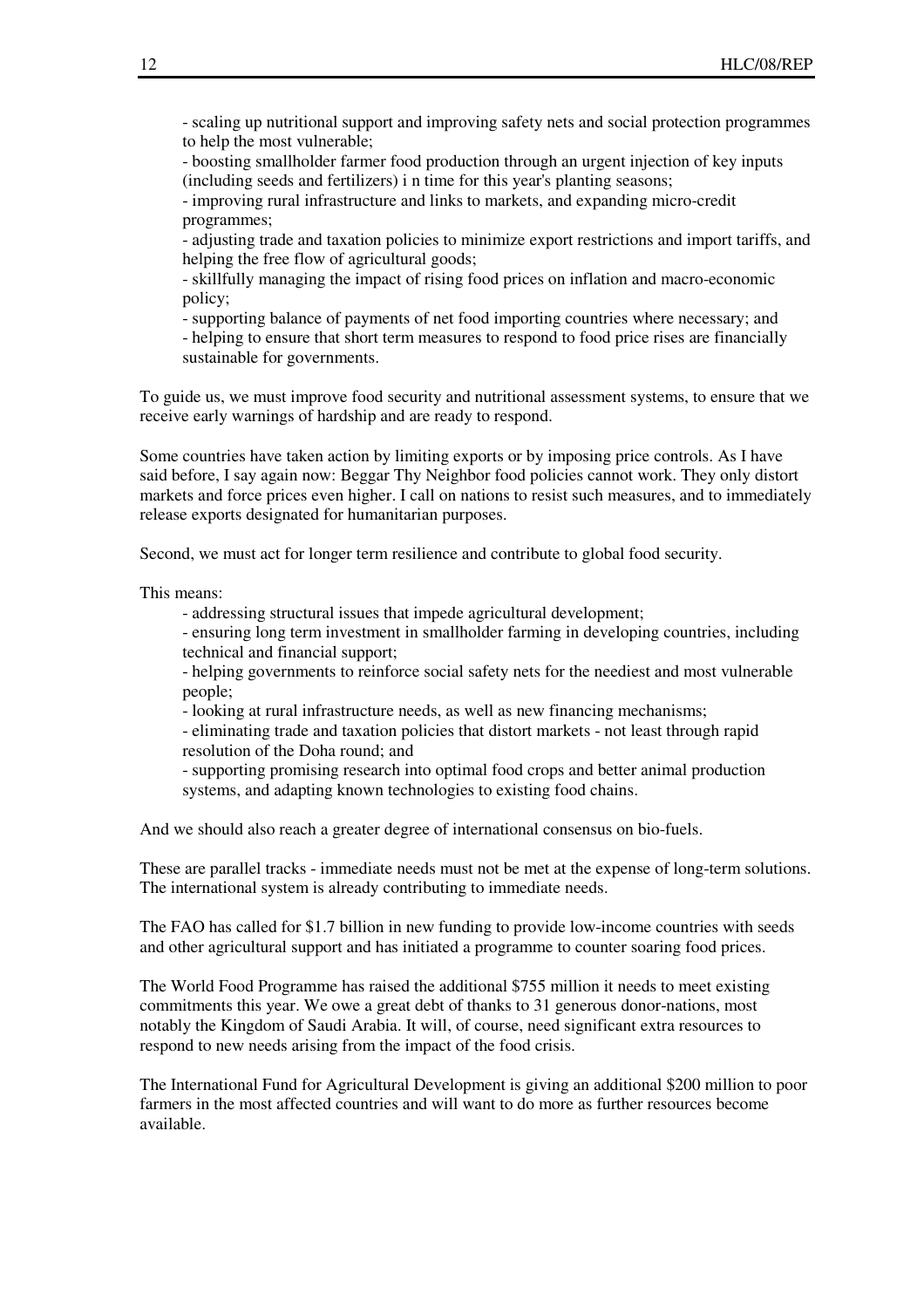- scaling up nutritional support and improving safety nets and social protection programmes to help the most vulnerable;
- boosting smallholder farmer food production through an urgent injection of key inputs (including seeds and fertilizers) i n time for this year's planting seasons;
- improving rural infrastructure and links to markets, and expanding micro-credit programmes;
- adjusting trade and taxation policies to minimize export restrictions and import tariffs, and helping the free flow of agricultural goods;
- skillfully managing the impact of rising food prices on inflation and macro-economic policy;
- supporting balance of payments of net food importing countries where necessary; and
- helping to ensure that short term measures to respond to food price rises are financially sustainable for governments.

To guide us, we must improve food security and nutritional assessment systems, to ensure that we receive early warnings of hardship and are ready to respond.

Some countries have taken action by limiting exports or by imposing price controls. As I have said before, I say again now: Beggar Thy Neighbor food policies cannot work. They only distort markets and force prices even higher. I call on nations to resist such measures, and to immediately release exports designated for humanitarian purposes.

Second, we must act for longer term resilience and contribute to global food security.

This means:

- addressing structural issues that impede agricultural development;
- ensuring long term investment in smallholder farming in developing countries, including technical and financial support;
- helping governments to reinforce social safety nets for the neediest and most vulnerable people;
- looking at rural infrastructure needs, as well as new financing mechanisms;
- eliminating trade and taxation policies that distort markets - not least through rapid resolution of the Doha round; and
- supporting promising research into optimal food crops and better animal production systems, and adapting known technologies to existing food chains.

And we should also reach a greater degree of international consensus on bio-fuels.

These are parallel tracks - immediate needs must not be met at the expense of long-term solutions. The international system is already contributing to immediate needs.

The FAO has called for $1.7 billion in new funding to provide low-income countries with seeds and other agricultural support and has initiated a programme to counter soaring food prices.

The World Food Programme has raised the additional $755 million it needs to meet existing commitments this year. We owe a great debt of thanks to 31 generous donor-nations, most notably the Kingdom of Saudi Arabia. It will, of course, need significant extra resources to respond to new needs arising from the impact of the food crisis.

The International Fund for Agricultural Development is giving an additional $200 million to poor farmers in the most affected countries and will want to do more as further resources become available.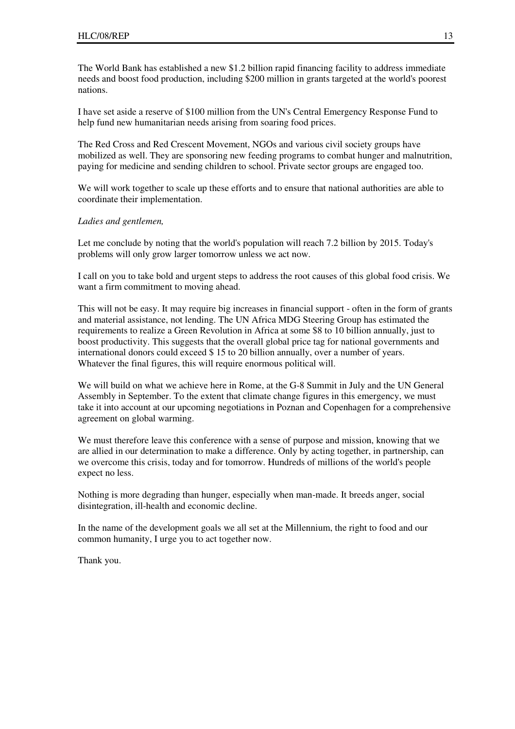The World Bank has established a new $1.2 billion rapid financing facility to address immediate needs and boost food production, including $200 million in grants targeted at the world's poorest nations.

I have set aside a reserve of $100 million from the UN's Central Emergency Response Fund to help fund new humanitarian needs arising from soaring food prices.

The Red Cross and Red Crescent Movement, NGOs and various civil society groups have mobilized as well. They are sponsoring new feeding programs to combat hunger and malnutrition, paying for medicine and sending children to school. Private sector groups are engaged too.

We will work together to scale up these efforts and to ensure that national authorities are able to coordinate their implementation.

*Ladies and gentlemen,*

Let me conclude by noting that the world's population will reach 7.2 billion by 2015. Today's problems will only grow larger tomorrow unless we act now.

I call on you to take bold and urgent steps to address the root causes of this global food crisis. We want a firm commitment to moving ahead.

This will not be easy. It may require big increases in financial support - often in the form of grants and material assistance, not lending. The UN Africa MDG Steering Group has estimated the requirements to realize a Green Revolution in Africa at some $8 to 10 billion annually, just to boost productivity. This suggests that the overall global price tag for national governments and international donors could exceed $ 15 to 20 billion annually, over a number of years. Whatever the final figures, this will require enormous political will.

We will build on what we achieve here in Rome, at the G-8 Summit in July and the UN General Assembly in September. To the extent that climate change figures in this emergency, we must take it into account at our upcoming negotiations in Poznan and Copenhagen for a comprehensive agreement on global warming.

We must therefore leave this conference with a sense of purpose and mission, knowing that we are allied in our determination to make a difference. Only by acting together, in partnership, can we overcome this crisis, today and for tomorrow. Hundreds of millions of the world's people expect no less.

Nothing is more degrading than hunger, especially when man-made. It breeds anger, social disintegration, ill-health and economic decline.

In the name of the development goals we all set at the Millennium, the right to food and our common humanity, I urge you to act together now.

Thank you.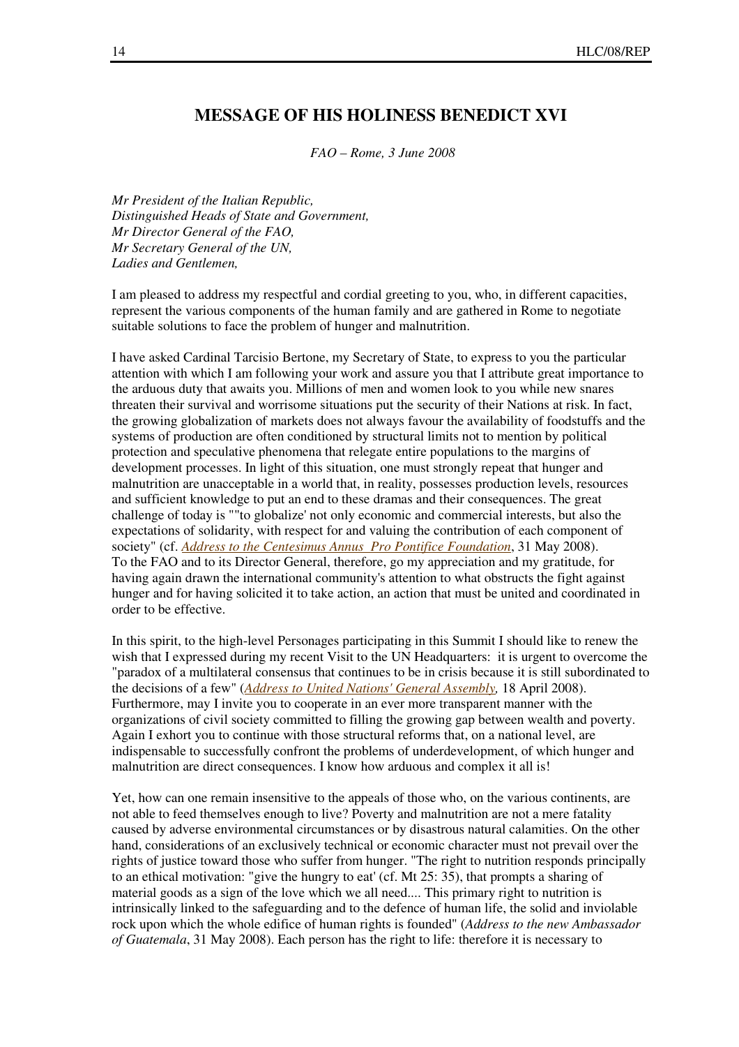## MESSAGE OF HIS HOLINESS BENEDICT XVI

*FAO – Rome, 3 June 2008*

*Mr President of the Italian Republic,*
*Distinguished Heads of State and Government,*
*Mr Director General of the FAO,*
*Mr Secretary General of the UN,*
*Ladies and Gentlemen,*

I am pleased to address my respectful and cordial greeting to you, who, in different capacities, represent the various components of the human family and are gathered in Rome to negotiate suitable solutions to face the problem of hunger and malnutrition.

I have asked Cardinal Tarcisio Bertone, my Secretary of State, to express to you the particular attention with which I am following your work and assure you that I attribute great importance to the arduous duty that awaits you. Millions of men and women look to you while new snares threaten their survival and worrisome situations put the security of their Nations at risk. In fact, the growing globalization of markets does not always favour the availability of foodstuffs and the systems of production are often conditioned by structural limits not to mention by political protection and speculative phenomena that relegate entire populations to the margins of development processes. In light of this situation, one must strongly repeat that hunger and malnutrition are unacceptable in a world that, in reality, possesses production levels, resources and sufficient knowledge to put an end to these dramas and their consequences. The great challenge of today is ""to globalize' not only economic and commercial interests, but also the expectations of solidarity, with respect for and valuing the contribution of each component of society" (cf. *Address to the Centesimus Annus Pro Pontifice Foundation*, 31 May 2008). To the FAO and to its Director General, therefore, go my appreciation and my gratitude, for having again drawn the international community's attention to what obstructs the fight against hunger and for having solicited it to take action, an action that must be united and coordinated in order to be effective.

In this spirit, to the high-level Personages participating in this Summit I should like to renew the wish that I expressed during my recent Visit to the UN Headquarters: it is urgent to overcome the "paradox of a multilateral consensus that continues to be in crisis because it is still subordinated to the decisions of a few" (*Address to United Nations' General Assembly,* 18 April 2008). Furthermore, may I invite you to cooperate in an ever more transparent manner with the organizations of civil society committed to filling the growing gap between wealth and poverty. Again I exhort you to continue with those structural reforms that, on a national level, are indispensable to successfully confront the problems of underdevelopment, of which hunger and malnutrition are direct consequences. I know how arduous and complex it all is!

Yet, how can one remain insensitive to the appeals of those who, on the various continents, are not able to feed themselves enough to live? Poverty and malnutrition are not a mere fatality caused by adverse environmental circumstances or by disastrous natural calamities. On the other hand, considerations of an exclusively technical or economic character must not prevail over the rights of justice toward those who suffer from hunger. "The right to nutrition responds principally to an ethical motivation: "give the hungry to eat' (cf. Mt 25: 35), that prompts a sharing of material goods as a sign of the love which we all need.... This primary right to nutrition is intrinsically linked to the safeguarding and to the defence of human life, the solid and inviolable rock upon which the whole edifice of human rights is founded" (*Address to the new Ambassador of Guatemala*, 31 May 2008). Each person has the right to life: therefore it is necessary to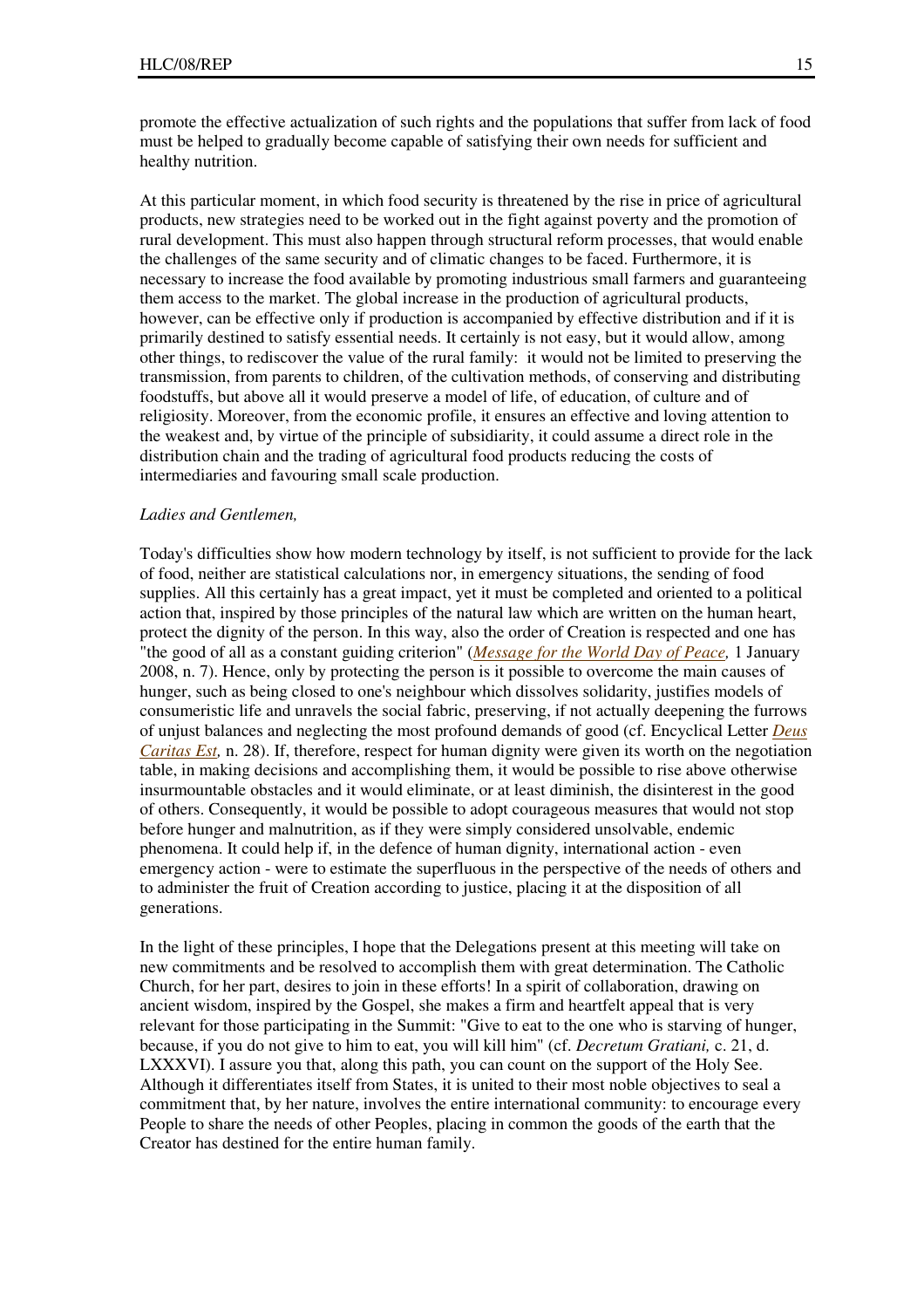promote the effective actualization of such rights and the populations that suffer from lack of food must be helped to gradually become capable of satisfying their own needs for sufficient and healthy nutrition.

At this particular moment, in which food security is threatened by the rise in price of agricultural products, new strategies need to be worked out in the fight against poverty and the promotion of rural development. This must also happen through structural reform processes, that would enable the challenges of the same security and of climatic changes to be faced. Furthermore, it is necessary to increase the food available by promoting industrious small farmers and guaranteeing them access to the market. The global increase in the production of agricultural products, however, can be effective only if production is accompanied by effective distribution and if it is primarily destined to satisfy essential needs. It certainly is not easy, but it would allow, among other things, to rediscover the value of the rural family: it would not be limited to preserving the transmission, from parents to children, of the cultivation methods, of conserving and distributing foodstuffs, but above all it would preserve a model of life, of education, of culture and of religiosity. Moreover, from the economic profile, it ensures an effective and loving attention to the weakest and, by virtue of the principle of subsidiarity, it could assume a direct role in the distribution chain and the trading of agricultural food products reducing the costs of intermediaries and favouring small scale production.

*Ladies and Gentlemen,*

Today's difficulties show how modern technology by itself, is not sufficient to provide for the lack of food, neither are statistical calculations nor, in emergency situations, the sending of food supplies. All this certainly has a great impact, yet it must be completed and oriented to a political action that, inspired by those principles of the natural law which are written on the human heart, protect the dignity of the person. In this way, also the order of Creation is respected and one has "the good of all as a constant guiding criterion" (*Message for the World Day of Peace,* 1 January 2008, n. 7). Hence, only by protecting the person is it possible to overcome the main causes of hunger, such as being closed to one's neighbour which dissolves solidarity, justifies models of consumeristic life and unravels the social fabric, preserving, if not actually deepening the furrows of unjust balances and neglecting the most profound demands of good (cf. Encyclical Letter *Deus Caritas Est,* n. 28). If, therefore, respect for human dignity were given its worth on the negotiation table, in making decisions and accomplishing them, it would be possible to rise above otherwise insurmountable obstacles and it would eliminate, or at least diminish, the disinterest in the good of others. Consequently, it would be possible to adopt courageous measures that would not stop before hunger and malnutrition, as if they were simply considered unsolvable, endemic phenomena. It could help if, in the defence of human dignity, international action - even emergency action - were to estimate the superfluous in the perspective of the needs of others and to administer the fruit of Creation according to justice, placing it at the disposition of all generations.

In the light of these principles, I hope that the Delegations present at this meeting will take on new commitments and be resolved to accomplish them with great determination. The Catholic Church, for her part, desires to join in these efforts! In a spirit of collaboration, drawing on ancient wisdom, inspired by the Gospel, she makes a firm and heartfelt appeal that is very relevant for those participating in the Summit: "Give to eat to the one who is starving of hunger, because, if you do not give to him to eat, you will kill him" (cf. *Decretum Gratiani,* c. 21, d. LXXXVI). I assure you that, along this path, you can count on the support of the Holy See. Although it differentiates itself from States, it is united to their most noble objectives to seal a commitment that, by her nature, involves the entire international community: to encourage every People to share the needs of other Peoples, placing in common the goods of the earth that the Creator has destined for the entire human family.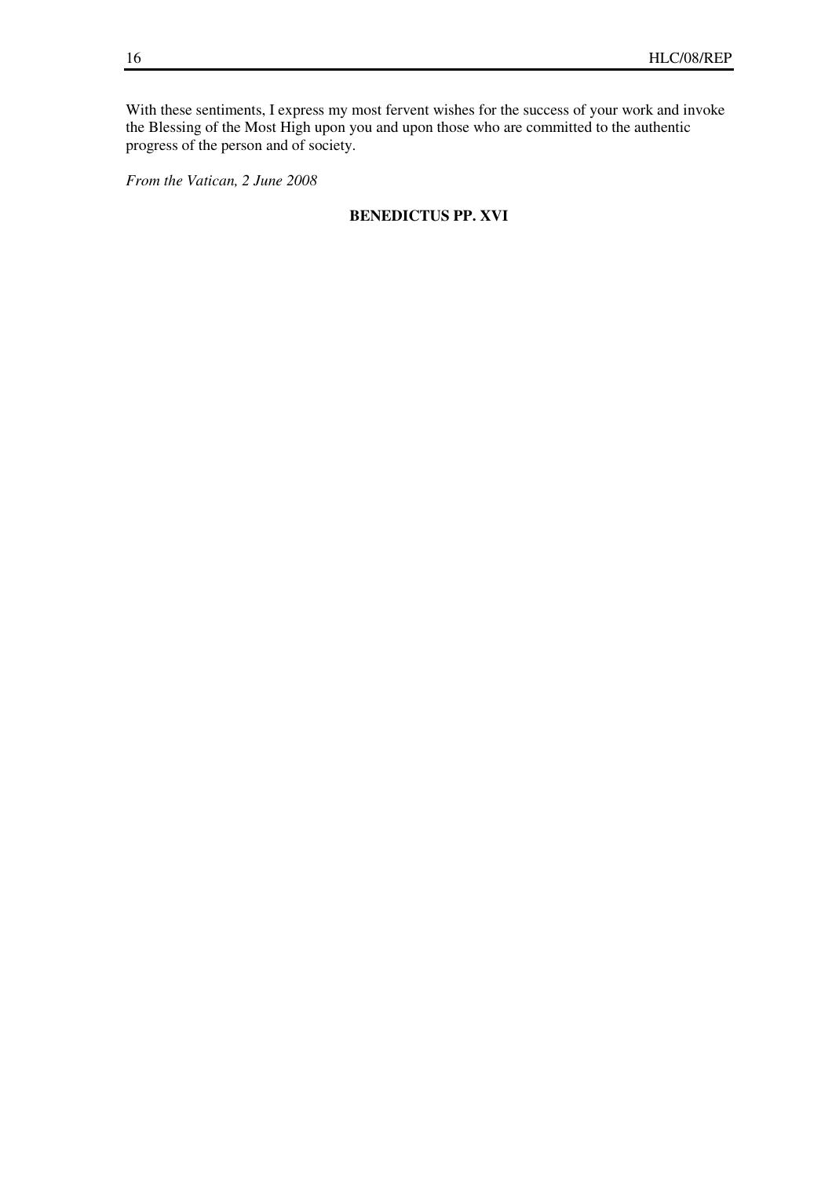With these sentiments, I express my most fervent wishes for the success of your work and invoke the Blessing of the Most High upon you and upon those who are committed to the authentic progress of the person and of society.

*From the Vatican, 2 June 2008*

**BENEDICTUS PP. XVI**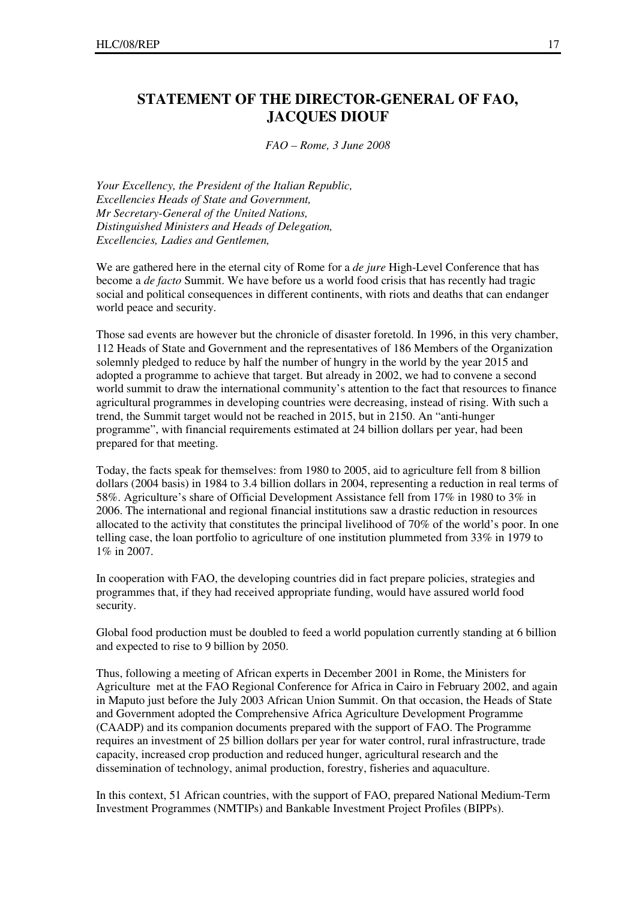# STATEMENT OF THE DIRECTOR-GENERAL OF FAO, JACQUES DIOUF

*FAO – Rome, 3 June 2008*

*Your Excellency, the President of the Italian Republic,*
*Excellencies Heads of State and Government,*
*Mr Secretary-General of the United Nations,*
*Distinguished Ministers and Heads of Delegation,*
*Excellencies, Ladies and Gentlemen,*

We are gathered here in the eternal city of Rome for a *de jure* High-Level Conference that has become a *de facto* Summit. We have before us a world food crisis that has recently had tragic social and political consequences in different continents, with riots and deaths that can endanger world peace and security.

Those sad events are however but the chronicle of disaster foretold. In 1996, in this very chamber, 112 Heads of State and Government and the representatives of 186 Members of the Organization solemnly pledged to reduce by half the number of hungry in the world by the year 2015 and adopted a programme to achieve that target. But already in 2002, we had to convene a second world summit to draw the international community's attention to the fact that resources to finance agricultural programmes in developing countries were decreasing, instead of rising. With such a trend, the Summit target would not be reached in 2015, but in 2150. An "anti-hunger programme", with financial requirements estimated at 24 billion dollars per year, had been prepared for that meeting.

Today, the facts speak for themselves: from 1980 to 2005, aid to agriculture fell from 8 billion dollars (2004 basis) in 1984 to 3.4 billion dollars in 2004, representing a reduction in real terms of 58%. Agriculture's share of Official Development Assistance fell from 17% in 1980 to 3% in 2006. The international and regional financial institutions saw a drastic reduction in resources allocated to the activity that constitutes the principal livelihood of 70% of the world's poor. In one telling case, the loan portfolio to agriculture of one institution plummeted from 33% in 1979 to 1% in 2007.

In cooperation with FAO, the developing countries did in fact prepare policies, strategies and programmes that, if they had received appropriate funding, would have assured world food security.

Global food production must be doubled to feed a world population currently standing at 6 billion and expected to rise to 9 billion by 2050.

Thus, following a meeting of African experts in December 2001 in Rome, the Ministers for Agriculture met at the FAO Regional Conference for Africa in Cairo in February 2002, and again in Maputo just before the July 2003 African Union Summit. On that occasion, the Heads of State and Government adopted the Comprehensive Africa Agriculture Development Programme (CAADP) and its companion documents prepared with the support of FAO. The Programme requires an investment of 25 billion dollars per year for water control, rural infrastructure, trade capacity, increased crop production and reduced hunger, agricultural research and the dissemination of technology, animal production, forestry, fisheries and aquaculture.

In this context, 51 African countries, with the support of FAO, prepared National Medium-Term Investment Programmes (NMTIPs) and Bankable Investment Project Profiles (BIPPs).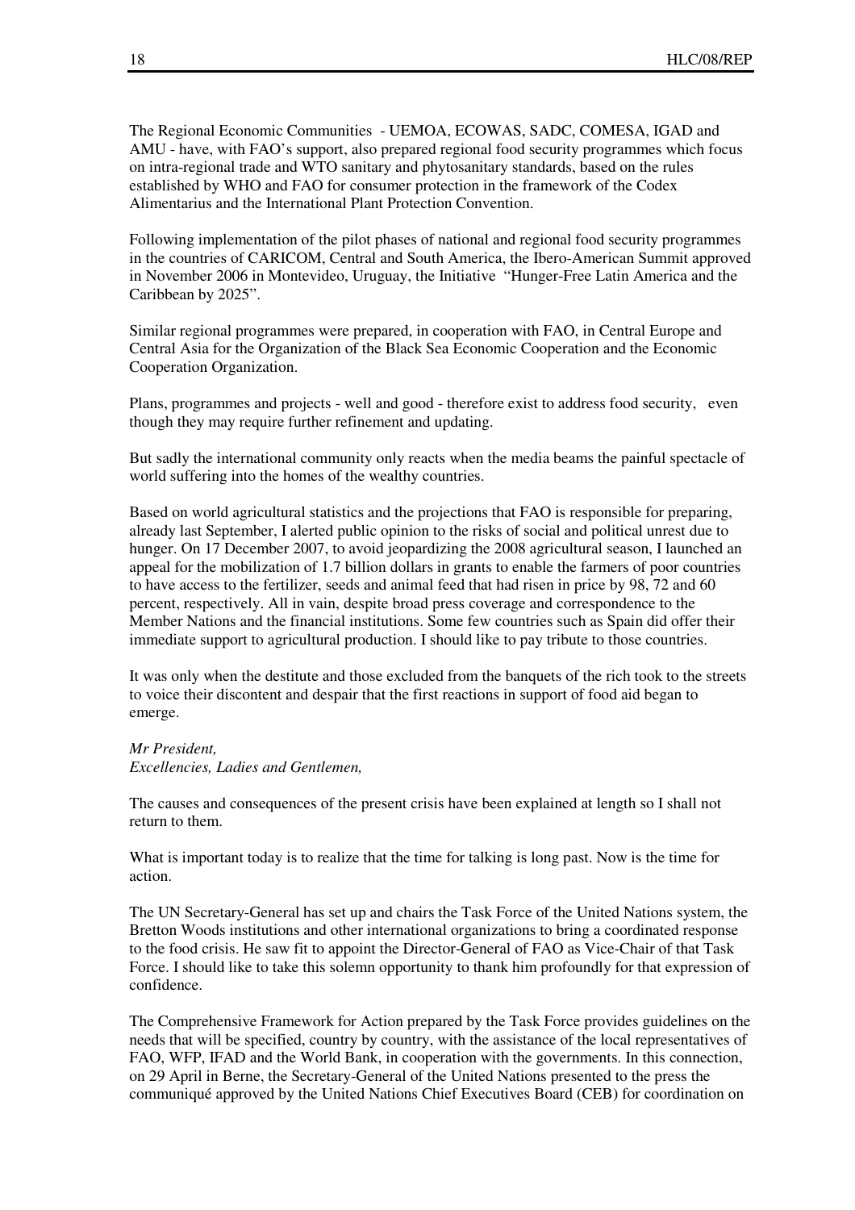The Regional Economic Communities - UEMOA, ECOWAS, SADC, COMESA, IGAD and AMU - have, with FAO's support, also prepared regional food security programmes which focus on intra-regional trade and WTO sanitary and phytosanitary standards, based on the rules established by WHO and FAO for consumer protection in the framework of the Codex Alimentarius and the International Plant Protection Convention.

Following implementation of the pilot phases of national and regional food security programmes in the countries of CARICOM, Central and South America, the Ibero-American Summit approved in November 2006 in Montevideo, Uruguay, the Initiative "Hunger-Free Latin America and the Caribbean by 2025".

Similar regional programmes were prepared, in cooperation with FAO, in Central Europe and Central Asia for the Organization of the Black Sea Economic Cooperation and the Economic Cooperation Organization.

Plans, programmes and projects - well and good - therefore exist to address food security, even though they may require further refinement and updating.

But sadly the international community only reacts when the media beams the painful spectacle of world suffering into the homes of the wealthy countries.

Based on world agricultural statistics and the projections that FAO is responsible for preparing, already last September, I alerted public opinion to the risks of social and political unrest due to hunger. On 17 December 2007, to avoid jeopardizing the 2008 agricultural season, I launched an appeal for the mobilization of 1.7 billion dollars in grants to enable the farmers of poor countries to have access to the fertilizer, seeds and animal feed that had risen in price by 98, 72 and 60 percent, respectively. All in vain, despite broad press coverage and correspondence to the Member Nations and the financial institutions. Some few countries such as Spain did offer their immediate support to agricultural production. I should like to pay tribute to those countries.

It was only when the destitute and those excluded from the banquets of the rich took to the streets to voice their discontent and despair that the first reactions in support of food aid began to emerge.

*Mr President,*
*Excellencies, Ladies and Gentlemen,*

The causes and consequences of the present crisis have been explained at length so I shall not return to them.

What is important today is to realize that the time for talking is long past. Now is the time for action.

The UN Secretary-General has set up and chairs the Task Force of the United Nations system, the Bretton Woods institutions and other international organizations to bring a coordinated response to the food crisis. He saw fit to appoint the Director-General of FAO as Vice-Chair of that Task Force. I should like to take this solemn opportunity to thank him profoundly for that expression of confidence.

The Comprehensive Framework for Action prepared by the Task Force provides guidelines on the needs that will be specified, country by country, with the assistance of the local representatives of FAO, WFP, IFAD and the World Bank, in cooperation with the governments. In this connection, on 29 April in Berne, the Secretary-General of the United Nations presented to the press the communiqué approved by the United Nations Chief Executives Board (CEB) for coordination on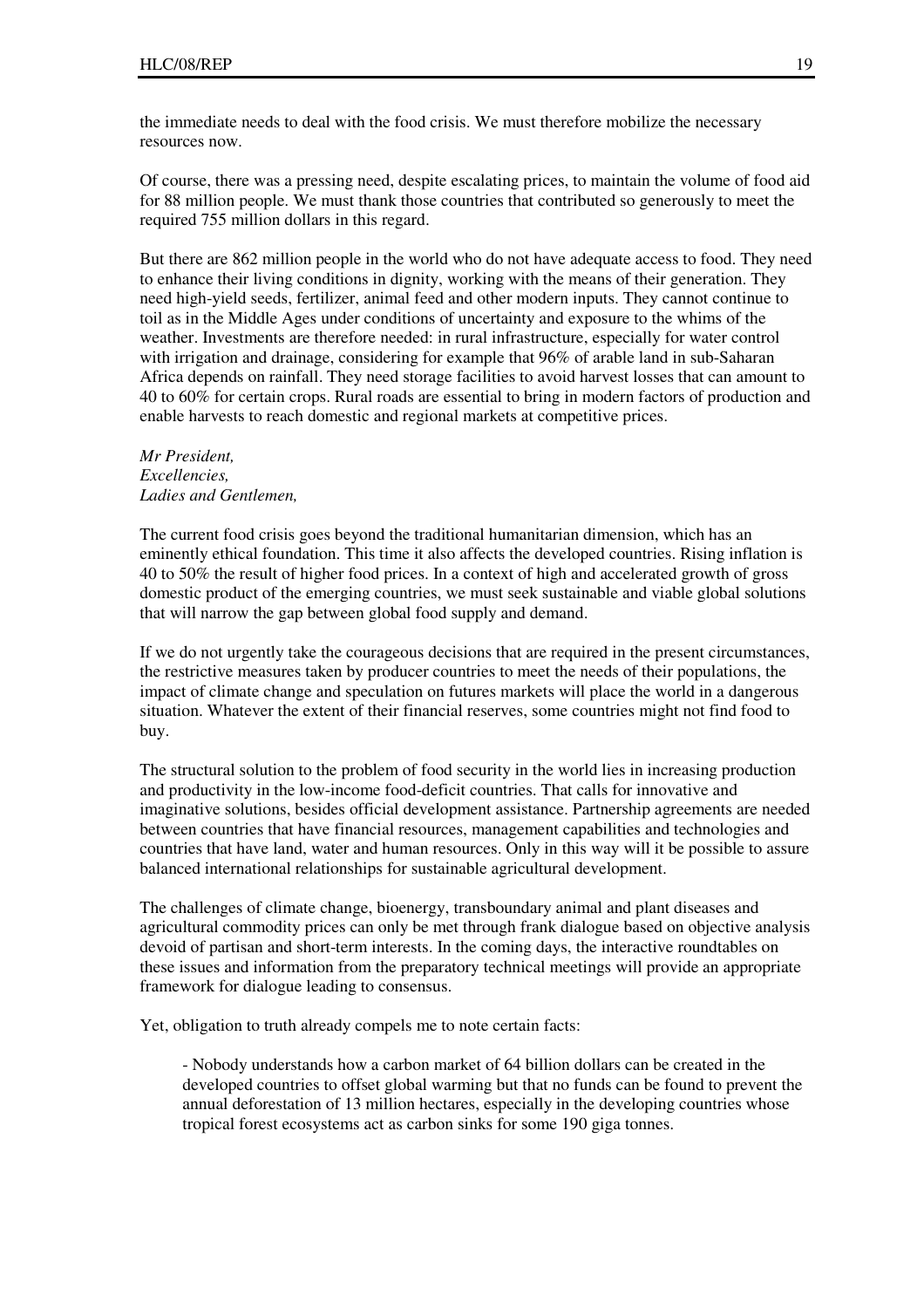the immediate needs to deal with the food crisis. We must therefore mobilize the necessary resources now.

Of course, there was a pressing need, despite escalating prices, to maintain the volume of food aid for 88 million people. We must thank those countries that contributed so generously to meet the required 755 million dollars in this regard.

But there are 862 million people in the world who do not have adequate access to food. They need to enhance their living conditions in dignity, working with the means of their generation. They need high-yield seeds, fertilizer, animal feed and other modern inputs. They cannot continue to toil as in the Middle Ages under conditions of uncertainty and exposure to the whims of the weather. Investments are therefore needed: in rural infrastructure, especially for water control with irrigation and drainage, considering for example that 96% of arable land in sub-Saharan Africa depends on rainfall. They need storage facilities to avoid harvest losses that can amount to 40 to 60% for certain crops. Rural roads are essential to bring in modern factors of production and enable harvests to reach domestic and regional markets at competitive prices.

*Mr President,*
*Excellencies,*
*Ladies and Gentlemen,*

The current food crisis goes beyond the traditional humanitarian dimension, which has an eminently ethical foundation. This time it also affects the developed countries. Rising inflation is 40 to 50% the result of higher food prices. In a context of high and accelerated growth of gross domestic product of the emerging countries, we must seek sustainable and viable global solutions that will narrow the gap between global food supply and demand.

If we do not urgently take the courageous decisions that are required in the present circumstances, the restrictive measures taken by producer countries to meet the needs of their populations, the impact of climate change and speculation on futures markets will place the world in a dangerous situation. Whatever the extent of their financial reserves, some countries might not find food to buy.

The structural solution to the problem of food security in the world lies in increasing production and productivity in the low-income food-deficit countries. That calls for innovative and imaginative solutions, besides official development assistance. Partnership agreements are needed between countries that have financial resources, management capabilities and technologies and countries that have land, water and human resources. Only in this way will it be possible to assure balanced international relationships for sustainable agricultural development.

The challenges of climate change, bioenergy, transboundary animal and plant diseases and agricultural commodity prices can only be met through frank dialogue based on objective analysis devoid of partisan and short-term interests. In the coming days, the interactive roundtables on these issues and information from the preparatory technical meetings will provide an appropriate framework for dialogue leading to consensus.

Yet, obligation to truth already compels me to note certain facts:

- Nobody understands how a carbon market of 64 billion dollars can be created in the developed countries to offset global warming but that no funds can be found to prevent the annual deforestation of 13 million hectares, especially in the developing countries whose tropical forest ecosystems act as carbon sinks for some 190 giga tonnes.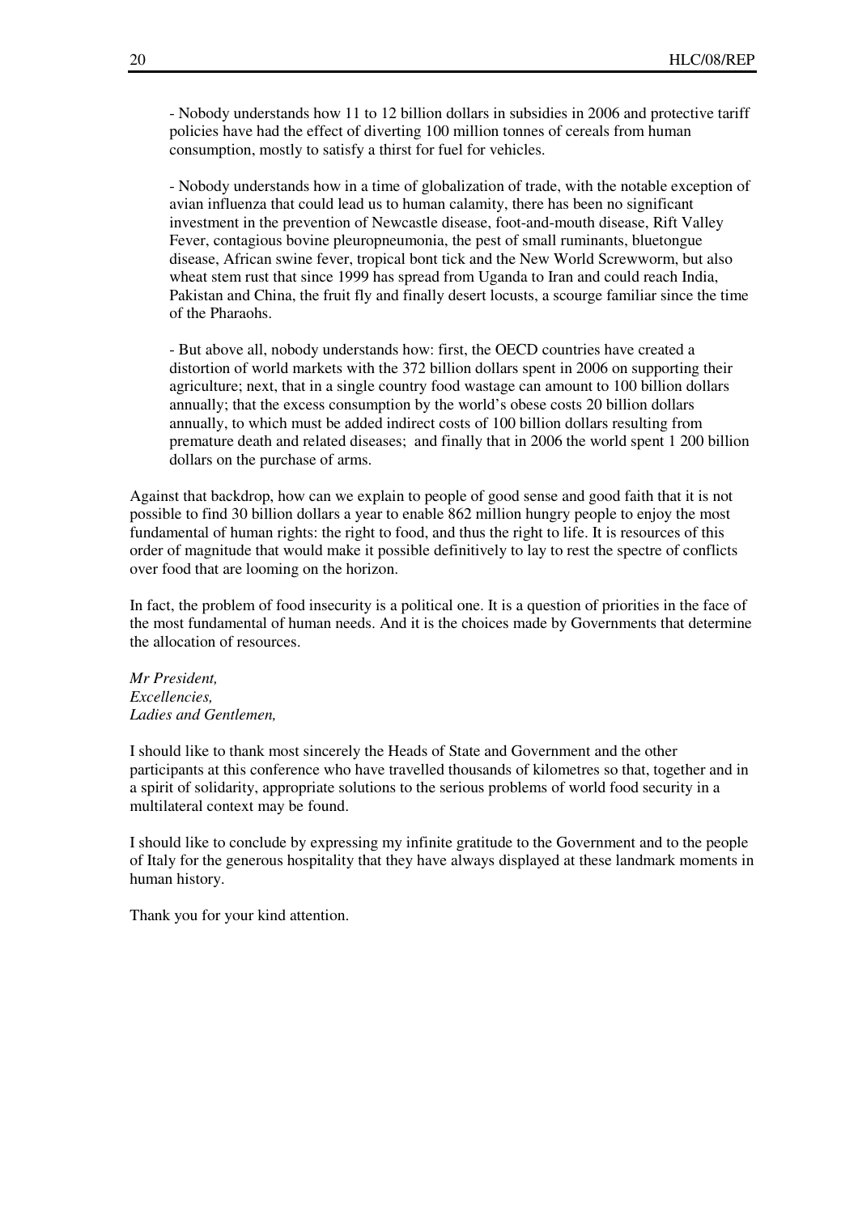- Nobody understands how 11 to 12 billion dollars in subsidies in 2006 and protective tariff policies have had the effect of diverting 100 million tonnes of cereals from human consumption, mostly to satisfy a thirst for fuel for vehicles.

- Nobody understands how in a time of globalization of trade, with the notable exception of avian influenza that could lead us to human calamity, there has been no significant investment in the prevention of Newcastle disease, foot-and-mouth disease, Rift Valley Fever, contagious bovine pleuropneumonia, the pest of small ruminants, bluetongue disease, African swine fever, tropical bont tick and the New World Screwworm, but also wheat stem rust that since 1999 has spread from Uganda to Iran and could reach India, Pakistan and China, the fruit fly and finally desert locusts, a scourge familiar since the time of the Pharaohs.

- But above all, nobody understands how: first, the OECD countries have created a distortion of world markets with the 372 billion dollars spent in 2006 on supporting their agriculture; next, that in a single country food wastage can amount to 100 billion dollars annually; that the excess consumption by the world's obese costs 20 billion dollars annually, to which must be added indirect costs of 100 billion dollars resulting from premature death and related diseases; and finally that in 2006 the world spent 1 200 billion dollars on the purchase of arms.

Against that backdrop, how can we explain to people of good sense and good faith that it is not possible to find 30 billion dollars a year to enable 862 million hungry people to enjoy the most fundamental of human rights: the right to food, and thus the right to life. It is resources of this order of magnitude that would make it possible definitively to lay to rest the spectre of conflicts over food that are looming on the horizon.

In fact, the problem of food insecurity is a political one. It is a question of priorities in the face of the most fundamental of human needs. And it is the choices made by Governments that determine the allocation of resources.

*Mr President,*
*Excellencies,*
*Ladies and Gentlemen,*

I should like to thank most sincerely the Heads of State and Government and the other participants at this conference who have travelled thousands of kilometres so that, together and in a spirit of solidarity, appropriate solutions to the serious problems of world food security in a multilateral context may be found.

I should like to conclude by expressing my infinite gratitude to the Government and to the people of Italy for the generous hospitality that they have always displayed at these landmark moments in human history.

Thank you for your kind attention.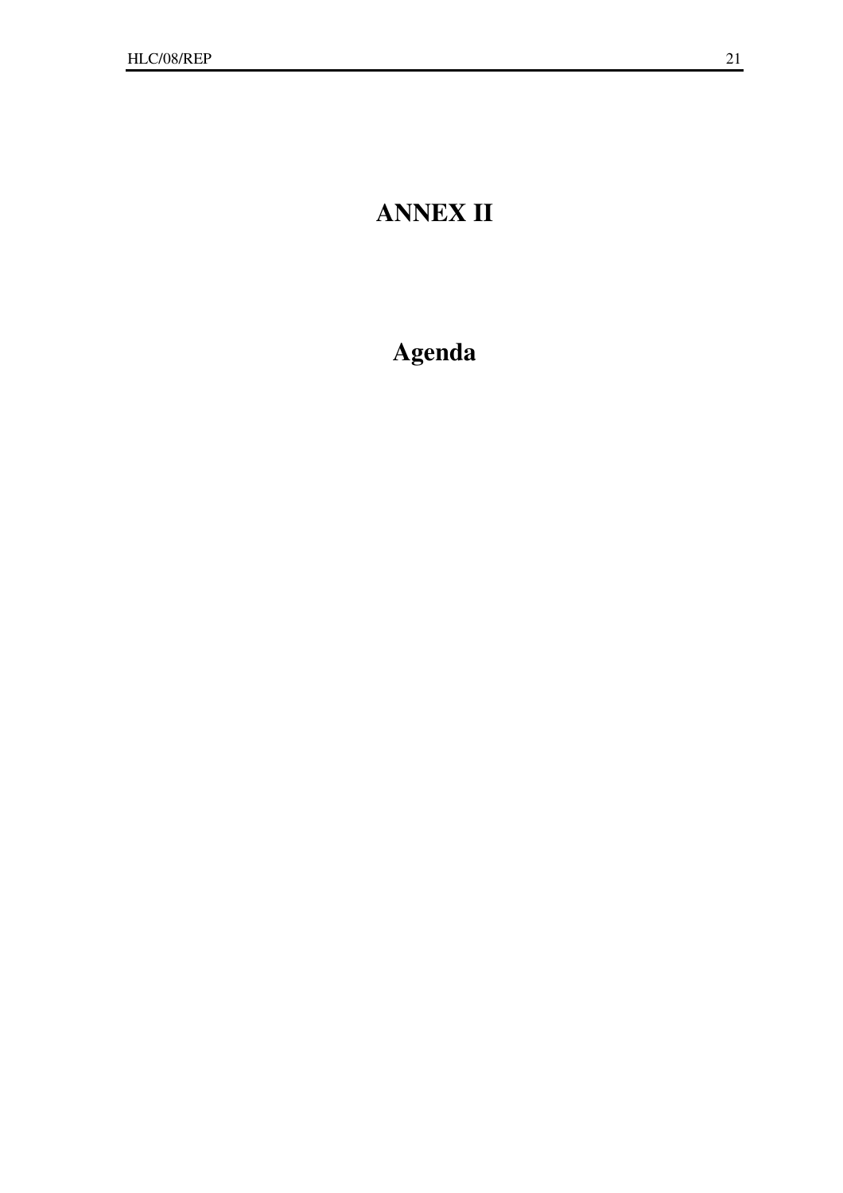# ANNEX II

# Agenda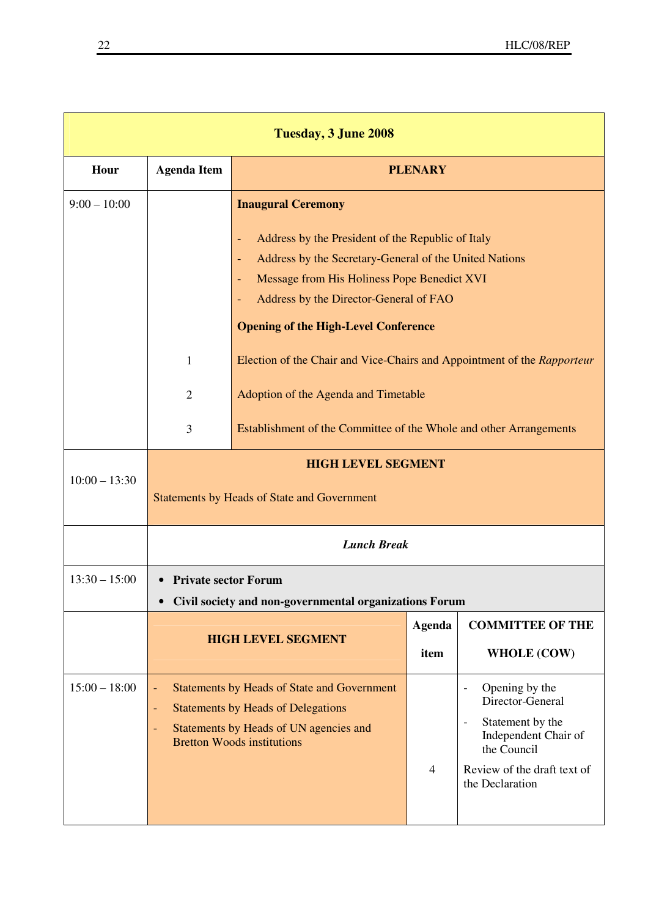| Tuesday, 3 June 2008 | | | | |
|---|---|---|---|---|
| **Hour** | **Agenda Item** | **PLENARY** | | |
| 9:00 – 10:00 | | **Inaugural Ceremony**<br><br>- Address by the President of the Republic of Italy<br>- Address by the Secretary-General of the United Nations<br>- Message from His Holiness Pope Benedict XVI<br>- Address by the Director-General of FAO<br><br>**Opening of the High-Level Conference** | | |
| | 1 | Election of the Chair and Vice-Chairs and Appointment of the *Rapporteur* | | |
| | 2 | Adoption of the Agenda and Timetable | | |
| | 3 | Establishment of the Committee of the Whole and other Arrangements | | |
| 10:00 – 13:30 | **HIGH LEVEL SEGMENT**<br><br>Statements by Heads of State and Government | | | |
| | ***Lunch Break*** | | | |
| 13:30 – 15:00 | • **Private sector Forum**<br>• **Civil society and non-governmental organizations Forum** | | | |
| | **HIGH LEVEL SEGMENT** | | **Agenda item** | **COMMITTEE OF THE WHOLE (COW)** |
| 15:00 – 18:00 | - Statements by Heads of State and Government<br>- Statements by Heads of Delegations<br>- Statements by Heads of UN agencies and Bretton Woods institutions | | | - Opening by the Director-General<br>- Statement by the Independent Chair of the Council |
| | | | 4 | Review of the draft text of the Declaration |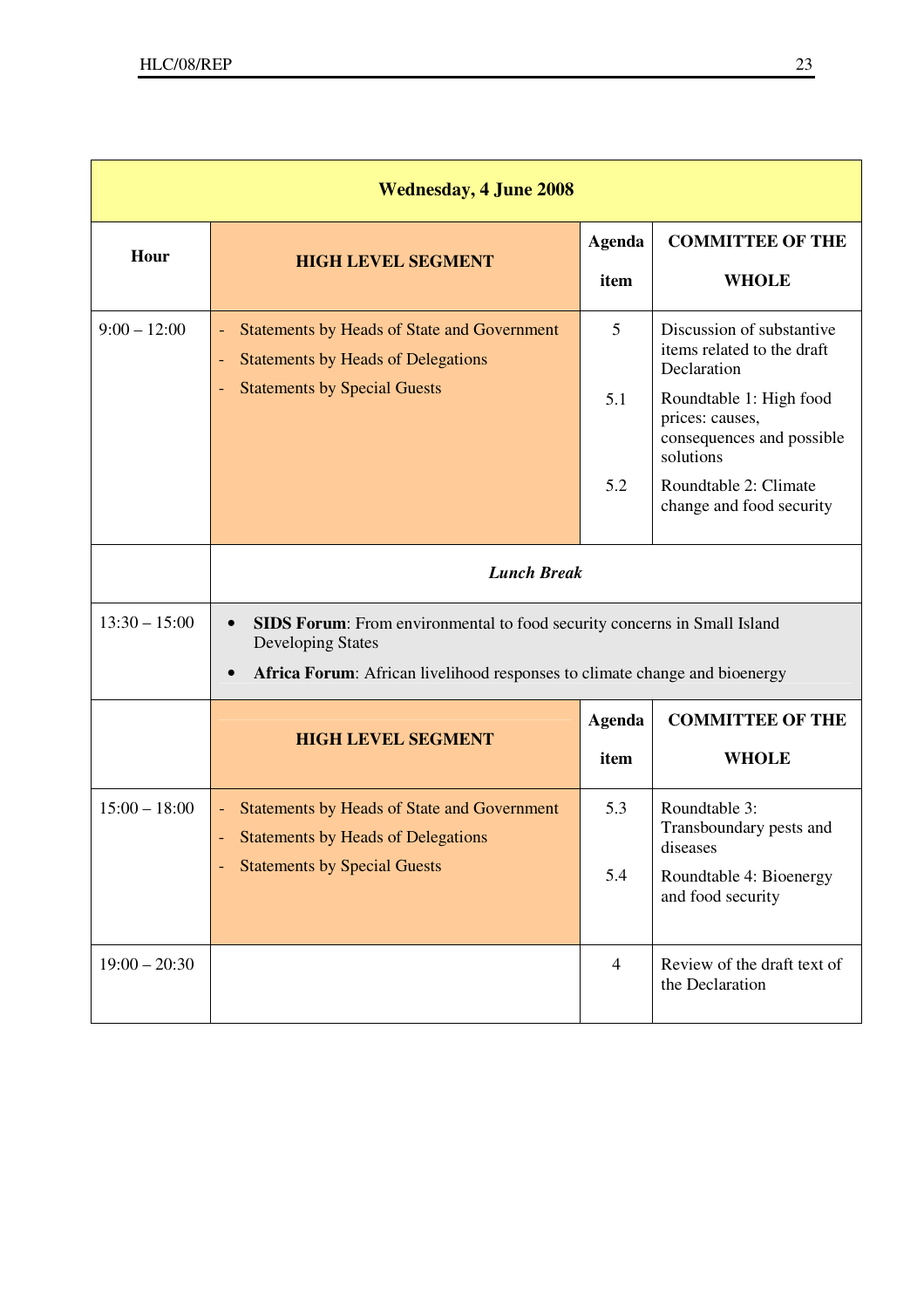| Wednesday, 4 June 2008 | | | |
|---|---|---|---|
| **Hour** | **HIGH LEVEL SEGMENT** | **Agenda item** | **COMMITTEE OF THE WHOLE** |
| 9:00 – 12:00 | - Statements by Heads of State and Government<br>- Statements by Heads of Delegations<br>- Statements by Special Guests | 5<br><br>5.1<br><br>5.2 | Discussion of substantive items related to the draft Declaration<br><br>Roundtable 1: High food prices: causes, consequences and possible solutions<br><br>Roundtable 2: Climate change and food security |
| | ***Lunch Break*** | | |
| 13:30 – 15:00 | • **SIDS Forum**: From environmental to food security concerns in Small Island Developing States<br>• **Africa Forum**: African livelihood responses to climate change and bioenergy | | |
| | **HIGH LEVEL SEGMENT** | **Agenda item** | **COMMITTEE OF THE WHOLE** |
| 15:00 – 18:00 | - Statements by Heads of State and Government<br>- Statements by Heads of Delegations<br>- Statements by Special Guests | 5.3<br><br>5.4 | Roundtable 3: Transboundary pests and diseases<br><br>Roundtable 4: Bioenergy and food security |
| 19:00 – 20:30 | | 4 | Review of the draft text of the Declaration |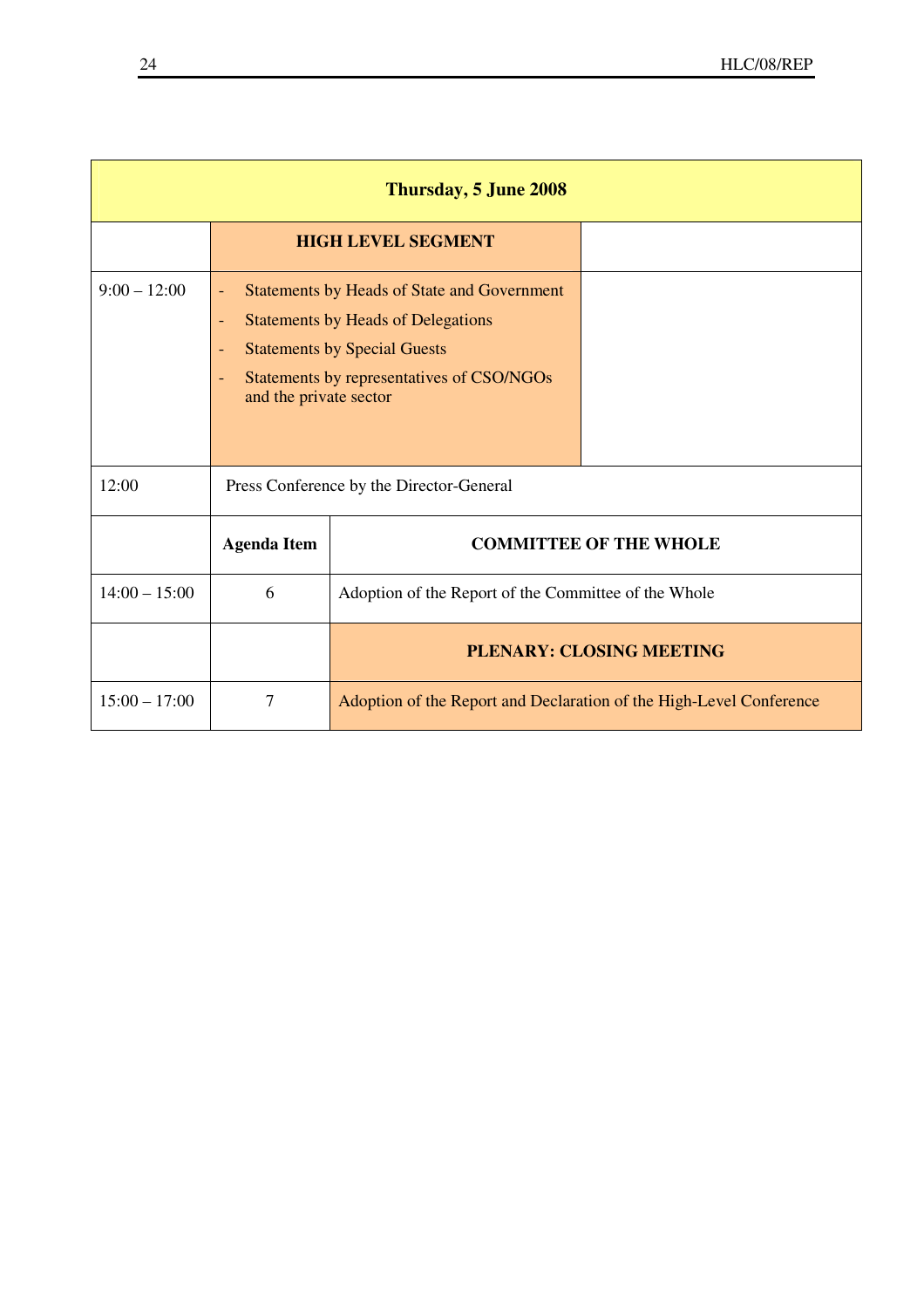| Thursday, 5 June 2008 | | |
|---|---|---|
| | **HIGH LEVEL SEGMENT** | |
| 9:00 – 12:00 | - Statements by Heads of State and Government<br>- Statements by Heads of Delegations<br>- Statements by Special Guests<br>- Statements by representatives of CSO/NGOs and the private sector | |
| 12:00 | Press Conference by the Director-General | |
| | **Agenda Item** | **COMMITTEE OF THE WHOLE** |
| 14:00 – 15:00 | 6 | Adoption of the Report of the Committee of the Whole |
| | | **PLENARY: CLOSING MEETING** |
| 15:00 – 17:00 | 7 | Adoption of the Report and Declaration of the High-Level Conference |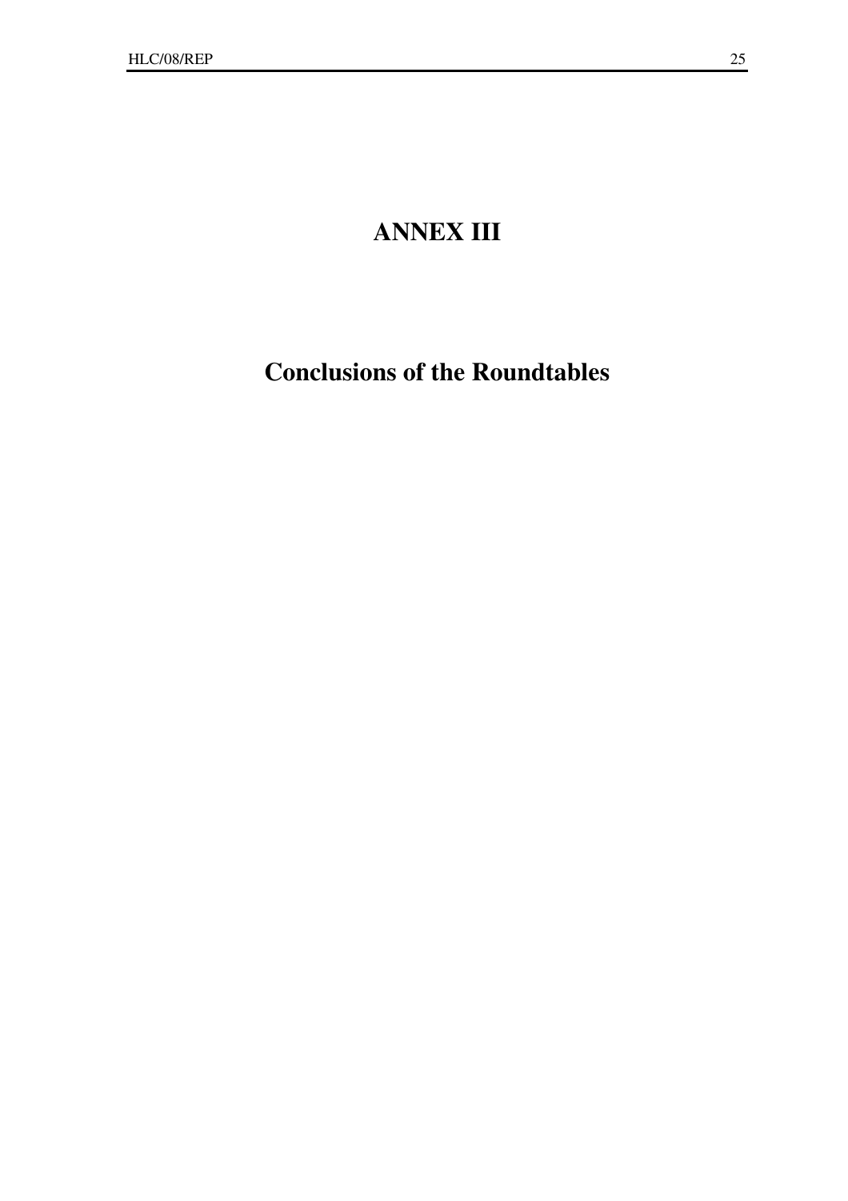# ANNEX III

# Conclusions of the Roundtables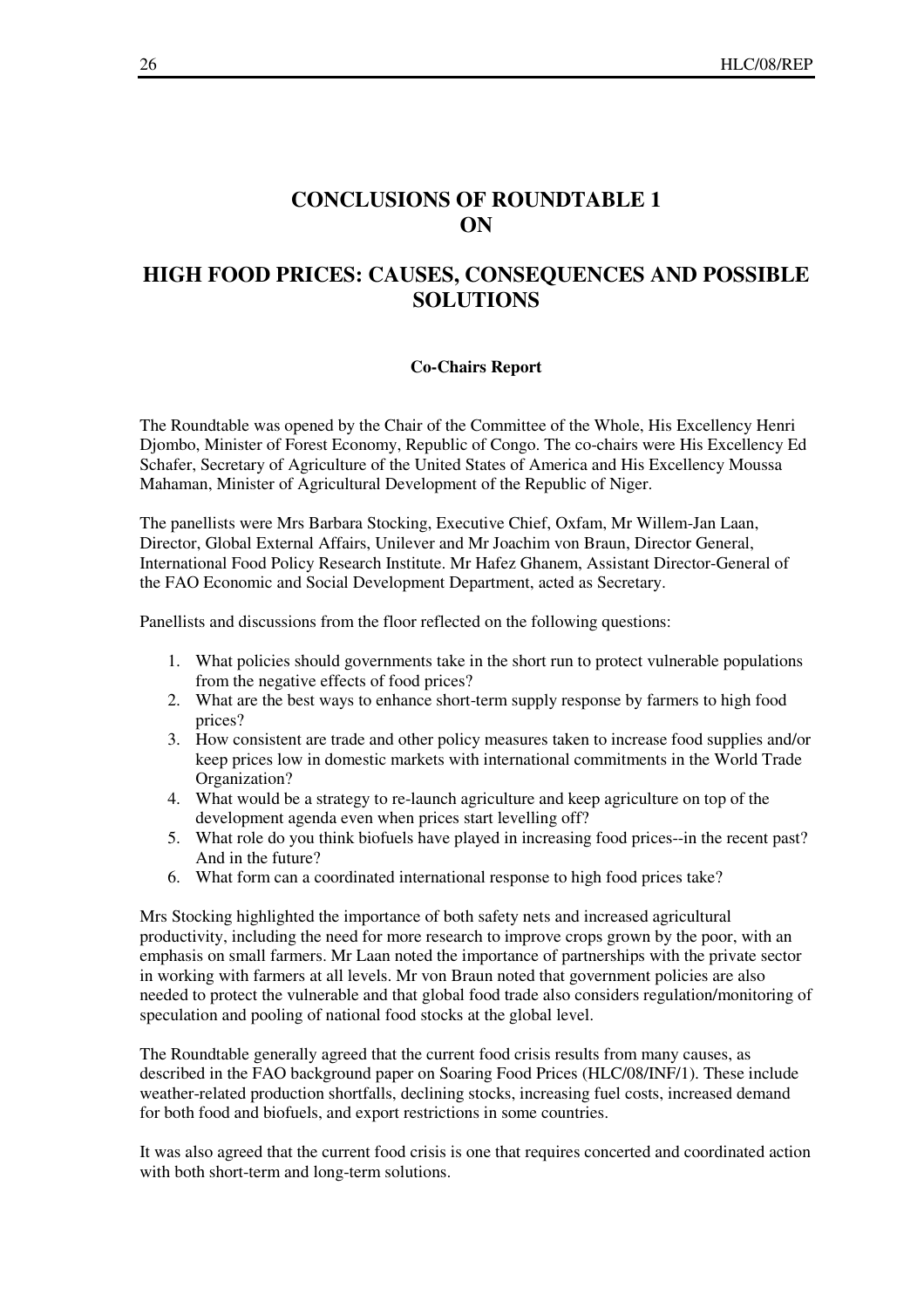# CONCLUSIONS OF ROUNDTABLE 1 ON

# HIGH FOOD PRICES: CAUSES, CONSEQUENCES AND POSSIBLE SOLUTIONS

**Co-Chairs Report**

The Roundtable was opened by the Chair of the Committee of the Whole, His Excellency Henri Djombo, Minister of Forest Economy, Republic of Congo. The co-chairs were His Excellency Ed Schafer, Secretary of Agriculture of the United States of America and His Excellency Moussa Mahaman, Minister of Agricultural Development of the Republic of Niger.

The panellists were Mrs Barbara Stocking, Executive Chief, Oxfam, Mr Willem-Jan Laan, Director, Global External Affairs, Unilever and Mr Joachim von Braun, Director General, International Food Policy Research Institute. Mr Hafez Ghanem, Assistant Director-General of the FAO Economic and Social Development Department, acted as Secretary.

Panellists and discussions from the floor reflected on the following questions:

1. What policies should governments take in the short run to protect vulnerable populations from the negative effects of food prices?
2. What are the best ways to enhance short-term supply response by farmers to high food prices?
3. How consistent are trade and other policy measures taken to increase food supplies and/or keep prices low in domestic markets with international commitments in the World Trade Organization?
4. What would be a strategy to re-launch agriculture and keep agriculture on top of the development agenda even when prices start levelling off?
5. What role do you think biofuels have played in increasing food prices--in the recent past? And in the future?
6. What form can a coordinated international response to high food prices take?

Mrs Stocking highlighted the importance of both safety nets and increased agricultural productivity, including the need for more research to improve crops grown by the poor, with an emphasis on small farmers. Mr Laan noted the importance of partnerships with the private sector in working with farmers at all levels. Mr von Braun noted that government policies are also needed to protect the vulnerable and that global food trade also considers regulation/monitoring of speculation and pooling of national food stocks at the global level.

The Roundtable generally agreed that the current food crisis results from many causes, as described in the FAO background paper on Soaring Food Prices (HLC/08/INF/1). These include weather-related production shortfalls, declining stocks, increasing fuel costs, increased demand for both food and biofuels, and export restrictions in some countries.

It was also agreed that the current food crisis is one that requires concerted and coordinated action with both short-term and long-term solutions.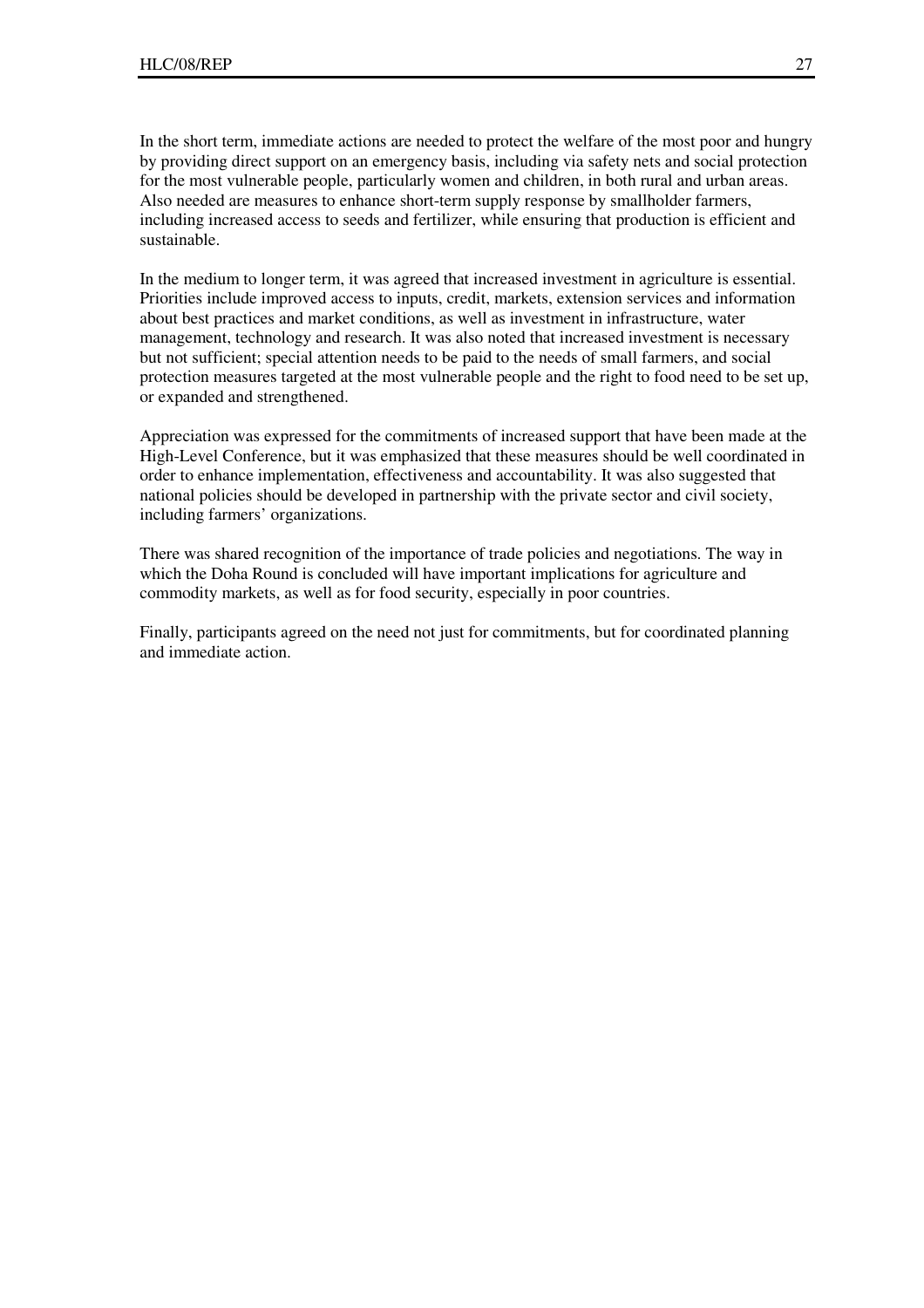In the short term, immediate actions are needed to protect the welfare of the most poor and hungry by providing direct support on an emergency basis, including via safety nets and social protection for the most vulnerable people, particularly women and children, in both rural and urban areas. Also needed are measures to enhance short-term supply response by smallholder farmers, including increased access to seeds and fertilizer, while ensuring that production is efficient and sustainable.

In the medium to longer term, it was agreed that increased investment in agriculture is essential. Priorities include improved access to inputs, credit, markets, extension services and information about best practices and market conditions, as well as investment in infrastructure, water management, technology and research. It was also noted that increased investment is necessary but not sufficient; special attention needs to be paid to the needs of small farmers, and social protection measures targeted at the most vulnerable people and the right to food need to be set up, or expanded and strengthened.

Appreciation was expressed for the commitments of increased support that have been made at the High-Level Conference, but it was emphasized that these measures should be well coordinated in order to enhance implementation, effectiveness and accountability. It was also suggested that national policies should be developed in partnership with the private sector and civil society, including farmers' organizations.

There was shared recognition of the importance of trade policies and negotiations. The way in which the Doha Round is concluded will have important implications for agriculture and commodity markets, as well as for food security, especially in poor countries.

Finally, participants agreed on the need not just for commitments, but for coordinated planning and immediate action.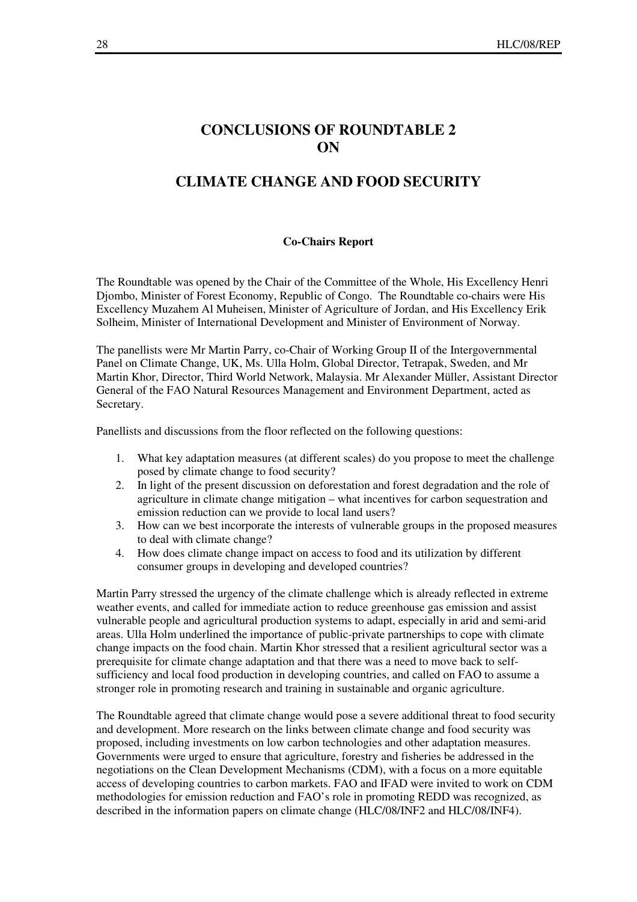# CONCLUSIONS OF ROUNDTABLE 2 ON

# CLIMATE CHANGE AND FOOD SECURITY

### Co-Chairs Report

The Roundtable was opened by the Chair of the Committee of the Whole, His Excellency Henri Djombo, Minister of Forest Economy, Republic of Congo. The Roundtable co-chairs were His Excellency Muzahem Al Muheisen, Minister of Agriculture of Jordan, and His Excellency Erik Solheim, Minister of International Development and Minister of Environment of Norway.

The panellists were Mr Martin Parry, co-Chair of Working Group II of the Intergovernmental Panel on Climate Change, UK, Ms. Ulla Holm, Global Director, Tetrapak, Sweden, and Mr Martin Khor, Director, Third World Network, Malaysia. Mr Alexander Müller, Assistant Director General of the FAO Natural Resources Management and Environment Department, acted as Secretary.

Panellists and discussions from the floor reflected on the following questions:

1. What key adaptation measures (at different scales) do you propose to meet the challenge posed by climate change to food security?
2. In light of the present discussion on deforestation and forest degradation and the role of agriculture in climate change mitigation – what incentives for carbon sequestration and emission reduction can we provide to local land users?
3. How can we best incorporate the interests of vulnerable groups in the proposed measures to deal with climate change?
4. How does climate change impact on access to food and its utilization by different consumer groups in developing and developed countries?

Martin Parry stressed the urgency of the climate challenge which is already reflected in extreme weather events, and called for immediate action to reduce greenhouse gas emission and assist vulnerable people and agricultural production systems to adapt, especially in arid and semi-arid areas. Ulla Holm underlined the importance of public-private partnerships to cope with climate change impacts on the food chain. Martin Khor stressed that a resilient agricultural sector was a prerequisite for climate change adaptation and that there was a need to move back to self-sufficiency and local food production in developing countries, and called on FAO to assume a stronger role in promoting research and training in sustainable and organic agriculture.

The Roundtable agreed that climate change would pose a severe additional threat to food security and development. More research on the links between climate change and food security was proposed, including investments on low carbon technologies and other adaptation measures. Governments were urged to ensure that agriculture, forestry and fisheries be addressed in the negotiations on the Clean Development Mechanisms (CDM), with a focus on a more equitable access of developing countries to carbon markets. FAO and IFAD were invited to work on CDM methodologies for emission reduction and FAO's role in promoting REDD was recognized, as described in the information papers on climate change (HLC/08/INF2 and HLC/08/INF4).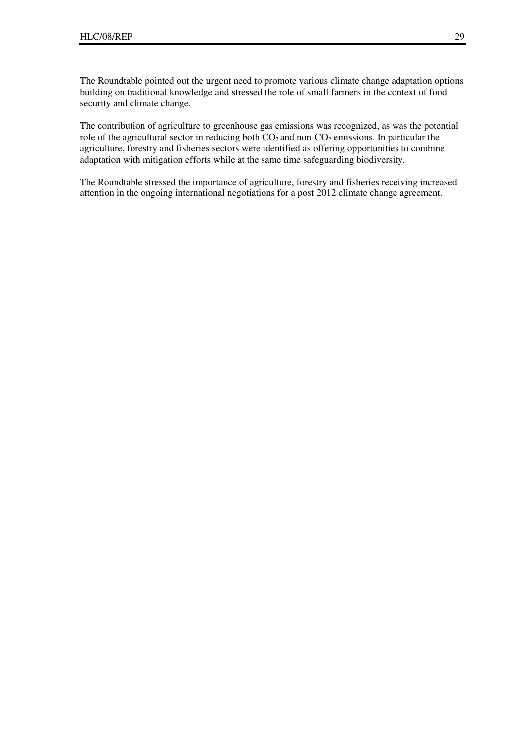The Roundtable pointed out the urgent need to promote various climate change adaptation options building on traditional knowledge and stressed the role of small farmers in the context of food security and climate change.

The contribution of agriculture to greenhouse gas emissions was recognized, as was the potential role of the agricultural sector in reducing both $CO_2$ and non-$CO_2$ emissions. In particular the agriculture, forestry and fisheries sectors were identified as offering opportunities to combine adaptation with mitigation efforts while at the same time safeguarding biodiversity.

The Roundtable stressed the importance of agriculture, forestry and fisheries receiving increased attention in the ongoing international negotiations for a post 2012 climate change agreement.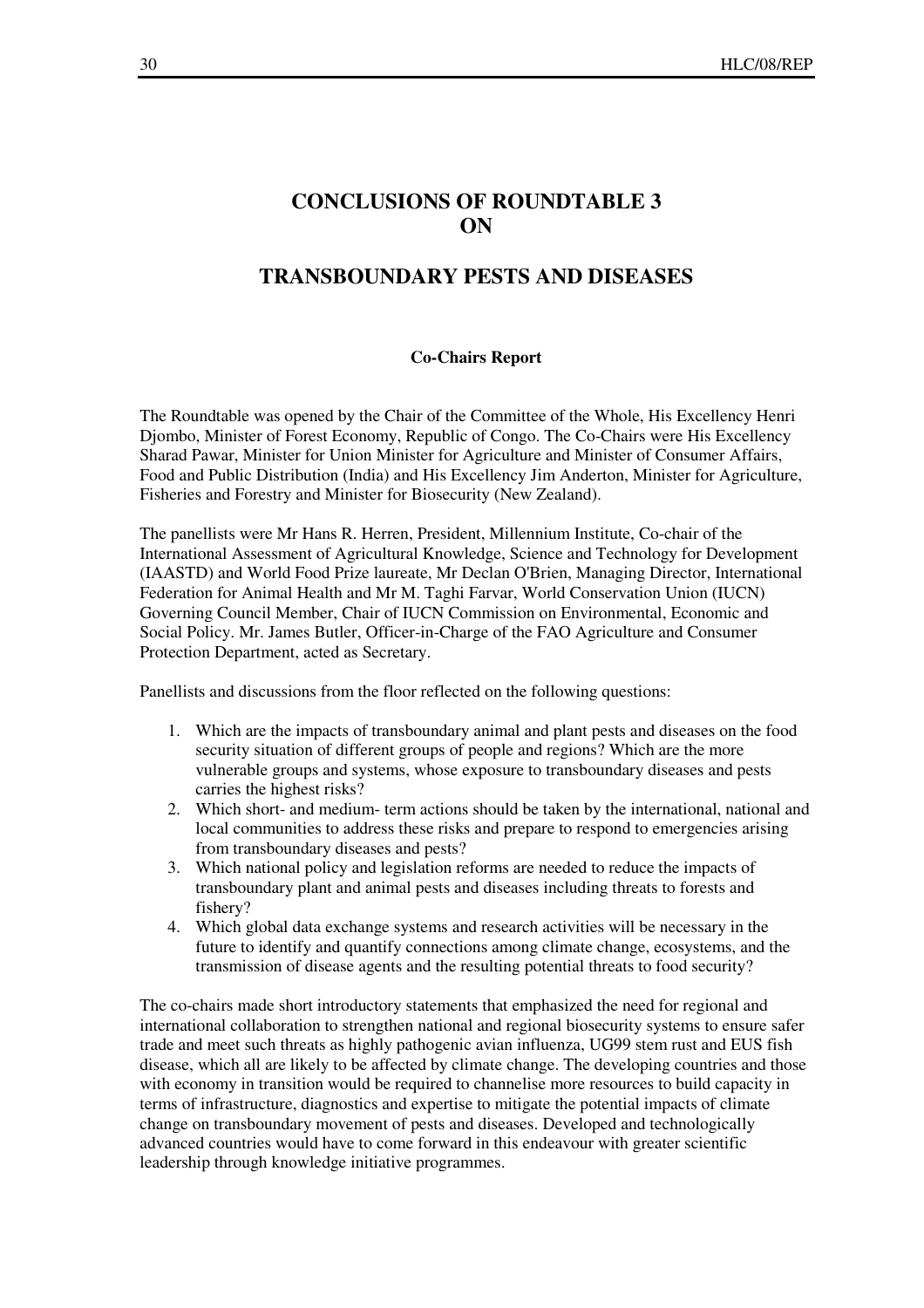# CONCLUSIONS OF ROUNDTABLE 3 ON

# TRANSBOUNDARY PESTS AND DISEASES

### Co-Chairs Report

The Roundtable was opened by the Chair of the Committee of the Whole, His Excellency Henri Djombo, Minister of Forest Economy, Republic of Congo. The Co-Chairs were His Excellency Sharad Pawar, Minister for Union Minister for Agriculture and Minister of Consumer Affairs, Food and Public Distribution (India) and His Excellency Jim Anderton, Minister for Agriculture, Fisheries and Forestry and Minister for Biosecurity (New Zealand).

The panellists were Mr Hans R. Herren, President, Millennium Institute, Co-chair of the International Assessment of Agricultural Knowledge, Science and Technology for Development (IAASTD) and World Food Prize laureate, Mr Declan O'Brien, Managing Director, International Federation for Animal Health and Mr M. Taghi Farvar, World Conservation Union (IUCN) Governing Council Member, Chair of IUCN Commission on Environmental, Economic and Social Policy. Mr. James Butler, Officer-in-Charge of the FAO Agriculture and Consumer Protection Department, acted as Secretary.

Panellists and discussions from the floor reflected on the following questions:

1. Which are the impacts of transboundary animal and plant pests and diseases on the food security situation of different groups of people and regions? Which are the more vulnerable groups and systems, whose exposure to transboundary diseases and pests carries the highest risks?
2. Which short- and medium- term actions should be taken by the international, national and local communities to address these risks and prepare to respond to emergencies arising from transboundary diseases and pests?
3. Which national policy and legislation reforms are needed to reduce the impacts of transboundary plant and animal pests and diseases including threats to forests and fishery?
4. Which global data exchange systems and research activities will be necessary in the future to identify and quantify connections among climate change, ecosystems, and the transmission of disease agents and the resulting potential threats to food security?

The co-chairs made short introductory statements that emphasized the need for regional and international collaboration to strengthen national and regional biosecurity systems to ensure safer trade and meet such threats as highly pathogenic avian influenza, UG99 stem rust and EUS fish disease, which all are likely to be affected by climate change. The developing countries and those with economy in transition would be required to channelise more resources to build capacity in terms of infrastructure, diagnostics and expertise to mitigate the potential impacts of climate change on transboundary movement of pests and diseases. Developed and technologically advanced countries would have to come forward in this endeavour with greater scientific leadership through knowledge initiative programmes.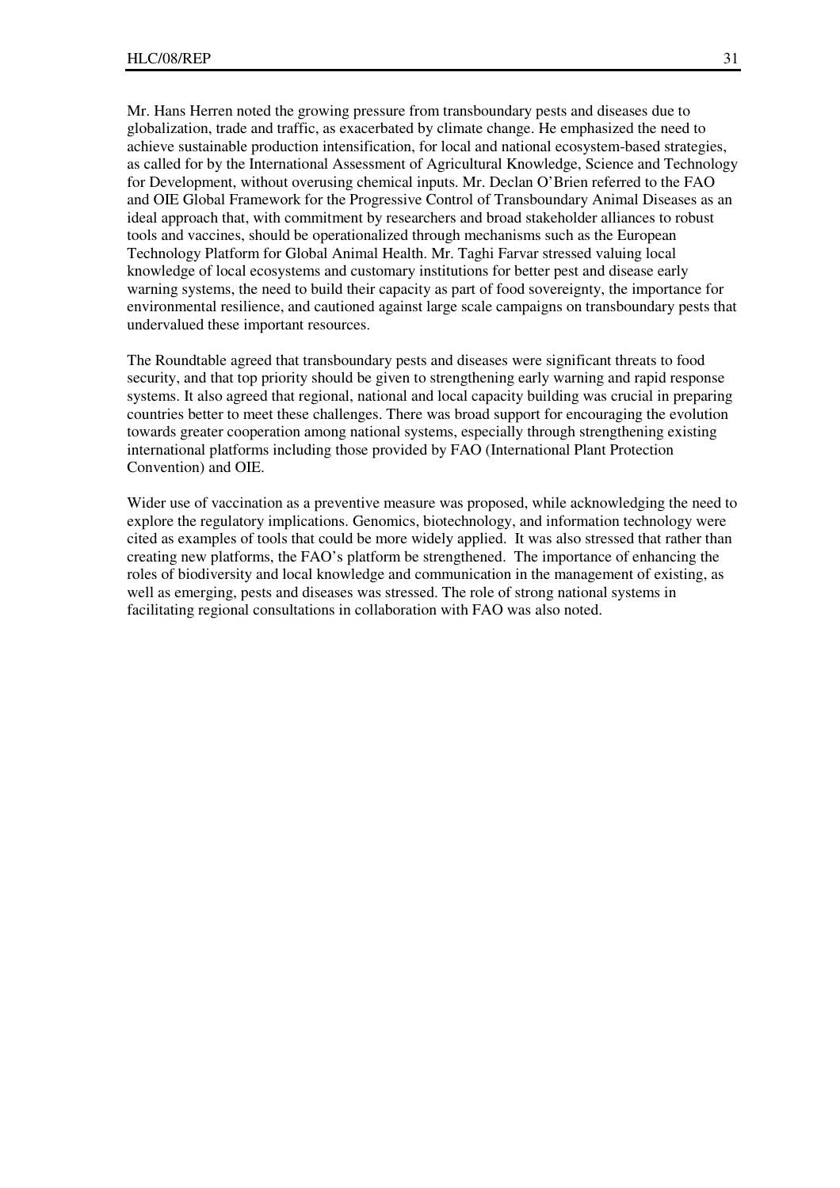Mr. Hans Herren noted the growing pressure from transboundary pests and diseases due to globalization, trade and traffic, as exacerbated by climate change. He emphasized the need to achieve sustainable production intensification, for local and national ecosystem-based strategies, as called for by the International Assessment of Agricultural Knowledge, Science and Technology for Development, without overusing chemical inputs. Mr. Declan O'Brien referred to the FAO and OIE Global Framework for the Progressive Control of Transboundary Animal Diseases as an ideal approach that, with commitment by researchers and broad stakeholder alliances to robust tools and vaccines, should be operationalized through mechanisms such as the European Technology Platform for Global Animal Health. Mr. Taghi Farvar stressed valuing local knowledge of local ecosystems and customary institutions for better pest and disease early warning systems, the need to build their capacity as part of food sovereignty, the importance for environmental resilience, and cautioned against large scale campaigns on transboundary pests that undervalued these important resources.

The Roundtable agreed that transboundary pests and diseases were significant threats to food security, and that top priority should be given to strengthening early warning and rapid response systems. It also agreed that regional, national and local capacity building was crucial in preparing countries better to meet these challenges. There was broad support for encouraging the evolution towards greater cooperation among national systems, especially through strengthening existing international platforms including those provided by FAO (International Plant Protection Convention) and OIE.

Wider use of vaccination as a preventive measure was proposed, while acknowledging the need to explore the regulatory implications. Genomics, biotechnology, and information technology were cited as examples of tools that could be more widely applied. It was also stressed that rather than creating new platforms, the FAO's platform be strengthened. The importance of enhancing the roles of biodiversity and local knowledge and communication in the management of existing, as well as emerging, pests and diseases was stressed. The role of strong national systems in facilitating regional consultations in collaboration with FAO was also noted.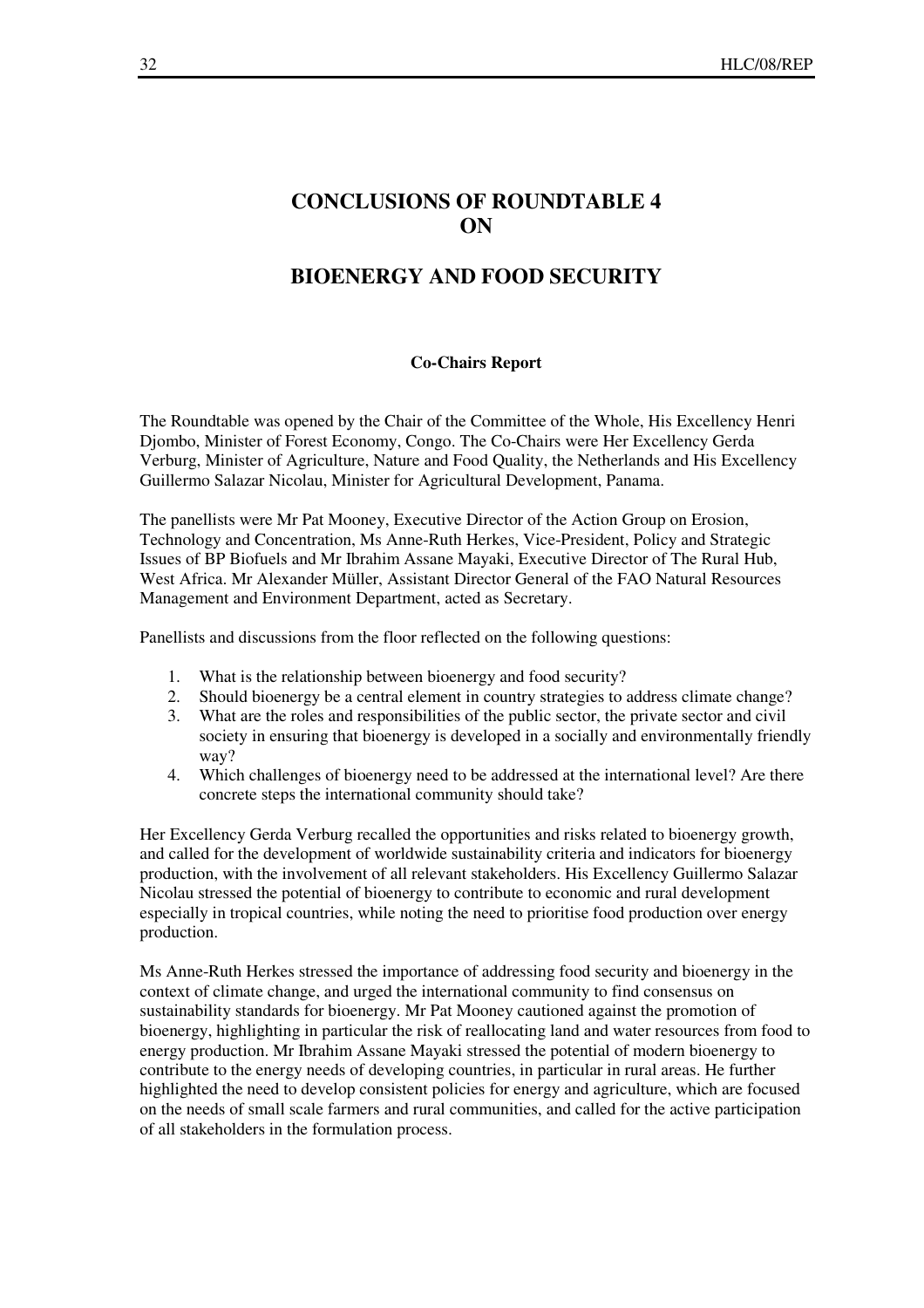# CONCLUSIONS OF ROUNDTABLE 4 ON

# BIOENERGY AND FOOD SECURITY

**Co-Chairs Report**

The Roundtable was opened by the Chair of the Committee of the Whole, His Excellency Henri Djombo, Minister of Forest Economy, Congo. The Co-Chairs were Her Excellency Gerda Verburg, Minister of Agriculture, Nature and Food Quality, the Netherlands and His Excellency Guillermo Salazar Nicolau, Minister for Agricultural Development, Panama.

The panellists were Mr Pat Mooney, Executive Director of the Action Group on Erosion, Technology and Concentration, Ms Anne-Ruth Herkes, Vice-President, Policy and Strategic Issues of BP Biofuels and Mr Ibrahim Assane Mayaki, Executive Director of The Rural Hub, West Africa. Mr Alexander Müller, Assistant Director General of the FAO Natural Resources Management and Environment Department, acted as Secretary.

Panellists and discussions from the floor reflected on the following questions:

1. What is the relationship between bioenergy and food security?
2. Should bioenergy be a central element in country strategies to address climate change?
3. What are the roles and responsibilities of the public sector, the private sector and civil society in ensuring that bioenergy is developed in a socially and environmentally friendly way?
4. Which challenges of bioenergy need to be addressed at the international level? Are there concrete steps the international community should take?

Her Excellency Gerda Verburg recalled the opportunities and risks related to bioenergy growth, and called for the development of worldwide sustainability criteria and indicators for bioenergy production, with the involvement of all relevant stakeholders. His Excellency Guillermo Salazar Nicolau stressed the potential of bioenergy to contribute to economic and rural development especially in tropical countries, while noting the need to prioritise food production over energy production.

Ms Anne-Ruth Herkes stressed the importance of addressing food security and bioenergy in the context of climate change, and urged the international community to find consensus on sustainability standards for bioenergy. Mr Pat Mooney cautioned against the promotion of bioenergy, highlighting in particular the risk of reallocating land and water resources from food to energy production. Mr Ibrahim Assane Mayaki stressed the potential of modern bioenergy to contribute to the energy needs of developing countries, in particular in rural areas. He further highlighted the need to develop consistent policies for energy and agriculture, which are focused on the needs of small scale farmers and rural communities, and called for the active participation of all stakeholders in the formulation process.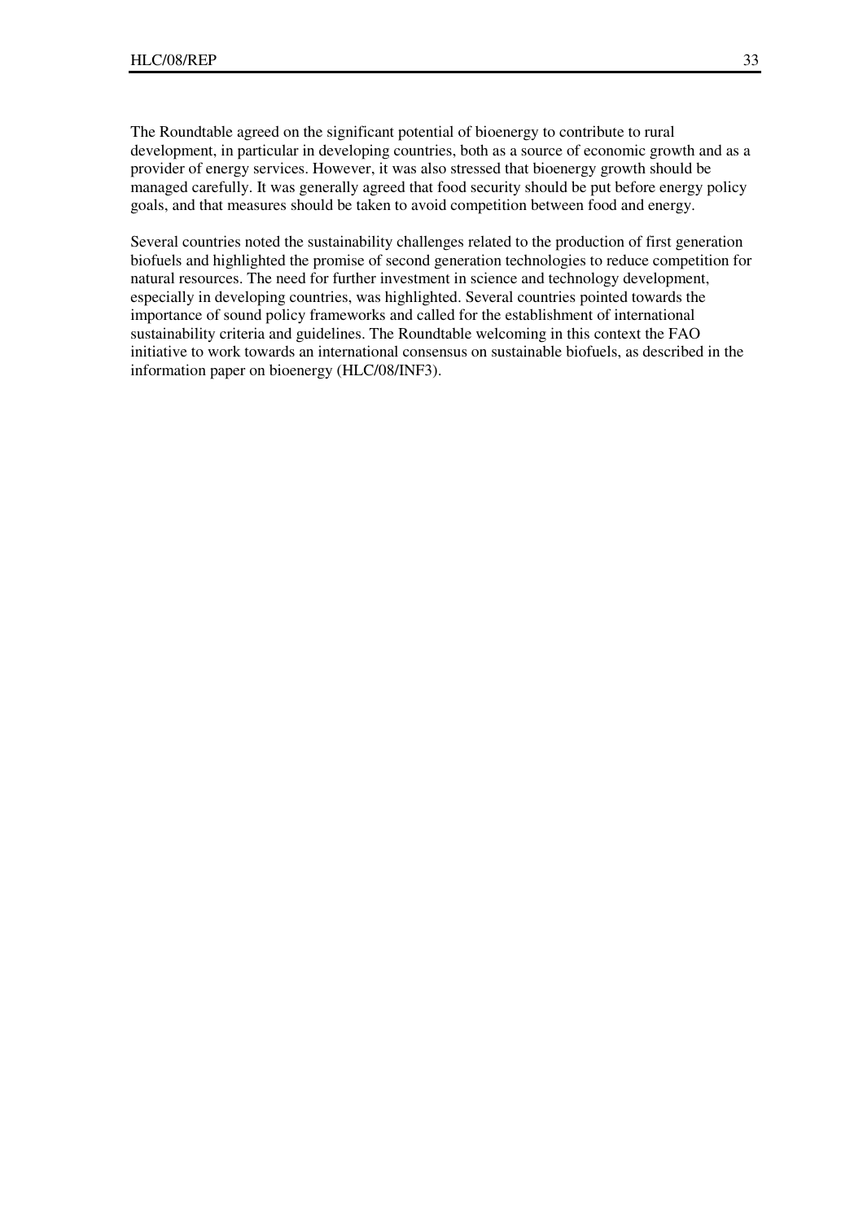The Roundtable agreed on the significant potential of bioenergy to contribute to rural development, in particular in developing countries, both as a source of economic growth and as a provider of energy services. However, it was also stressed that bioenergy growth should be managed carefully. It was generally agreed that food security should be put before energy policy goals, and that measures should be taken to avoid competition between food and energy.

Several countries noted the sustainability challenges related to the production of first generation biofuels and highlighted the promise of second generation technologies to reduce competition for natural resources. The need for further investment in science and technology development, especially in developing countries, was highlighted. Several countries pointed towards the importance of sound policy frameworks and called for the establishment of international sustainability criteria and guidelines. The Roundtable welcoming in this context the FAO initiative to work towards an international consensus on sustainable biofuels, as described in the information paper on bioenergy (HLC/08/INF3).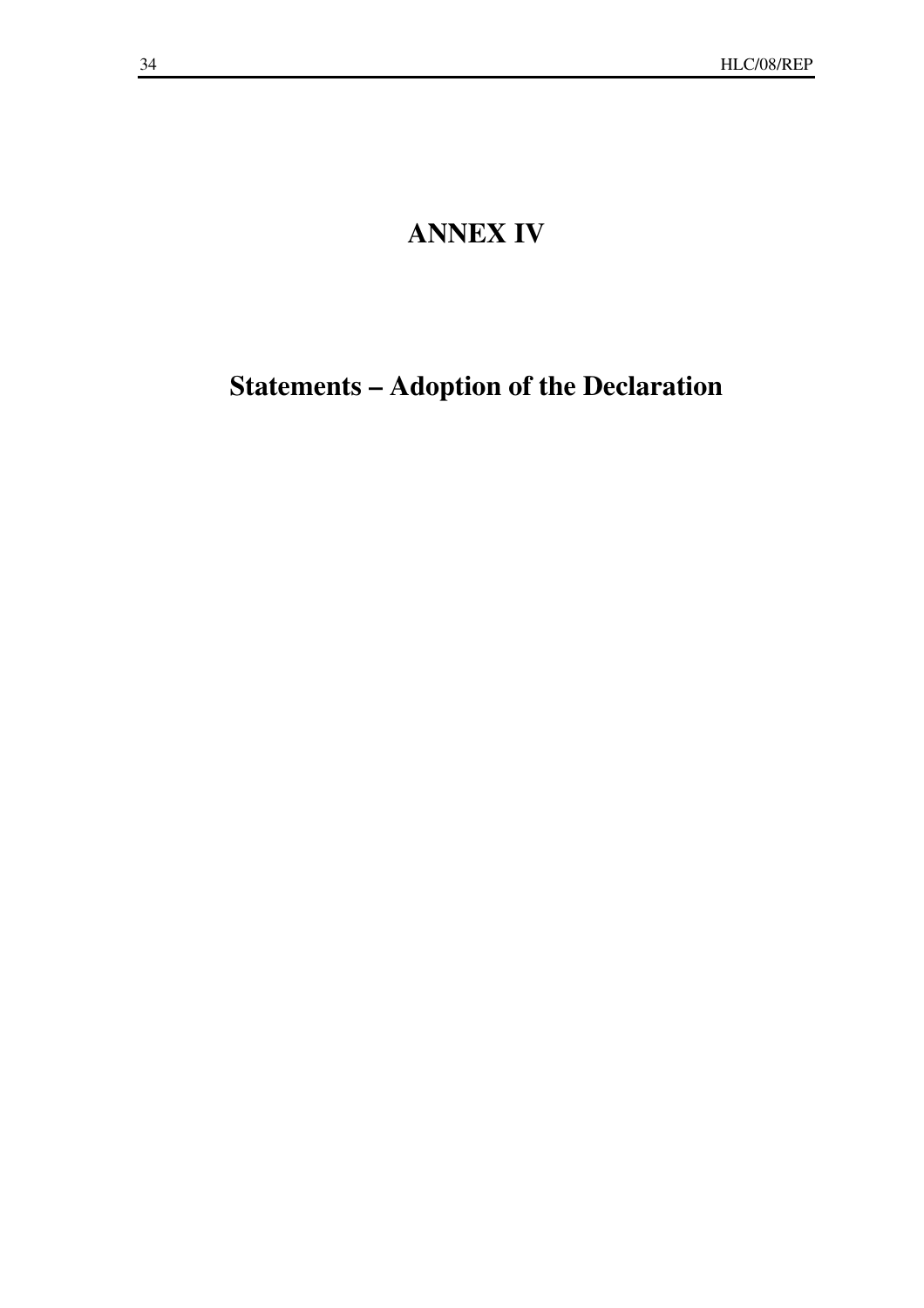# ANNEX IV

## Statements – Adoption of the Declaration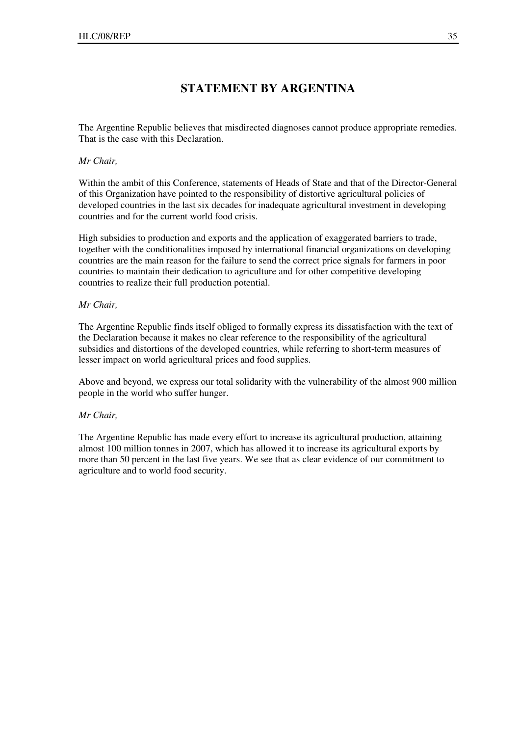## STATEMENT BY ARGENTINA

The Argentine Republic believes that misdirected diagnoses cannot produce appropriate remedies. That is the case with this Declaration.

*Mr Chair,*

Within the ambit of this Conference, statements of Heads of State and that of the Director-General of this Organization have pointed to the responsibility of distortive agricultural policies of developed countries in the last six decades for inadequate agricultural investment in developing countries and for the current world food crisis.

High subsidies to production and exports and the application of exaggerated barriers to trade, together with the conditionalities imposed by international financial organizations on developing countries are the main reason for the failure to send the correct price signals for farmers in poor countries to maintain their dedication to agriculture and for other competitive developing countries to realize their full production potential.

*Mr Chair,*

The Argentine Republic finds itself obliged to formally express its dissatisfaction with the text of the Declaration because it makes no clear reference to the responsibility of the agricultural subsidies and distortions of the developed countries, while referring to short-term measures of lesser impact on world agricultural prices and food supplies.

Above and beyond, we express our total solidarity with the vulnerability of the almost 900 million people in the world who suffer hunger.

*Mr Chair,*

The Argentine Republic has made every effort to increase its agricultural production, attaining almost 100 million tonnes in 2007, which has allowed it to increase its agricultural exports by more than 50 percent in the last five years. We see that as clear evidence of our commitment to agriculture and to world food security.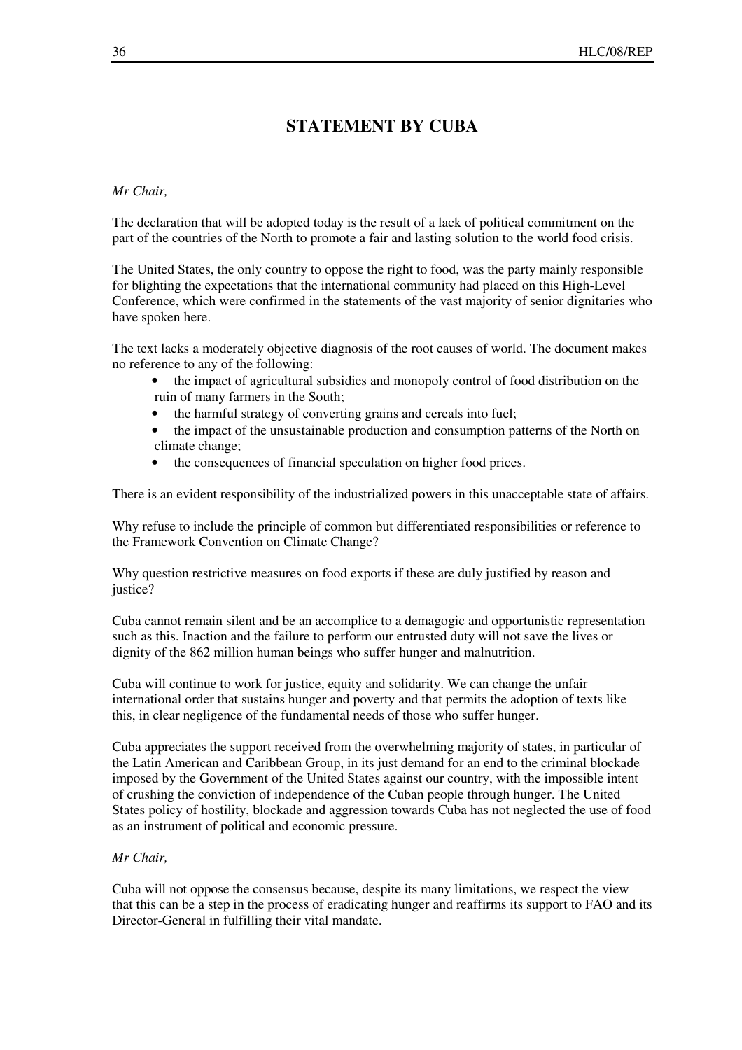# STATEMENT BY CUBA

*Mr Chair,*

The declaration that will be adopted today is the result of a lack of political commitment on the part of the countries of the North to promote a fair and lasting solution to the world food crisis.

The United States, the only country to oppose the right to food, was the party mainly responsible for blighting the expectations that the international community had placed on this High-Level Conference, which were confirmed in the statements of the vast majority of senior dignitaries who have spoken here.

The text lacks a moderately objective diagnosis of the root causes of world. The document makes no reference to any of the following:

- the impact of agricultural subsidies and monopoly control of food distribution on the ruin of many farmers in the South;
- the harmful strategy of converting grains and cereals into fuel;
- the impact of the unsustainable production and consumption patterns of the North on climate change;
- the consequences of financial speculation on higher food prices.

There is an evident responsibility of the industrialized powers in this unacceptable state of affairs.

Why refuse to include the principle of common but differentiated responsibilities or reference to the Framework Convention on Climate Change?

Why question restrictive measures on food exports if these are duly justified by reason and justice?

Cuba cannot remain silent and be an accomplice to a demagogic and opportunistic representation such as this. Inaction and the failure to perform our entrusted duty will not save the lives or dignity of the 862 million human beings who suffer hunger and malnutrition.

Cuba will continue to work for justice, equity and solidarity. We can change the unfair international order that sustains hunger and poverty and that permits the adoption of texts like this, in clear negligence of the fundamental needs of those who suffer hunger.

Cuba appreciates the support received from the overwhelming majority of states, in particular of the Latin American and Caribbean Group, in its just demand for an end to the criminal blockade imposed by the Government of the United States against our country, with the impossible intent of crushing the conviction of independence of the Cuban people through hunger. The United States policy of hostility, blockade and aggression towards Cuba has not neglected the use of food as an instrument of political and economic pressure.

*Mr Chair,*

Cuba will not oppose the consensus because, despite its many limitations, we respect the view that this can be a step in the process of eradicating hunger and reaffirms its support to FAO and its Director-General in fulfilling their vital mandate.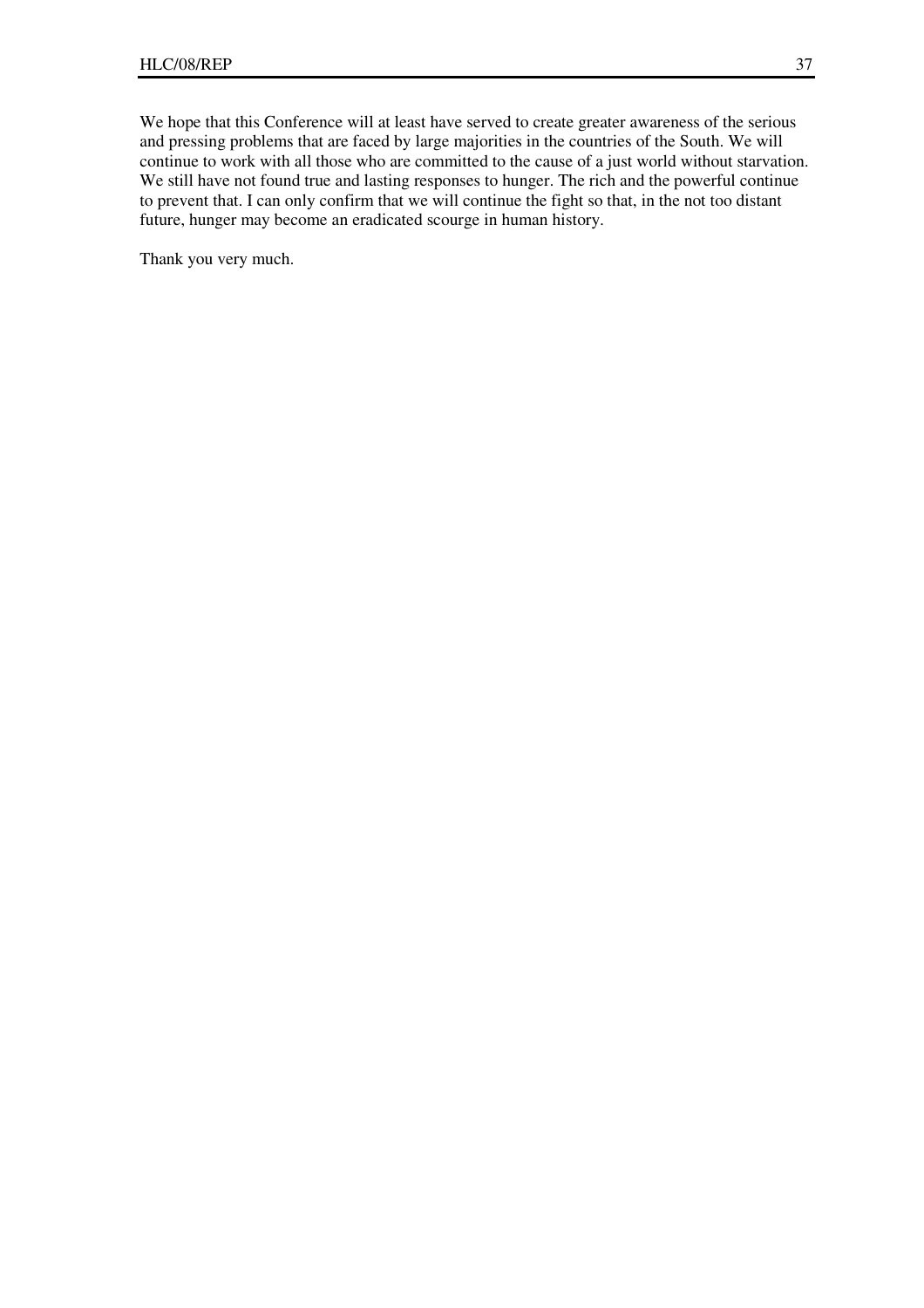We hope that this Conference will at least have served to create greater awareness of the serious and pressing problems that are faced by large majorities in the countries of the South. We will continue to work with all those who are committed to the cause of a just world without starvation. We still have not found true and lasting responses to hunger. The rich and the powerful continue to prevent that. I can only confirm that we will continue the fight so that, in the not too distant future, hunger may become an eradicated scourge in human history.

Thank you very much.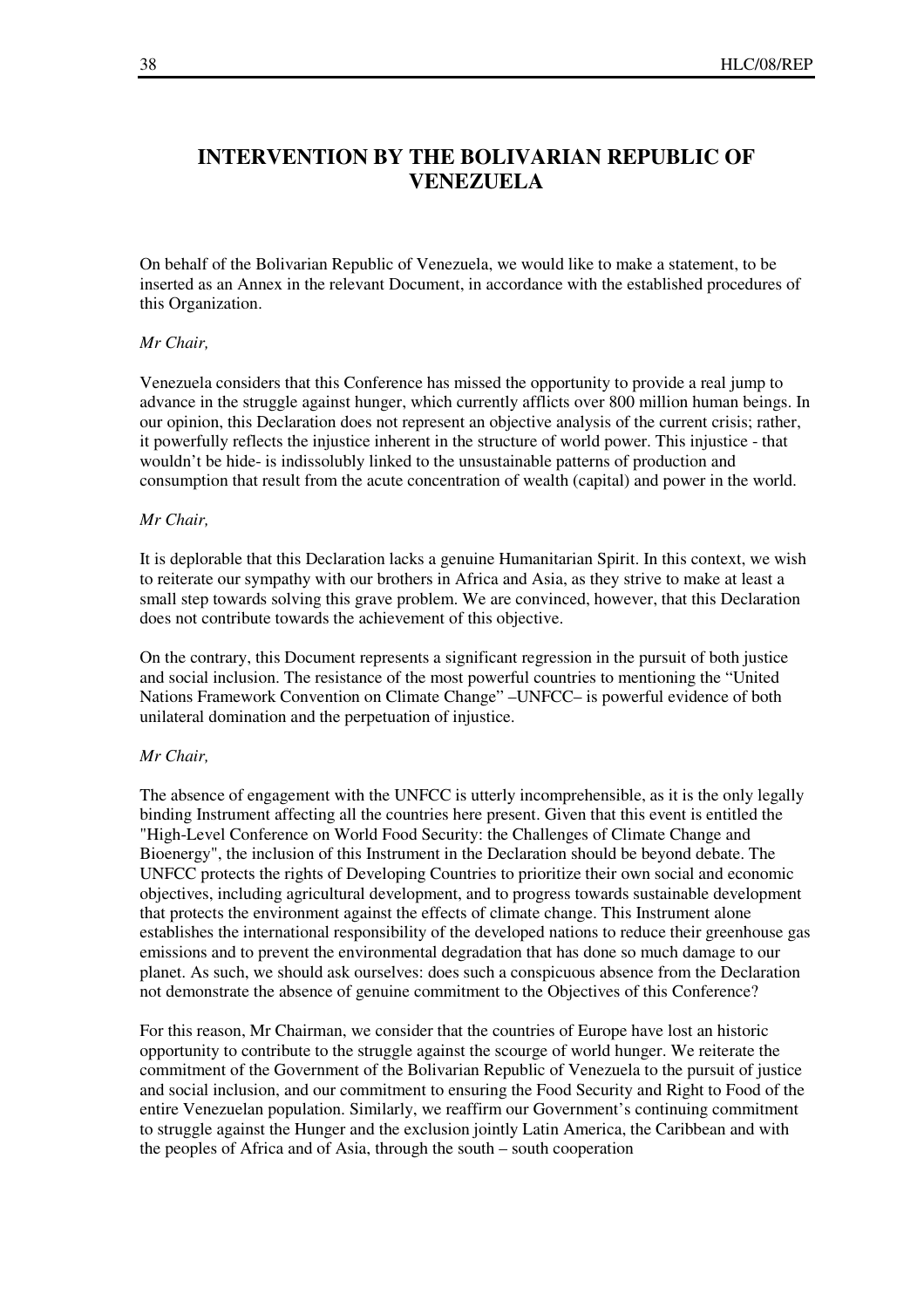# INTERVENTION BY THE BOLIVARIAN REPUBLIC OF VENEZUELA

On behalf of the Bolivarian Republic of Venezuela, we would like to make a statement, to be inserted as an Annex in the relevant Document, in accordance with the established procedures of this Organization.

*Mr Chair,*

Venezuela considers that this Conference has missed the opportunity to provide a real jump to advance in the struggle against hunger, which currently afflicts over 800 million human beings. In our opinion, this Declaration does not represent an objective analysis of the current crisis; rather, it powerfully reflects the injustice inherent in the structure of world power. This injustice - that wouldn't be hide- is indissolubly linked to the unsustainable patterns of production and consumption that result from the acute concentration of wealth (capital) and power in the world.

*Mr Chair,*

It is deplorable that this Declaration lacks a genuine Humanitarian Spirit. In this context, we wish to reiterate our sympathy with our brothers in Africa and Asia, as they strive to make at least a small step towards solving this grave problem. We are convinced, however, that this Declaration does not contribute towards the achievement of this objective.

On the contrary, this Document represents a significant regression in the pursuit of both justice and social inclusion. The resistance of the most powerful countries to mentioning the "United Nations Framework Convention on Climate Change" –UNFCC– is powerful evidence of both unilateral domination and the perpetuation of injustice.

*Mr Chair,*

The absence of engagement with the UNFCC is utterly incomprehensible, as it is the only legally binding Instrument affecting all the countries here present. Given that this event is entitled the "High-Level Conference on World Food Security: the Challenges of Climate Change and Bioenergy", the inclusion of this Instrument in the Declaration should be beyond debate. The UNFCC protects the rights of Developing Countries to prioritize their own social and economic objectives, including agricultural development, and to progress towards sustainable development that protects the environment against the effects of climate change. This Instrument alone establishes the international responsibility of the developed nations to reduce their greenhouse gas emissions and to prevent the environmental degradation that has done so much damage to our planet. As such, we should ask ourselves: does such a conspicuous absence from the Declaration not demonstrate the absence of genuine commitment to the Objectives of this Conference?

For this reason, Mr Chairman, we consider that the countries of Europe have lost an historic opportunity to contribute to the struggle against the scourge of world hunger. We reiterate the commitment of the Government of the Bolivarian Republic of Venezuela to the pursuit of justice and social inclusion, and our commitment to ensuring the Food Security and Right to Food of the entire Venezuelan population. Similarly, we reaffirm our Government's continuing commitment to struggle against the Hunger and the exclusion jointly Latin America, the Caribbean and with the peoples of Africa and of Asia, through the south – south cooperation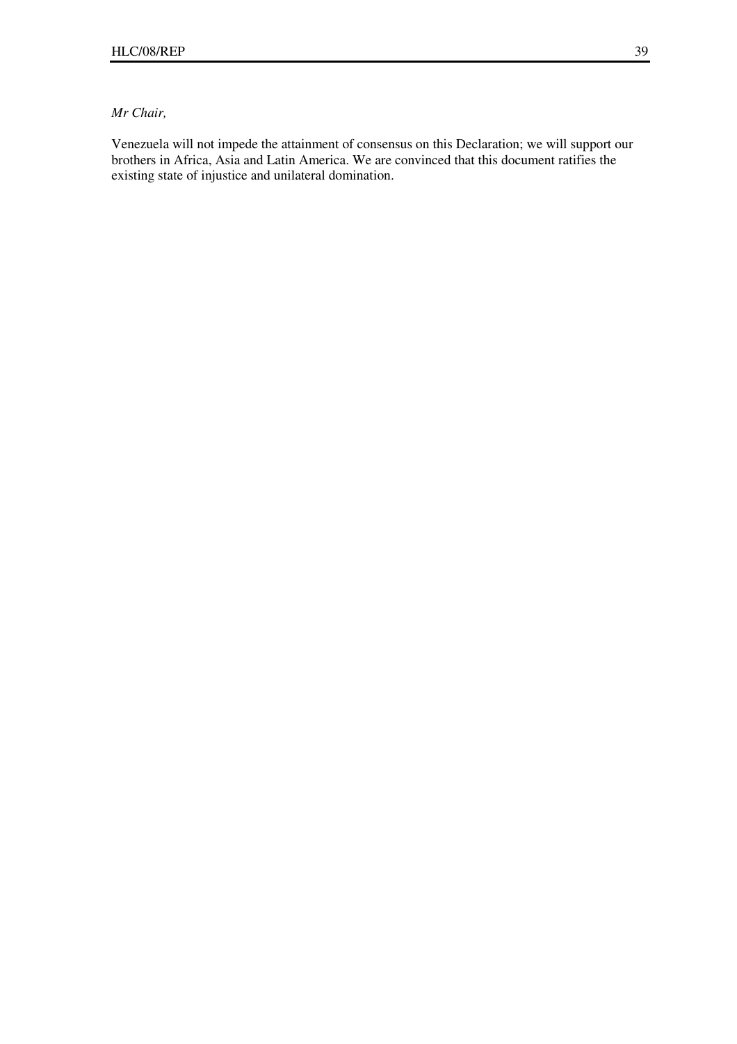*Mr Chair,*

Venezuela will not impede the attainment of consensus on this Declaration; we will support our brothers in Africa, Asia and Latin America. We are convinced that this document ratifies the existing state of injustice and unilateral domination.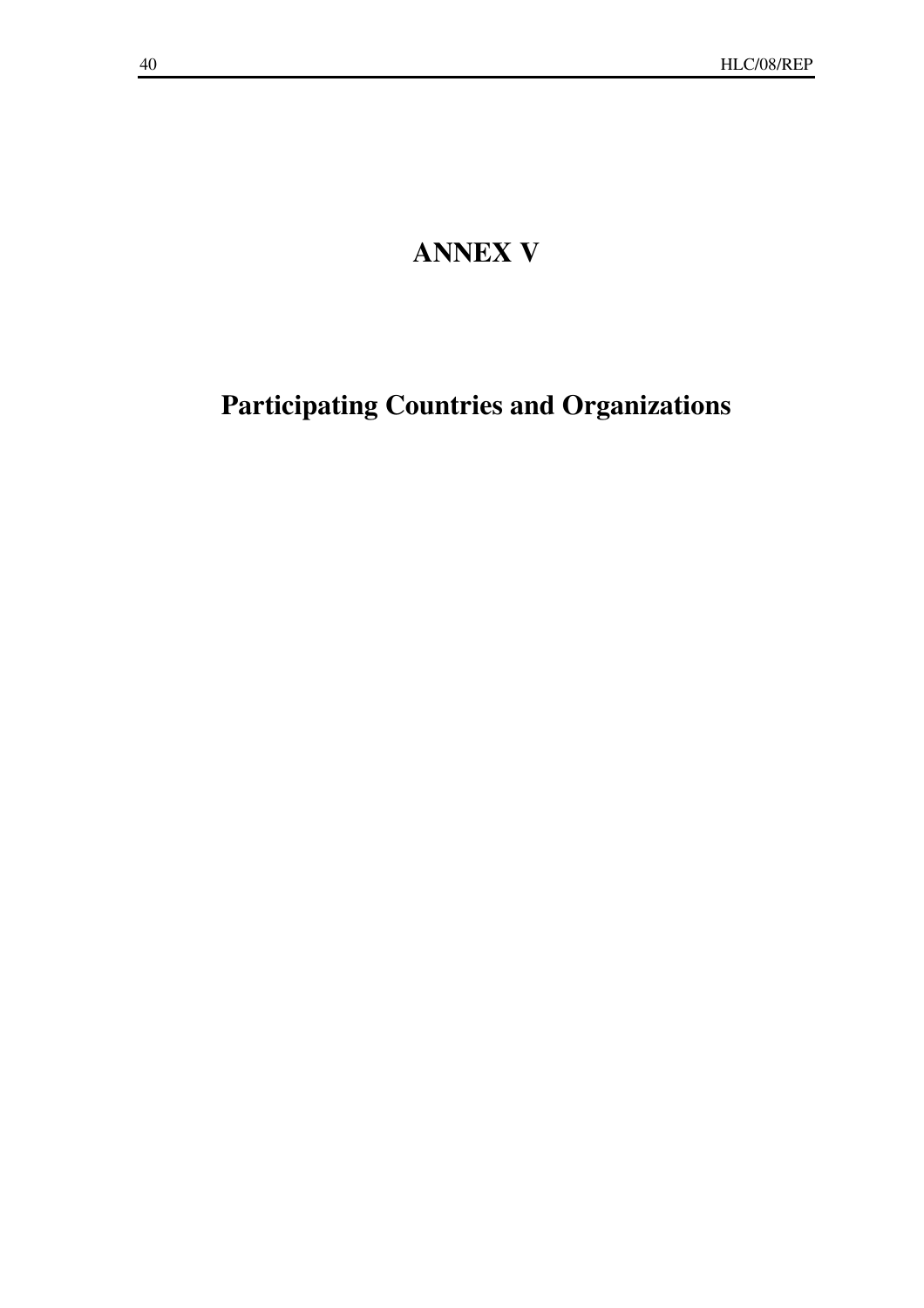# ANNEX V

# Participating Countries and Organizations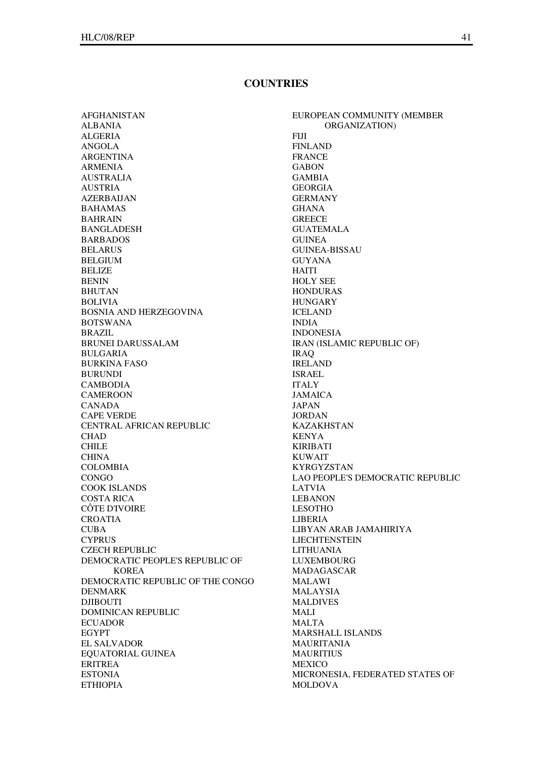## COUNTRIES

AFGHANISTAN
ALBANIA
ALGERIA
ANGOLA
ARGENTINA
ARMENIA
AUSTRALIA
AUSTRIA
AZERBAIJAN
BAHAMAS
BAHRAIN
BANGLADESH
BARBADOS
BELARUS
BELGIUM
BELIZE
BENIN
BHUTAN
BOLIVIA
BOSNIA AND HERZEGOVINA
BOTSWANA
BRAZIL
BRUNEI DARUSSALAM
BULGARIA
BURKINA FASO
BURUNDI
CAMBODIA
CAMEROON
CANADA
CAPE VERDE
CENTRAL AFRICAN REPUBLIC
CHAD
CHILE
CHINA
COLOMBIA
CONGO
COOK ISLANDS
COSTA RICA
CÔTE D'IVOIRE
CROATIA
CUBA
CYPRUS
CZECH REPUBLIC
DEMOCRATIC PEOPLE'S REPUBLIC OF KOREA
DEMOCRATIC REPUBLIC OF THE CONGO
DENMARK
DJIBOUTI
DOMINICAN REPUBLIC
ECUADOR
EGYPT
EL SALVADOR
EQUATORIAL GUINEA
ERITREA
ESTONIA
ETHIOPIA
EUROPEAN COMMUNITY (MEMBER ORGANIZATION)
FIJI
FINLAND
FRANCE
GABON
GAMBIA
GEORGIA
GERMANY
GHANA
GREECE
GUATEMALA
GUINEA
GUINEA-BISSAU
GUYANA
HAITI
HOLY SEE
HONDURAS
HUNGARY
ICELAND
INDIA
INDONESIA
IRAN (ISLAMIC REPUBLIC OF)
IRAQ
IRELAND
ISRAEL
ITALY
JAMAICA
JAPAN
JORDAN
KAZAKHSTAN
KENYA
KIRIBATI
KUWAIT
KYRGYZSTAN
LAO PEOPLE'S DEMOCRATIC REPUBLIC
LATVIA
LEBANON
LESOTHO
LIBERIA
LIBYAN ARAB JAMAHIRIYA
LIECHTENSTEIN
LITHUANIA
LUXEMBOURG
MADAGASCAR
MALAWI
MALAYSIA
MALDIVES
MALI
MALTA
MARSHALL ISLANDS
MAURITANIA
MAURITIUS
MEXICO
MICRONESIA, FEDERATED STATES OF
MOLDOVA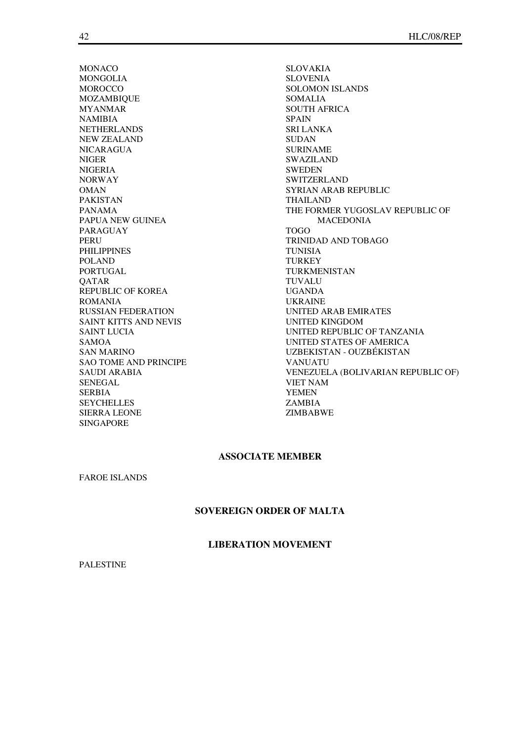MONACO
MONGOLIA
MOROCCO
MOZAMBIQUE
MYANMAR
NAMIBIA
NETHERLANDS
NEW ZEALAND
NICARAGUA
NIGER
NIGERIA
NORWAY
OMAN
PAKISTAN
PANAMA
PAPUA NEW GUINEA
PARAGUAY
PERU
PHILIPPINES
POLAND
PORTUGAL
QATAR
REPUBLIC OF KOREA
ROMANIA
RUSSIAN FEDERATION
SAINT KITTS AND NEVIS
SAINT LUCIA
SAMOA
SAN MARINO
SAO TOME AND PRINCIPE
SAUDI ARABIA
SENEGAL
SERBIA
SEYCHELLES
SIERRA LEONE
SINGAPORE
SLOVAKIA
SLOVENIA
SOLOMON ISLANDS
SOMALIA
SOUTH AFRICA
SPAIN
SRI LANKA
SUDAN
SURINAME
SWAZILAND
SWEDEN
SWITZERLAND
SYRIAN ARAB REPUBLIC
THAILAND
THE FORMER YUGOSLAV REPUBLIC OF MACEDONIA
TOGO
TRINIDAD AND TOBAGO
TUNISIA
TURKEY
TURKMENISTAN
TUVALU
UGANDA
UKRAINE
UNITED ARAB EMIRATES
UNITED KINGDOM
UNITED REPUBLIC OF TANZANIA
UNITED STATES OF AMERICA
UZBEKISTAN - OUZBÉKISTAN
VANUATU
VENEZUELA (BOLIVARIAN REPUBLIC OF)
VIET NAM
YEMEN
ZAMBIA
ZIMBABWE

## ASSOCIATE MEMBER

FAROE ISLANDS

## SOVEREIGN ORDER OF MALTA

## LIBERATION MOVEMENT

PALESTINE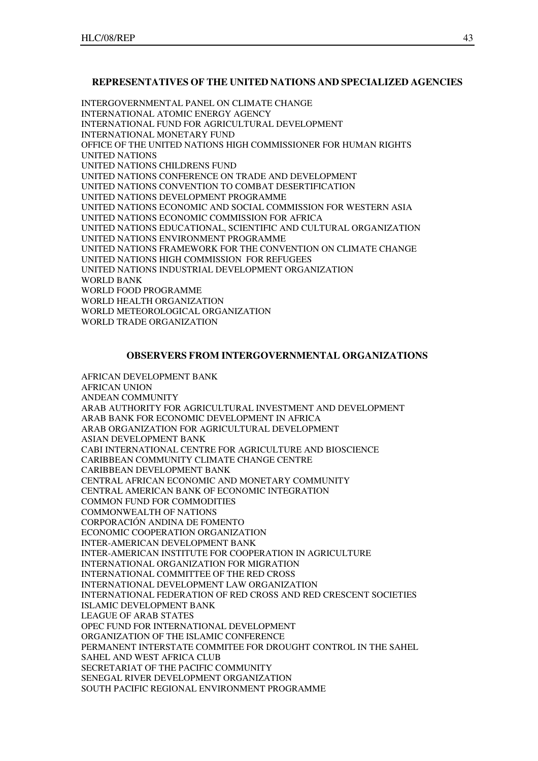## REPRESENTATIVES OF THE UNITED NATIONS AND SPECIALIZED AGENCIES

INTERGOVERNMENTAL PANEL ON CLIMATE CHANGE
INTERNATIONAL ATOMIC ENERGY AGENCY
INTERNATIONAL FUND FOR AGRICULTURAL DEVELOPMENT
INTERNATIONAL MONETARY FUND
OFFICE OF THE UNITED NATIONS HIGH COMMISSIONER FOR HUMAN RIGHTS
UNITED NATIONS
UNITED NATIONS CHILDRENS FUND
UNITED NATIONS CONFERENCE ON TRADE AND DEVELOPMENT
UNITED NATIONS CONVENTION TO COMBAT DESERTIFICATION
UNITED NATIONS DEVELOPMENT PROGRAMME
UNITED NATIONS ECONOMIC AND SOCIAL COMMISSION FOR WESTERN ASIA
UNITED NATIONS ECONOMIC COMMISSION FOR AFRICA
UNITED NATIONS EDUCATIONAL, SCIENTIFIC AND CULTURAL ORGANIZATION
UNITED NATIONS ENVIRONMENT PROGRAMME
UNITED NATIONS FRAMEWORK FOR THE CONVENTION ON CLIMATE CHANGE
UNITED NATIONS HIGH COMMISSION FOR REFUGEES
UNITED NATIONS INDUSTRIAL DEVELOPMENT ORGANIZATION
WORLD BANK
WORLD FOOD PROGRAMME
WORLD HEALTH ORGANIZATION
WORLD METEOROLOGICAL ORGANIZATION
WORLD TRADE ORGANIZATION

## OBSERVERS FROM INTERGOVERNMENTAL ORGANIZATIONS

AFRICAN DEVELOPMENT BANK
AFRICAN UNION
ANDEAN COMMUNITY
ARAB AUTHORITY FOR AGRICULTURAL INVESTMENT AND DEVELOPMENT
ARAB BANK FOR ECONOMIC DEVELOPMENT IN AFRICA
ARAB ORGANIZATION FOR AGRICULTURAL DEVELOPMENT
ASIAN DEVELOPMENT BANK
CABI INTERNATIONAL CENTRE FOR AGRICULTURE AND BIOSCIENCE
CARIBBEAN COMMUNITY CLIMATE CHANGE CENTRE
CARIBBEAN DEVELOPMENT BANK
CENTRAL AFRICAN ECONOMIC AND MONETARY COMMUNITY
CENTRAL AMERICAN BANK OF ECONOMIC INTEGRATION
COMMON FUND FOR COMMODITIES
COMMONWEALTH OF NATIONS
CORPORACIÓN ANDINA DE FOMENTO
ECONOMIC COOPERATION ORGANIZATION
INTER-AMERICAN DEVELOPMENT BANK
INTER-AMERICAN INSTITUTE FOR COOPERATION IN AGRICULTURE
INTERNATIONAL ORGANIZATION FOR MIGRATION
INTERNATIONAL COMMITTEE OF THE RED CROSS
INTERNATIONAL DEVELOPMENT LAW ORGANIZATION
INTERNATIONAL FEDERATION OF RED CROSS AND RED CRESCENT SOCIETIES
ISLAMIC DEVELOPMENT BANK
LEAGUE OF ARAB STATES
OPEC FUND FOR INTERNATIONAL DEVELOPMENT
ORGANIZATION OF THE ISLAMIC CONFERENCE
PERMANENT INTERSTATE COMMITEE FOR DROUGHT CONTROL IN THE SAHEL
SAHEL AND WEST AFRICA CLUB
SECRETARIAT OF THE PACIFIC COMMUNITY
SENEGAL RIVER DEVELOPMENT ORGANIZATION
SOUTH PACIFIC REGIONAL ENVIRONMENT PROGRAMME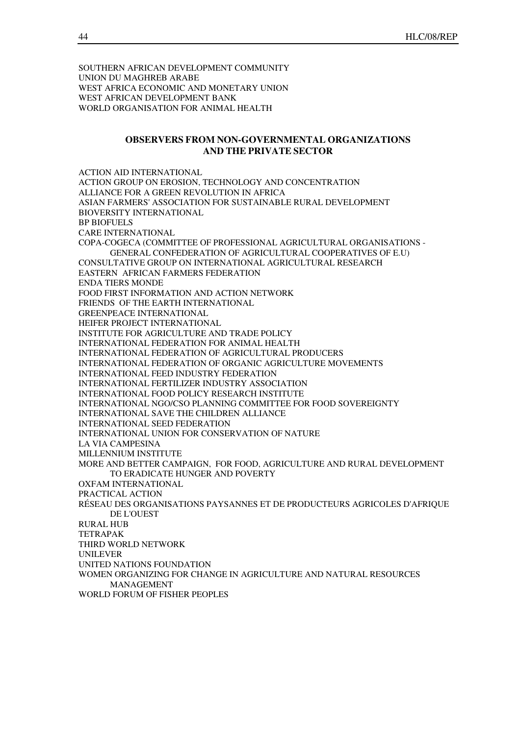SOUTHERN AFRICAN DEVELOPMENT COMMUNITY
UNION DU MAGHREB ARABE
WEST AFRICA ECONOMIC AND MONETARY UNION
WEST AFRICAN DEVELOPMENT BANK
WORLD ORGANISATION FOR ANIMAL HEALTH

## OBSERVERS FROM NON-GOVERNMENTAL ORGANIZATIONS AND THE PRIVATE SECTOR

ACTION AID INTERNATIONAL
ACTION GROUP ON EROSION, TECHNOLOGY AND CONCENTRATION
ALLIANCE FOR A GREEN REVOLUTION IN AFRICA
ASIAN FARMERS' ASSOCIATION FOR SUSTAINABLE RURAL DEVELOPMENT
BIOVERSITY INTERNATIONAL
BP BIOFUELS
CARE INTERNATIONAL
COPA-COGECA (COMMITTEE OF PROFESSIONAL AGRICULTURAL ORGANISATIONS - GENERAL CONFEDERATION OF AGRICULTURAL COOPERATIVES OF E.U)
CONSULTATIVE GROUP ON INTERNATIONAL AGRICULTURAL RESEARCH
EASTERN AFRICAN FARMERS FEDERATION
ENDA TIERS MONDE
FOOD FIRST INFORMATION AND ACTION NETWORK
FRIENDS OF THE EARTH INTERNATIONAL
GREENPEACE INTERNATIONAL
HEIFER PROJECT INTERNATIONAL
INSTITUTE FOR AGRICULTURE AND TRADE POLICY
INTERNATIONAL FEDERATION FOR ANIMAL HEALTH
INTERNATIONAL FEDERATION OF AGRICULTURAL PRODUCERS
INTERNATIONAL FEDERATION OF ORGANIC AGRICULTURE MOVEMENTS
INTERNATIONAL FEED INDUSTRY FEDERATION
INTERNATIONAL FERTILIZER INDUSTRY ASSOCIATION
INTERNATIONAL FOOD POLICY RESEARCH INSTITUTE
INTERNATIONAL NGO/CSO PLANNING COMMITTEE FOR FOOD SOVEREIGNTY
INTERNATIONAL SAVE THE CHILDREN ALLIANCE
INTERNATIONAL SEED FEDERATION
INTERNATIONAL UNION FOR CONSERVATION OF NATURE
LA VIA CAMPESINA
MILLENNIUM INSTITUTE
MORE AND BETTER CAMPAIGN, FOR FOOD, AGRICULTURE AND RURAL DEVELOPMENT TO ERADICATE HUNGER AND POVERTY
OXFAM INTERNATIONAL
PRACTICAL ACTION
RÉSEAU DES ORGANISATIONS PAYSANNES ET DE PRODUCTEURS AGRICOLES D'AFRIQUE DE L'OUEST
RURAL HUB
TETRAPAK
THIRD WORLD NETWORK
UNILEVER
UNITED NATIONS FOUNDATION
WOMEN ORGANIZING FOR CHANGE IN AGRICULTURE AND NATURAL RESOURCES MANAGEMENT
WORLD FORUM OF FISHER PEOPLES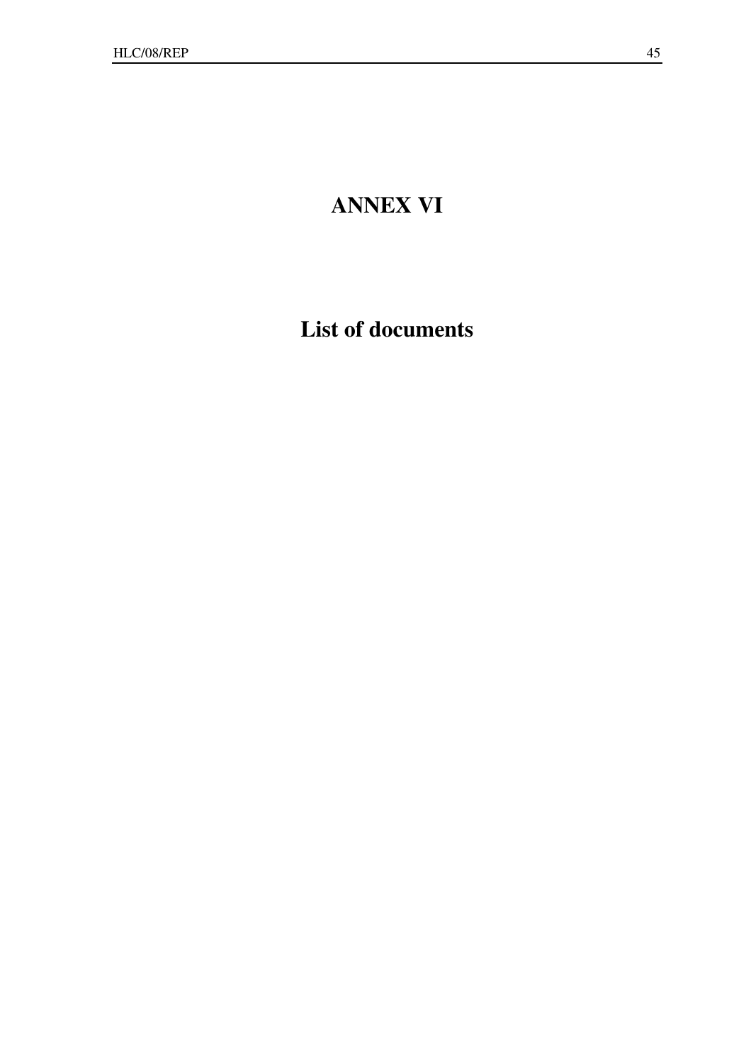# ANNEX VI

## List of documents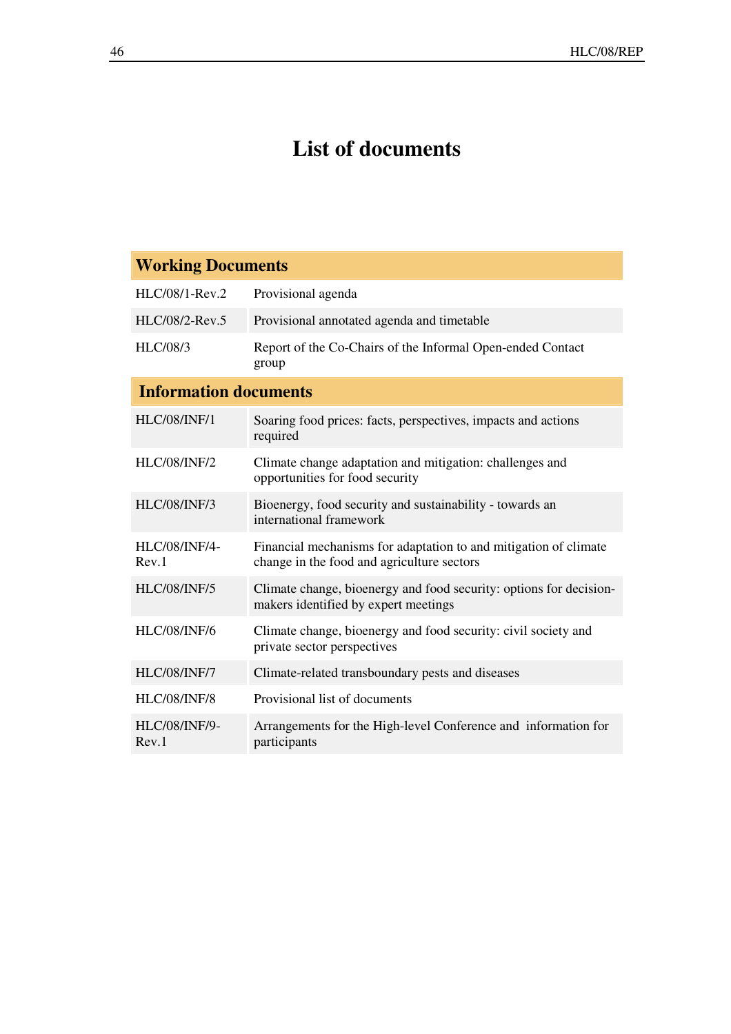# List of documents

| Working Documents | |
|---|---|
| HLC/08/1-Rev.2 | Provisional agenda |
| HLC/08/2-Rev.5 | Provisional annotated agenda and timetable |
| HLC/08/3 | Report of the Co-Chairs of the Informal Open-ended Contact group |
| **Information documents** | |
| HLC/08/INF/1 | Soaring food prices: facts, perspectives, impacts and actions required |
| HLC/08/INF/2 | Climate change adaptation and mitigation: challenges and opportunities for food security |
| HLC/08/INF/3 | Bioenergy, food security and sustainability - towards an international framework |
| HLC/08/INF/4-Rev.1 | Financial mechanisms for adaptation to and mitigation of climate change in the food and agriculture sectors |
| HLC/08/INF/5 | Climate change, bioenergy and food security: options for decision-makers identified by expert meetings |
| HLC/08/INF/6 | Climate change, bioenergy and food security: civil society and private sector perspectives |
| HLC/08/INF/7 | Climate-related transboundary pests and diseases |
| HLC/08/INF/8 | Provisional list of documents |
| HLC/08/INF/9-Rev.1 | Arrangements for the High-level Conference and information for participants |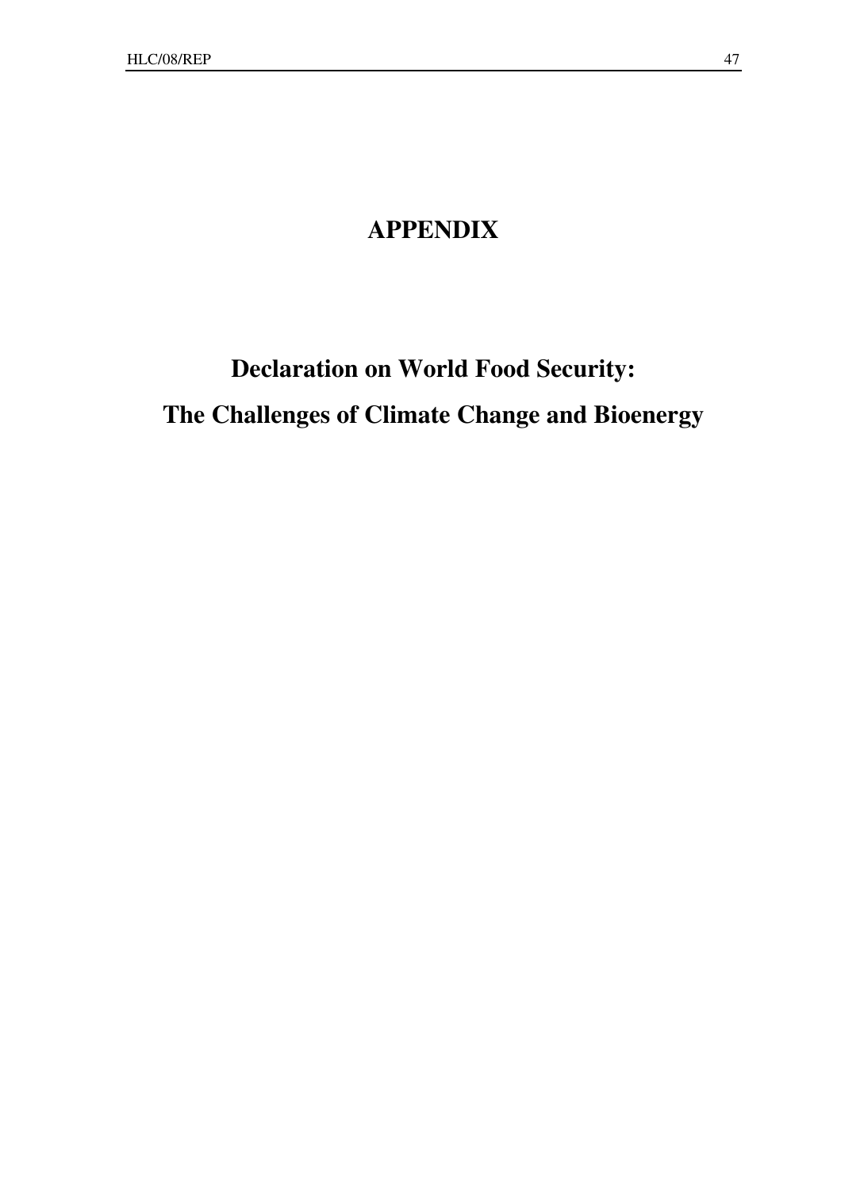# APPENDIX

# Declaration on World Food Security: The Challenges of Climate Change and Bioenergy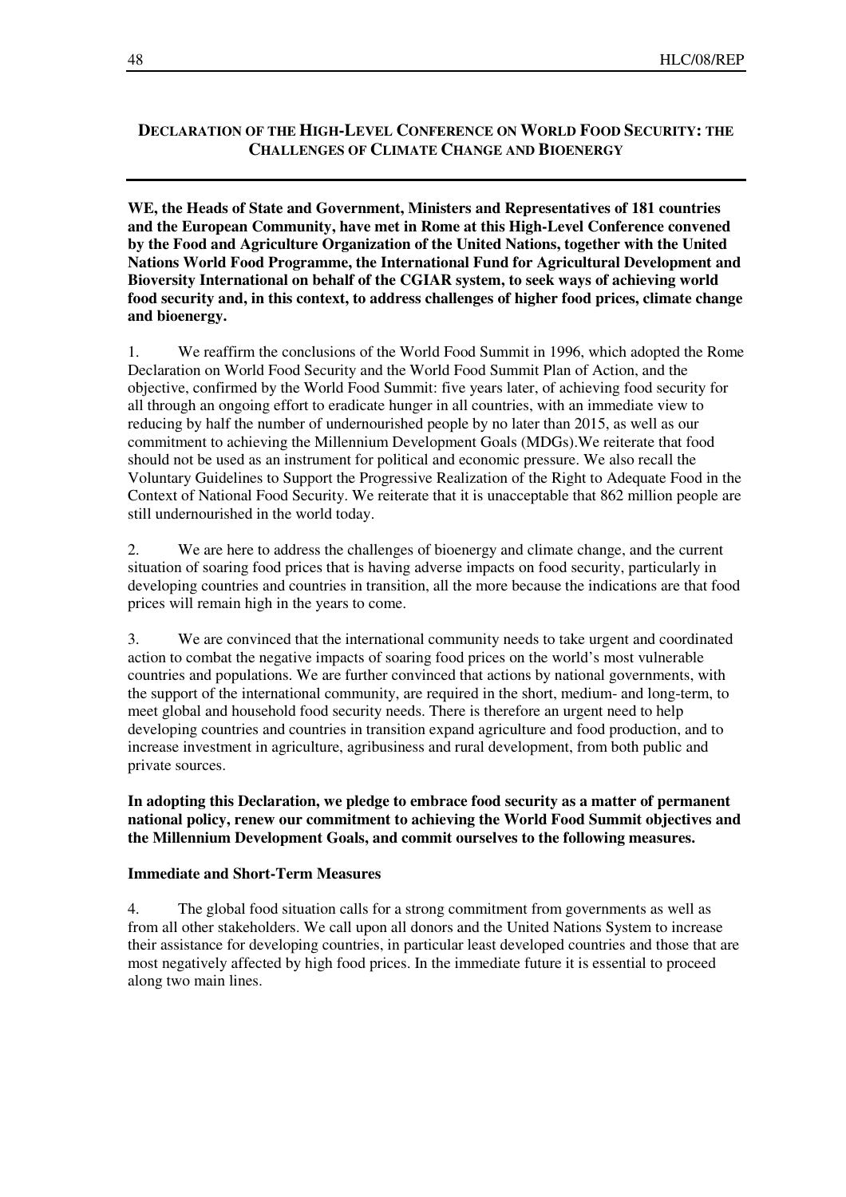## Declaration of the High-Level Conference on World Food Security: the Challenges of Climate Change and Bioenergy

**WE, the Heads of State and Government, Ministers and Representatives of 181 countries and the European Community, have met in Rome at this High-Level Conference convened by the Food and Agriculture Organization of the United Nations, together with the United Nations World Food Programme, the International Fund for Agricultural Development and Bioversity International on behalf of the CGIAR system, to seek ways of achieving world food security and, in this context, to address challenges of higher food prices, climate change and bioenergy.**

1. We reaffirm the conclusions of the World Food Summit in 1996, which adopted the Rome Declaration on World Food Security and the World Food Summit Plan of Action, and the objective, confirmed by the World Food Summit: five years later, of achieving food security for all through an ongoing effort to eradicate hunger in all countries, with an immediate view to reducing by half the number of undernourished people by no later than 2015, as well as our commitment to achieving the Millennium Development Goals (MDGs).We reiterate that food should not be used as an instrument for political and economic pressure. We also recall the Voluntary Guidelines to Support the Progressive Realization of the Right to Adequate Food in the Context of National Food Security. We reiterate that it is unacceptable that 862 million people are still undernourished in the world today.

2. We are here to address the challenges of bioenergy and climate change, and the current situation of soaring food prices that is having adverse impacts on food security, particularly in developing countries and countries in transition, all the more because the indications are that food prices will remain high in the years to come.

3. We are convinced that the international community needs to take urgent and coordinated action to combat the negative impacts of soaring food prices on the world's most vulnerable countries and populations. We are further convinced that actions by national governments, with the support of the international community, are required in the short, medium- and long-term, to meet global and household food security needs. There is therefore an urgent need to help developing countries and countries in transition expand agriculture and food production, and to increase investment in agriculture, agribusiness and rural development, from both public and private sources.

**In adopting this Declaration, we pledge to embrace food security as a matter of permanent national policy, renew our commitment to achieving the World Food Summit objectives and the Millennium Development Goals, and commit ourselves to the following measures.**

### Immediate and Short-Term Measures

4. The global food situation calls for a strong commitment from governments as well as from all other stakeholders. We call upon all donors and the United Nations System to increase their assistance for developing countries, in particular least developed countries and those that are most negatively affected by high food prices. In the immediate future it is essential to proceed along two main lines.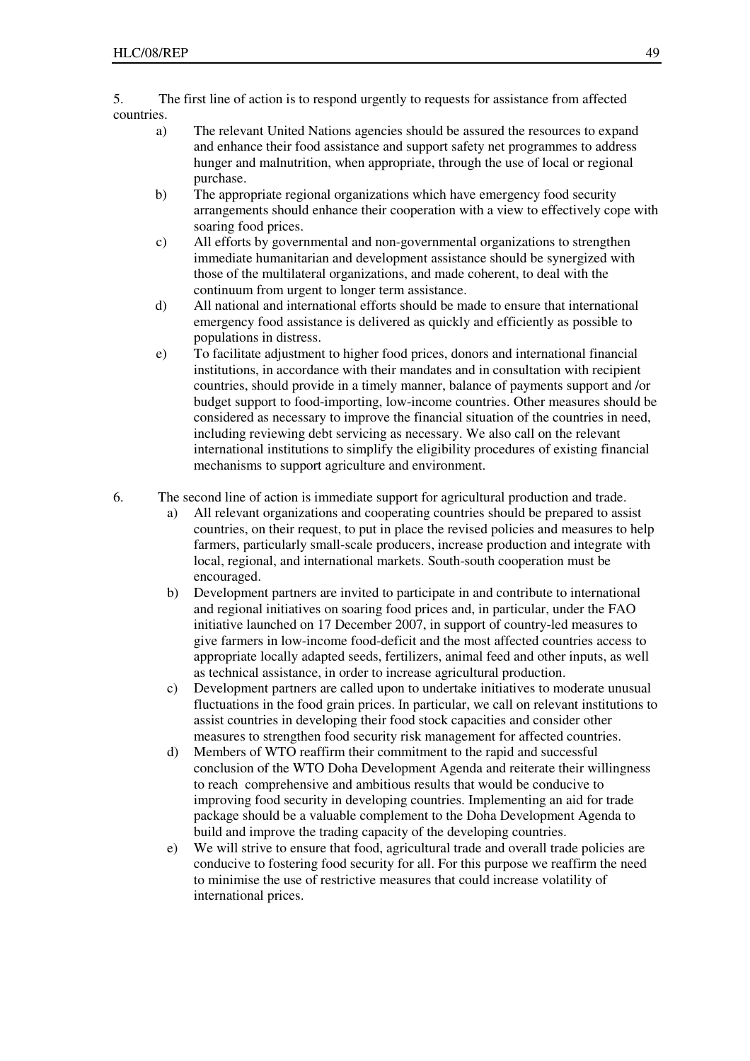5. The first line of action is to respond urgently to requests for assistance from affected countries.

   a) The relevant United Nations agencies should be assured the resources to expand and enhance their food assistance and support safety net programmes to address hunger and malnutrition, when appropriate, through the use of local or regional purchase.
   
   b) The appropriate regional organizations which have emergency food security arrangements should enhance their cooperation with a view to effectively cope with soaring food prices.
   
   c) All efforts by governmental and non-governmental organizations to strengthen immediate humanitarian and development assistance should be synergized with those of the multilateral organizations, and made coherent, to deal with the continuum from urgent to longer term assistance.
   
   d) All national and international efforts should be made to ensure that international emergency food assistance is delivered as quickly and efficiently as possible to populations in distress.
   
   e) To facilitate adjustment to higher food prices, donors and international financial institutions, in accordance with their mandates and in consultation with recipient countries, should provide in a timely manner, balance of payments support and /or budget support to food-importing, low-income countries. Other measures should be considered as necessary to improve the financial situation of the countries in need, including reviewing debt servicing as necessary. We also call on the relevant international institutions to simplify the eligibility procedures of existing financial mechanisms to support agriculture and environment.

6. The second line of action is immediate support for agricultural production and trade.

   a) All relevant organizations and cooperating countries should be prepared to assist countries, on their request, to put in place the revised policies and measures to help farmers, particularly small-scale producers, increase production and integrate with local, regional, and international markets. South-south cooperation must be encouraged.
   
   b) Development partners are invited to participate in and contribute to international and regional initiatives on soaring food prices and, in particular, under the FAO initiative launched on 17 December 2007, in support of country-led measures to give farmers in low-income food-deficit and the most affected countries access to appropriate locally adapted seeds, fertilizers, animal feed and other inputs, as well as technical assistance, in order to increase agricultural production.
   
   c) Development partners are called upon to undertake initiatives to moderate unusual fluctuations in the food grain prices. In particular, we call on relevant institutions to assist countries in developing their food stock capacities and consider other measures to strengthen food security risk management for affected countries.
   
   d) Members of WTO reaffirm their commitment to the rapid and successful conclusion of the WTO Doha Development Agenda and reiterate their willingness to reach comprehensive and ambitious results that would be conducive to improving food security in developing countries. Implementing an aid for trade package should be a valuable complement to the Doha Development Agenda to build and improve the trading capacity of the developing countries.
   
   e) We will strive to ensure that food, agricultural trade and overall trade policies are conducive to fostering food security for all. For this purpose we reaffirm the need to minimise the use of restrictive measures that could increase volatility of international prices.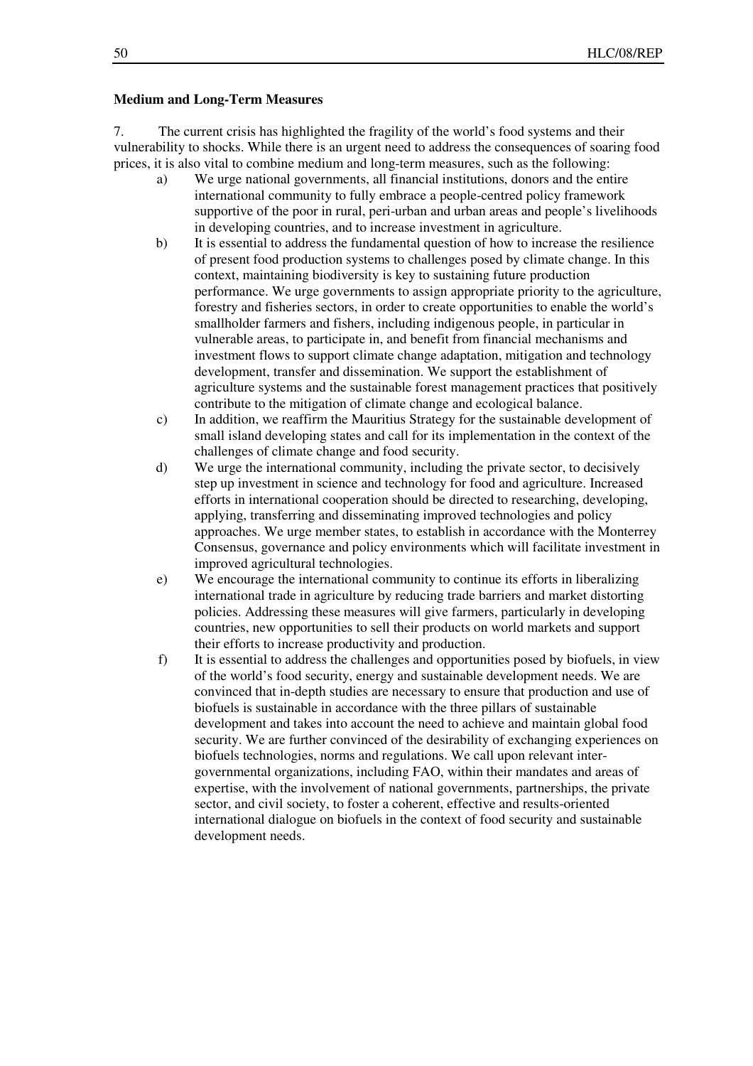**Medium and Long-Term Measures**

7. The current crisis has highlighted the fragility of the world's food systems and their vulnerability to shocks. While there is an urgent need to address the consequences of soaring food prices, it is also vital to combine medium and long-term measures, such as the following:

a) We urge national governments, all financial institutions, donors and the entire international community to fully embrace a people-centred policy framework supportive of the poor in rural, peri-urban and urban areas and people's livelihoods in developing countries, and to increase investment in agriculture.

b) It is essential to address the fundamental question of how to increase the resilience of present food production systems to challenges posed by climate change. In this context, maintaining biodiversity is key to sustaining future production performance. We urge governments to assign appropriate priority to the agriculture, forestry and fisheries sectors, in order to create opportunities to enable the world's smallholder farmers and fishers, including indigenous people, in particular in vulnerable areas, to participate in, and benefit from financial mechanisms and investment flows to support climate change adaptation, mitigation and technology development, transfer and dissemination. We support the establishment of agriculture systems and the sustainable forest management practices that positively contribute to the mitigation of climate change and ecological balance.

c) In addition, we reaffirm the Mauritius Strategy for the sustainable development of small island developing states and call for its implementation in the context of the challenges of climate change and food security.

d) We urge the international community, including the private sector, to decisively step up investment in science and technology for food and agriculture. Increased efforts in international cooperation should be directed to researching, developing, applying, transferring and disseminating improved technologies and policy approaches. We urge member states, to establish in accordance with the Monterrey Consensus, governance and policy environments which will facilitate investment in improved agricultural technologies.

e) We encourage the international community to continue its efforts in liberalizing international trade in agriculture by reducing trade barriers and market distorting policies. Addressing these measures will give farmers, particularly in developing countries, new opportunities to sell their products on world markets and support their efforts to increase productivity and production.

f) It is essential to address the challenges and opportunities posed by biofuels, in view of the world's food security, energy and sustainable development needs. We are convinced that in-depth studies are necessary to ensure that production and use of biofuels is sustainable in accordance with the three pillars of sustainable development and takes into account the need to achieve and maintain global food security. We are further convinced of the desirability of exchanging experiences on biofuels technologies, norms and regulations. We call upon relevant inter-governmental organizations, including FAO, within their mandates and areas of expertise, with the involvement of national governments, partnerships, the private sector, and civil society, to foster a coherent, effective and results-oriented international dialogue on biofuels in the context of food security and sustainable development needs.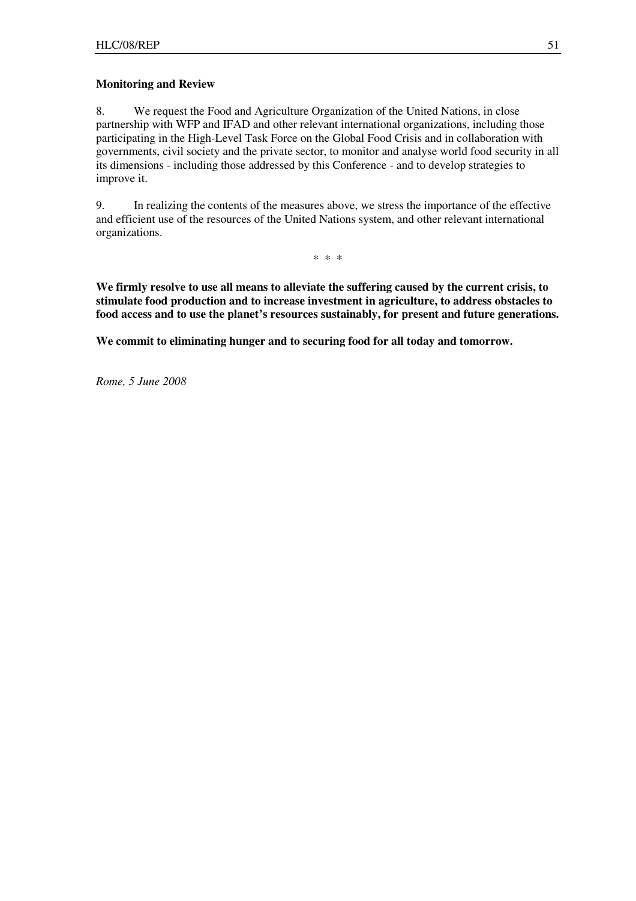**Monitoring and Review**

8. We request the Food and Agriculture Organization of the United Nations, in close partnership with WFP and IFAD and other relevant international organizations, including those participating in the High-Level Task Force on the Global Food Crisis and in collaboration with governments, civil society and the private sector, to monitor and analyse world food security in all its dimensions - including those addressed by this Conference - and to develop strategies to improve it.

9. In realizing the contents of the measures above, we stress the importance of the effective and efficient use of the resources of the United Nations system, and other relevant international organizations.

\* \* \*

**We firmly resolve to use all means to alleviate the suffering caused by the current crisis, to stimulate food production and to increase investment in agriculture, to address obstacles to food access and to use the planet's resources sustainably, for present and future generations.**

**We commit to eliminating hunger and to securing food for all today and tomorrow.**

*Rome, 5 June 2008*